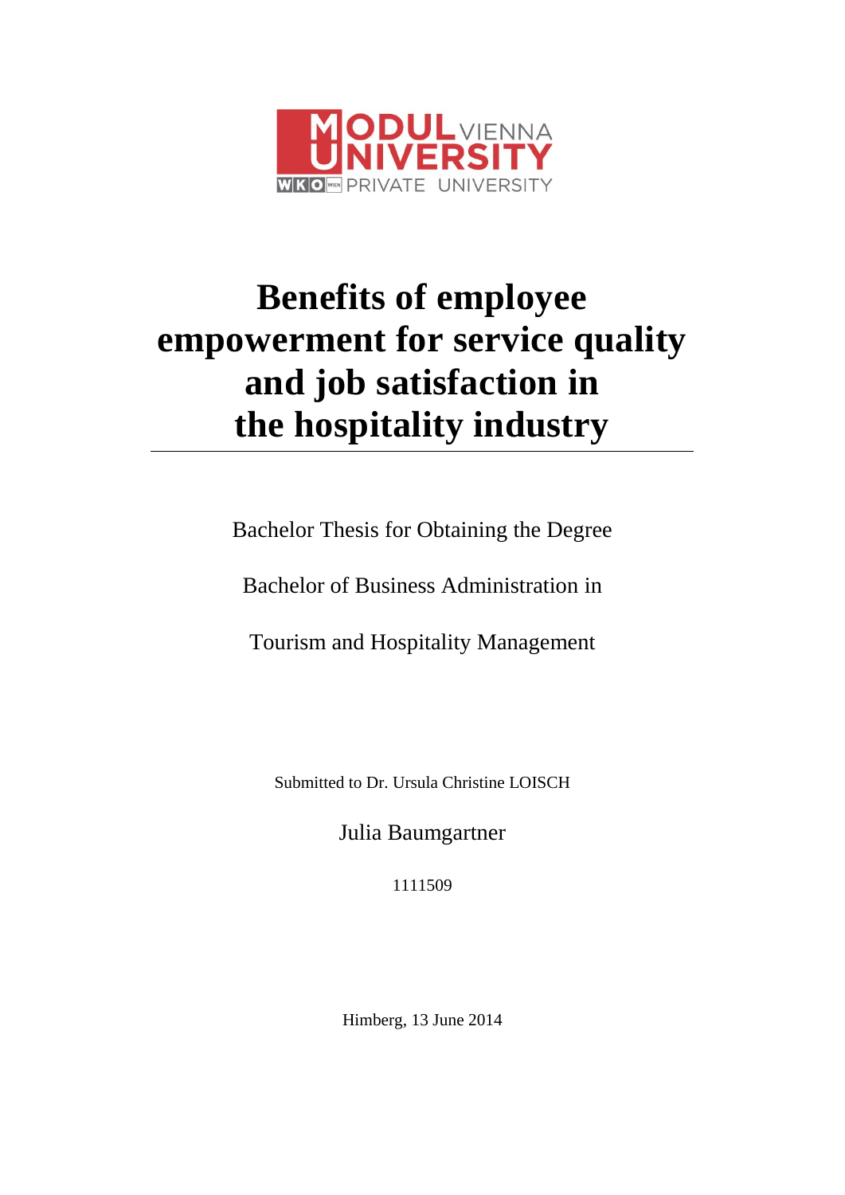MODUL VIENNA UNIVERSITY

WKO WIEN PRIVATE UNIVERSITY

# Benefits of employee empowerment for service quality and job satisfaction in the hospitality industry

Bachelor Thesis for Obtaining the Degree

Bachelor of Business Administration in

Tourism and Hospitality Management

Submitted to Dr. Ursula Christine LOISCH

Julia Baumgartner

1111509

Himberg, 13 June 2014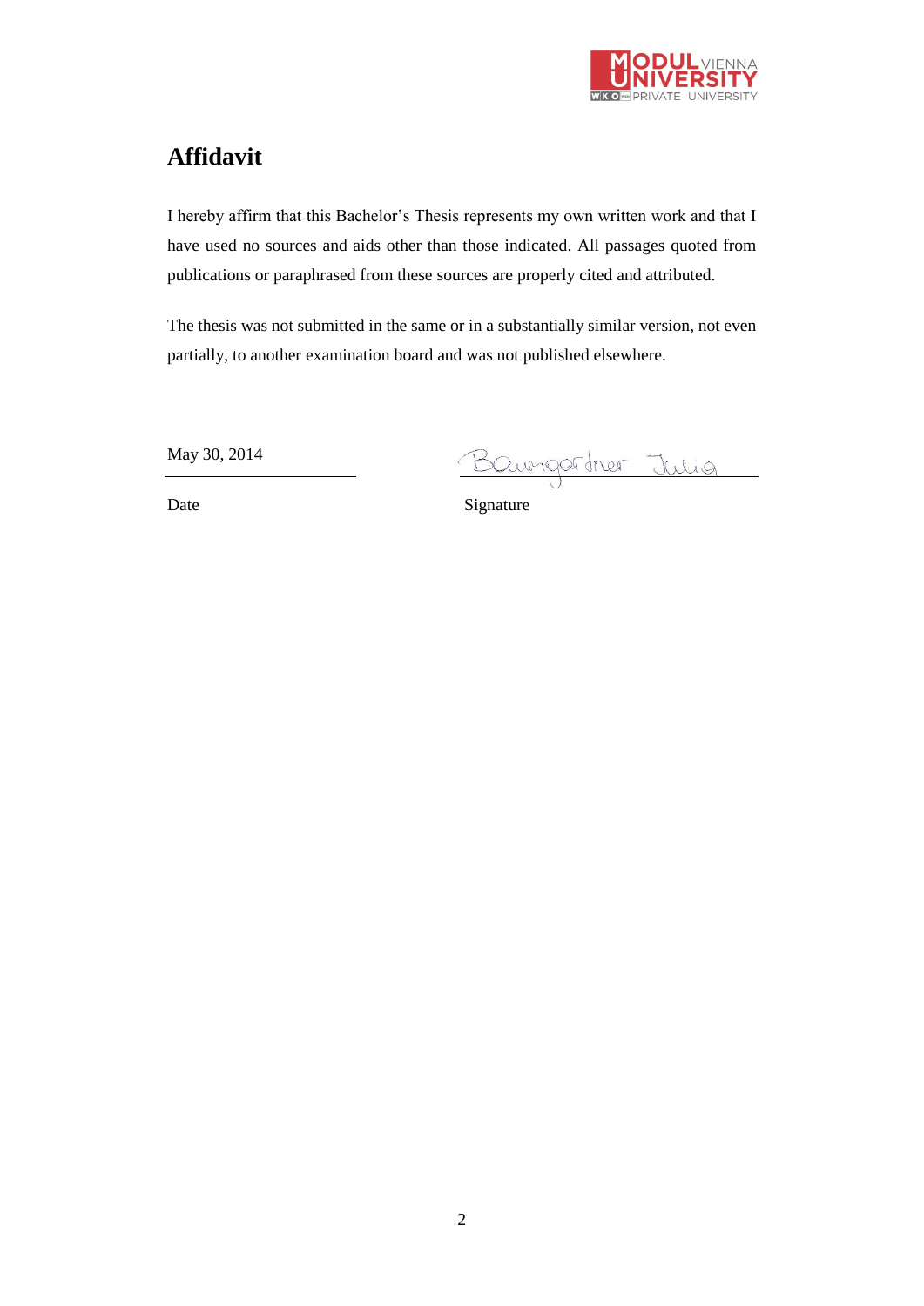# Affidavit

I hereby affirm that this Bachelor's Thesis represents my own written work and that I have used no sources and aids other than those indicated. All passages quoted from publications or paraphrased from these sources are properly cited and attributed.

The thesis was not submitted in the same or in a substantially similar version, not even partially, to another examination board and was not published elsewhere.

May 30, 2014

Date

Baumgartner Julia

Signature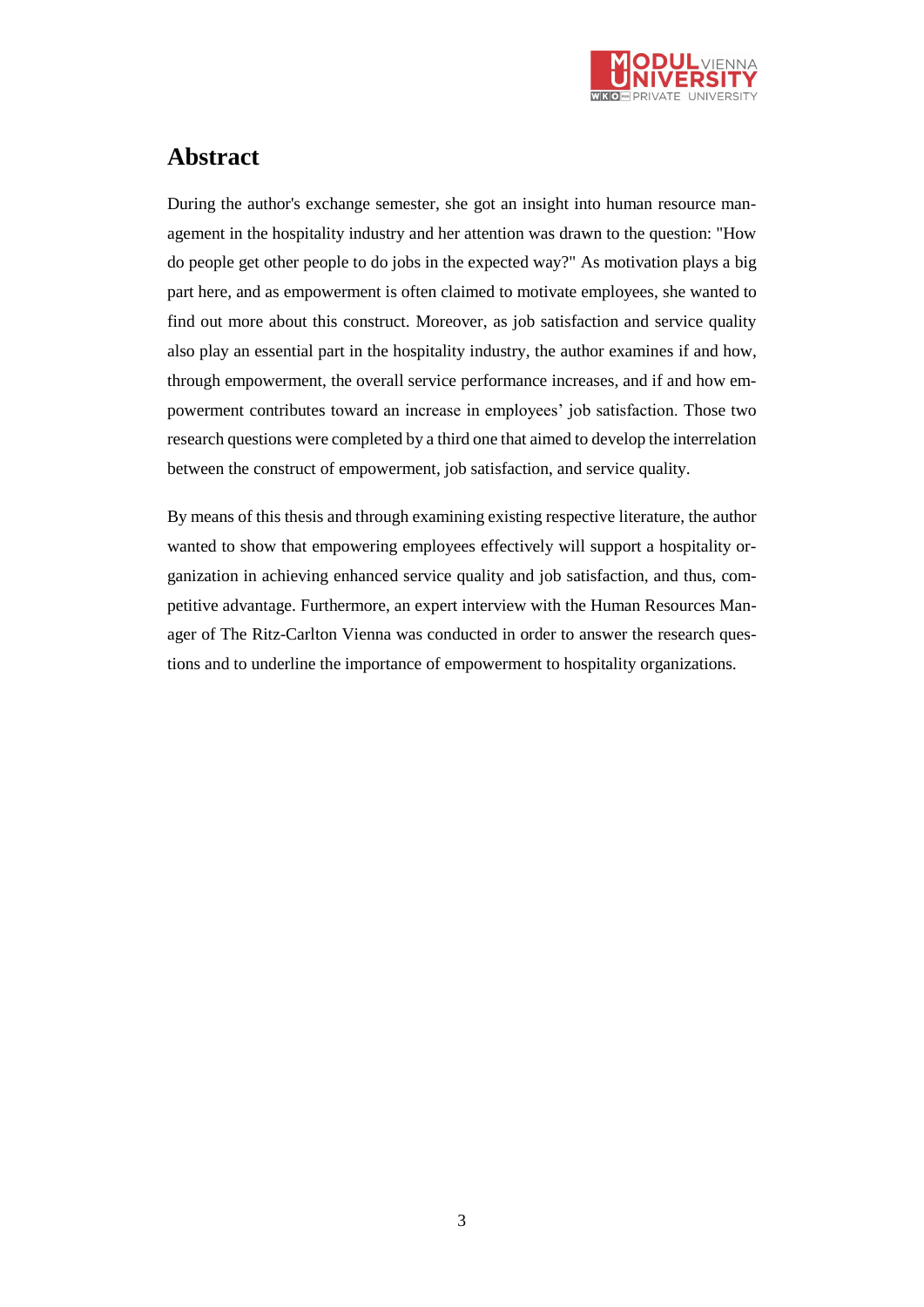# Abstract

During the author's exchange semester, she got an insight into human resource management in the hospitality industry and her attention was drawn to the question: "How do people get other people to do jobs in the expected way?" As motivation plays a big part here, and as empowerment is often claimed to motivate employees, she wanted to find out more about this construct. Moreover, as job satisfaction and service quality also play an essential part in the hospitality industry, the author examines if and how, through empowerment, the overall service performance increases, and if and how empowerment contributes toward an increase in employees' job satisfaction. Those two research questions were completed by a third one that aimed to develop the interrelation between the construct of empowerment, job satisfaction, and service quality.

By means of this thesis and through examining existing respective literature, the author wanted to show that empowering employees effectively will support a hospitality organization in achieving enhanced service quality and job satisfaction, and thus, competitive advantage. Furthermore, an expert interview with the Human Resources Manager of The Ritz-Carlton Vienna was conducted in order to answer the research questions and to underline the importance of empowerment to hospitality organizations.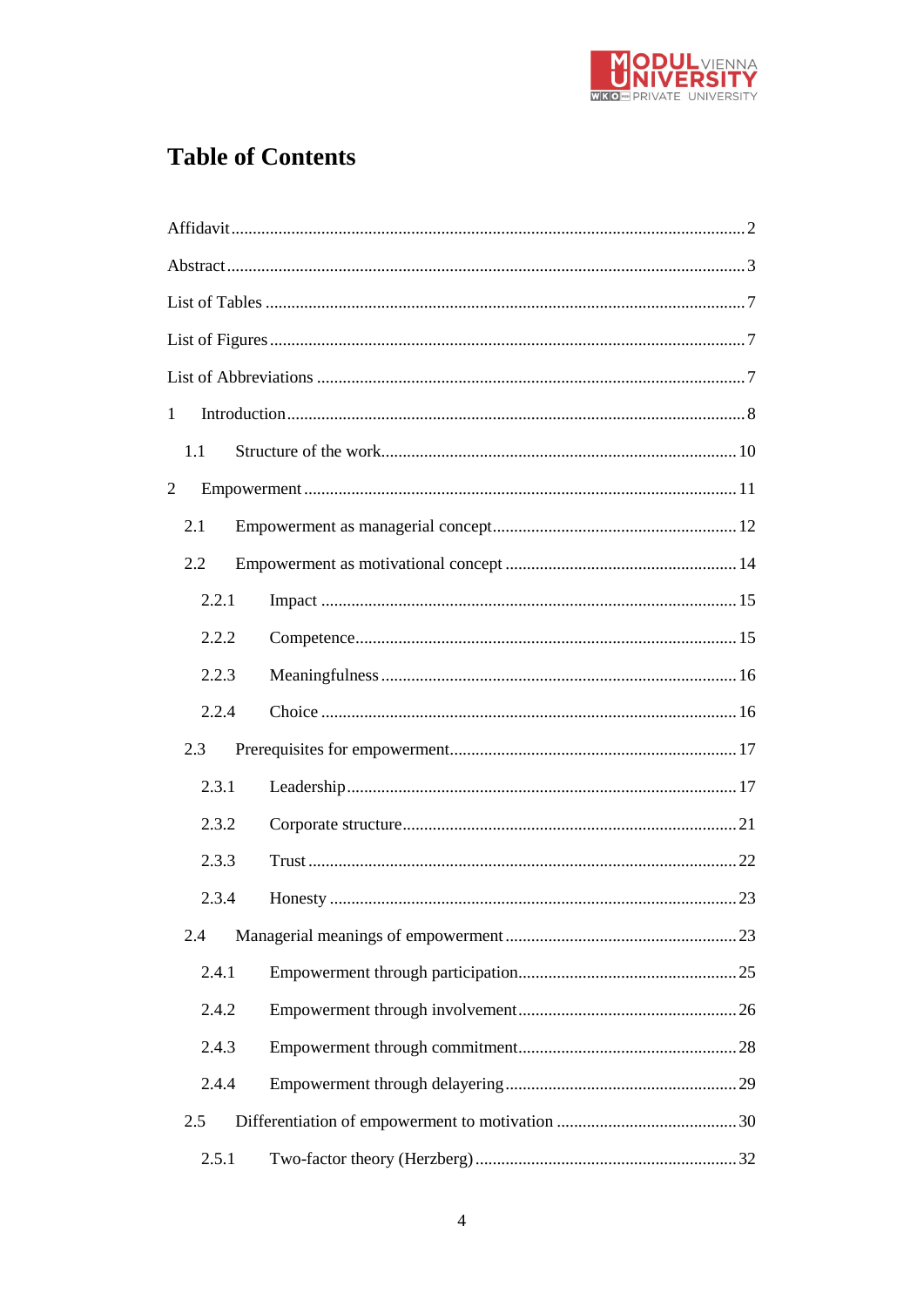# Table of Contents

Affidavit ........ 2

Abstract ........ 3

List of Tables ........ 7

List of Figures ........ 7

List of Abbreviations ........ 7

1 Introduction ........ 8

  1.1 Structure of the work ........ 10

2 Empowerment ........ 11

  2.1 Empowerment as managerial concept ........ 12

  2.2 Empowerment as motivational concept ........ 14

    2.2.1 Impact ........ 15

    2.2.2 Competence ........ 15

    2.2.3 Meaningfulness ........ 16

    2.2.4 Choice ........ 16

  2.3 Prerequisites for empowerment ........ 17

    2.3.1 Leadership ........ 17

    2.3.2 Corporate structure ........ 21

    2.3.3 Trust ........ 22

    2.3.4 Honesty ........ 23

  2.4 Managerial meanings of empowerment ........ 23

    2.4.1 Empowerment through participation ........ 25

    2.4.2 Empowerment through involvement ........ 26

    2.4.3 Empowerment through commitment ........ 28

    2.4.4 Empowerment through delayering ........ 29

  2.5 Differentiation of empowerment to motivation ........ 30

    2.5.1 Two-factor theory (Herzberg) ........ 32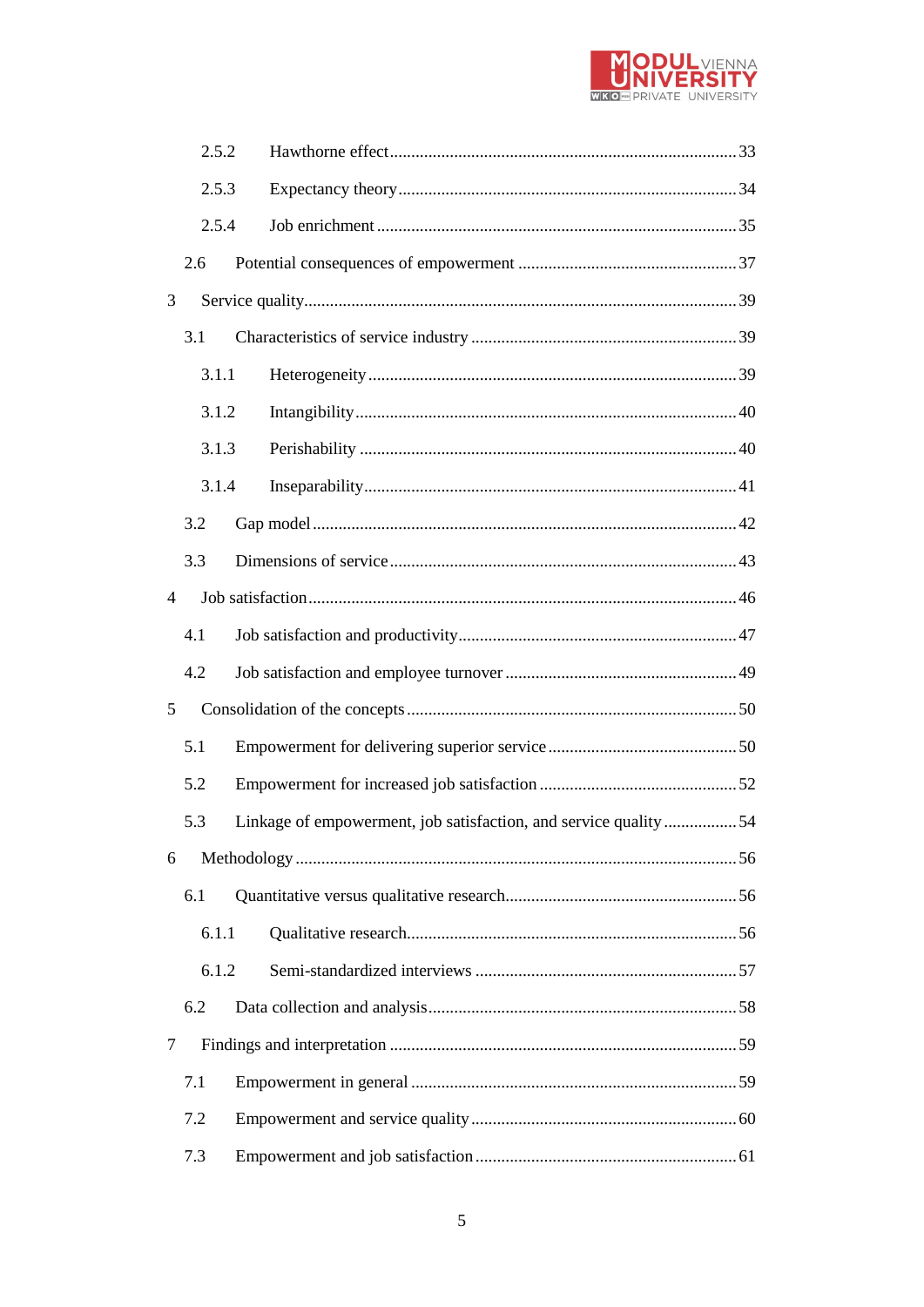2.5.2 Hawthorne effect ... 33

2.5.3 Expectancy theory ... 34

2.5.4 Job enrichment ... 35

2.6 Potential consequences of empowerment ... 37

3 Service quality ... 39

3.1 Characteristics of service industry ... 39

3.1.1 Heterogeneity ... 39

3.1.2 Intangibility ... 40

3.1.3 Perishability ... 40

3.1.4 Inseparability ... 41

3.2 Gap model ... 42

3.3 Dimensions of service ... 43

4 Job satisfaction ... 46

4.1 Job satisfaction and productivity ... 47

4.2 Job satisfaction and employee turnover ... 49

5 Consolidation of the concepts ... 50

5.1 Empowerment for delivering superior service ... 50

5.2 Empowerment for increased job satisfaction ... 52

5.3 Linkage of empowerment, job satisfaction, and service quality ... 54

6 Methodology ... 56

6.1 Quantitative versus qualitative research ... 56

6.1.1 Qualitative research ... 56

6.1.2 Semi-standardized interviews ... 57

6.2 Data collection and analysis ... 58

7 Findings and interpretation ... 59

7.1 Empowerment in general ... 59

7.2 Empowerment and service quality ... 60

7.3 Empowerment and job satisfaction ... 61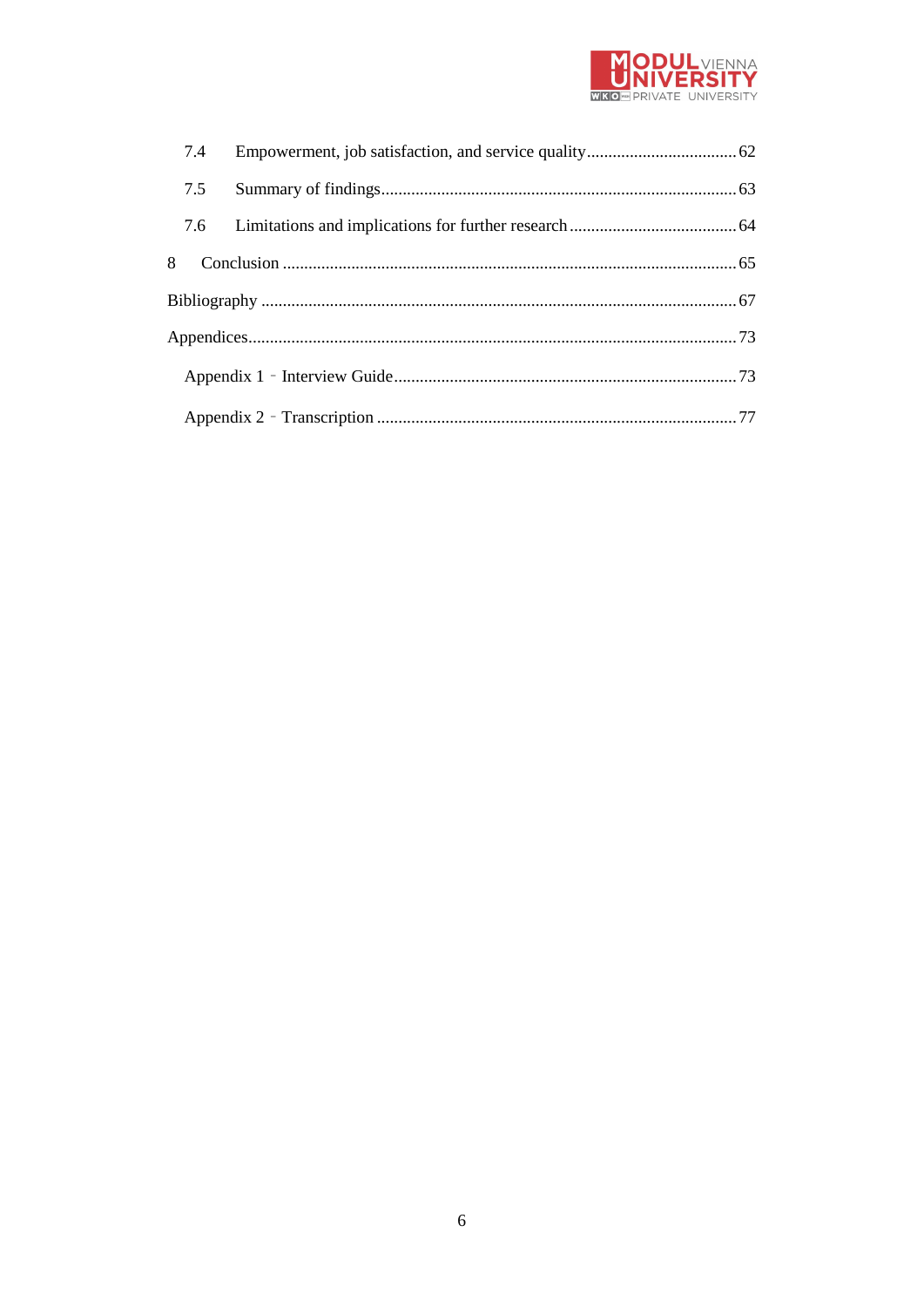7.4 Empowerment, job satisfaction, and service quality .................................. 62

7.5 Summary of findings .................................................................................. 63

7.6 Limitations and implications for further research ...................................... 64

8 Conclusion ........................................................................................................ 65

Bibliography ............................................................................................................. 67

Appendices ................................................................................................................ 73

Appendix 1 – Interview Guide ............................................................................... 73

Appendix 2 – Transcription ................................................................................... 77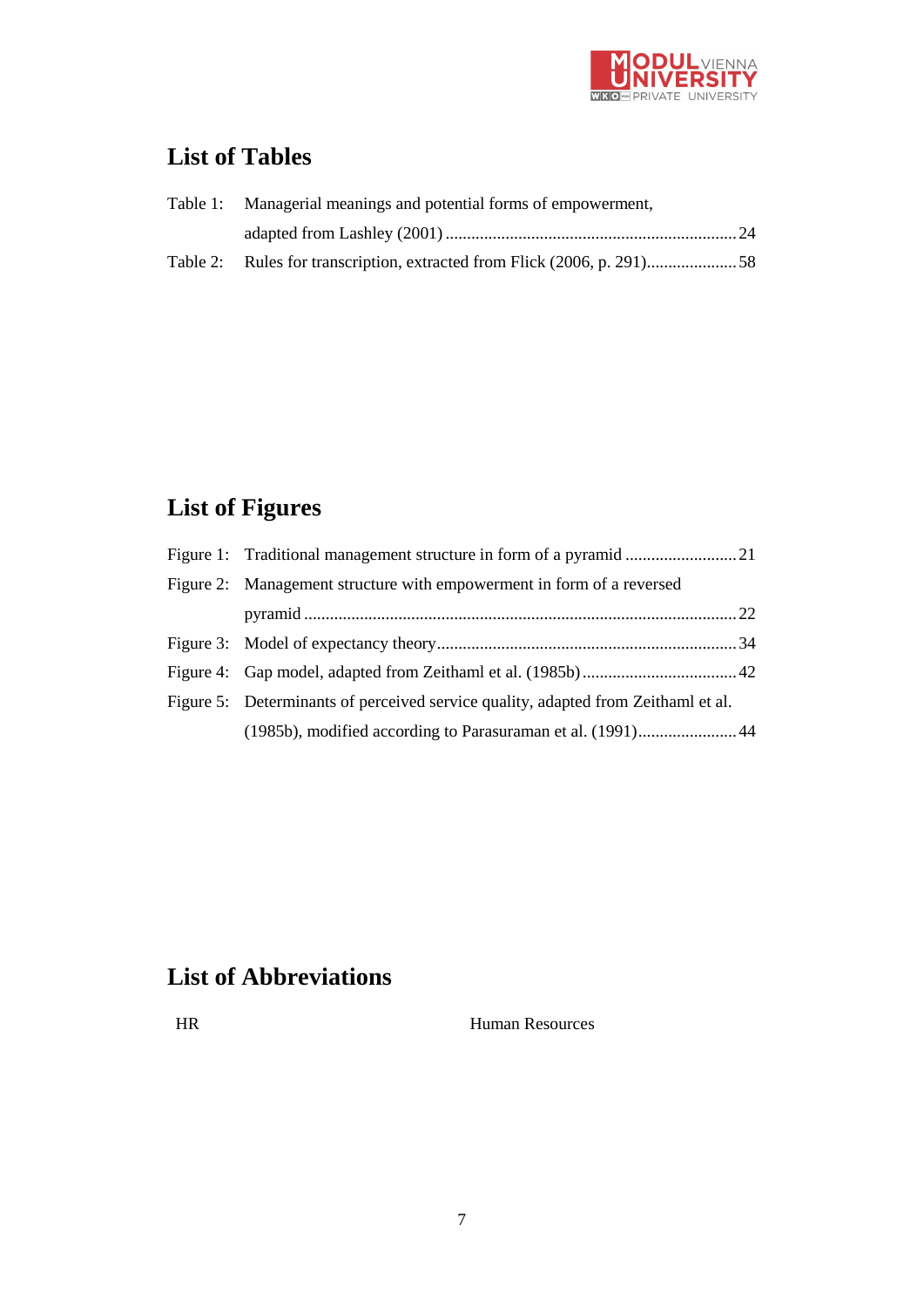# List of Tables

Table 1: Managerial meanings and potential forms of empowerment, adapted from Lashley (2001) .......... 24

Table 2: Rules for transcription, extracted from Flick (2006, p. 291).......... 58

# List of Figures

Figure 1: Traditional management structure in form of a pyramid .......... 21

Figure 2: Management structure with empowerment in form of a reversed pyramid .......... 22

Figure 3: Model of expectancy theory.......... 34

Figure 4: Gap model, adapted from Zeithaml et al. (1985b) .......... 42

Figure 5: Determinants of perceived service quality, adapted from Zeithaml et al. (1985b), modified according to Parasuraman et al. (1991).......... 44

# List of Abbreviations

| | |
|---|---|
| HR | Human Resources |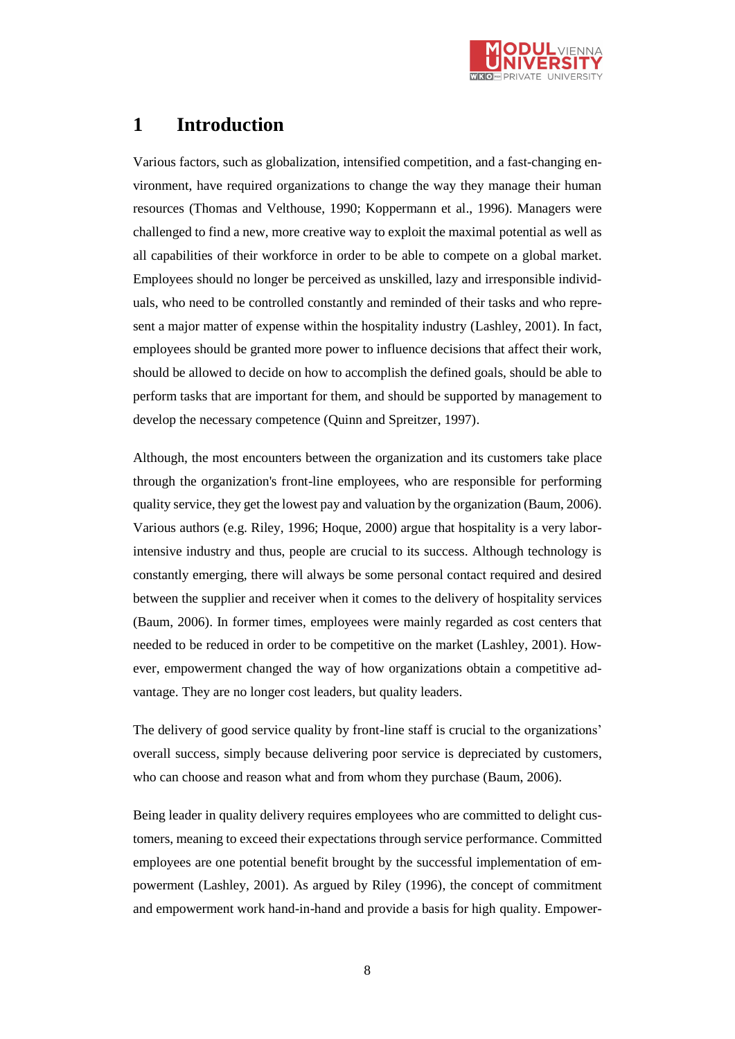# 1 Introduction

Various factors, such as globalization, intensified competition, and a fast-changing environment, have required organizations to change the way they manage their human resources (Thomas and Velthouse, 1990; Koppermann et al., 1996). Managers were challenged to find a new, more creative way to exploit the maximal potential as well as all capabilities of their workforce in order to be able to compete on a global market. Employees should no longer be perceived as unskilled, lazy and irresponsible individuals, who need to be controlled constantly and reminded of their tasks and who represent a major matter of expense within the hospitality industry (Lashley, 2001). In fact, employees should be granted more power to influence decisions that affect their work, should be allowed to decide on how to accomplish the defined goals, should be able to perform tasks that are important for them, and should be supported by management to develop the necessary competence (Quinn and Spreitzer, 1997).

Although, the most encounters between the organization and its customers take place through the organization's front-line employees, who are responsible for performing quality service, they get the lowest pay and valuation by the organization (Baum, 2006). Various authors (e.g. Riley, 1996; Hoque, 2000) argue that hospitality is a very labor-intensive industry and thus, people are crucial to its success. Although technology is constantly emerging, there will always be some personal contact required and desired between the supplier and receiver when it comes to the delivery of hospitality services (Baum, 2006). In former times, employees were mainly regarded as cost centers that needed to be reduced in order to be competitive on the market (Lashley, 2001). However, empowerment changed the way of how organizations obtain a competitive advantage. They are no longer cost leaders, but quality leaders.

The delivery of good service quality by front-line staff is crucial to the organizations' overall success, simply because delivering poor service is depreciated by customers, who can choose and reason what and from whom they purchase (Baum, 2006).

Being leader in quality delivery requires employees who are committed to delight customers, meaning to exceed their expectations through service performance. Committed employees are one potential benefit brought by the successful implementation of empowerment (Lashley, 2001). As argued by Riley (1996), the concept of commitment and empowerment work hand-in-hand and provide a basis for high quality. Empower-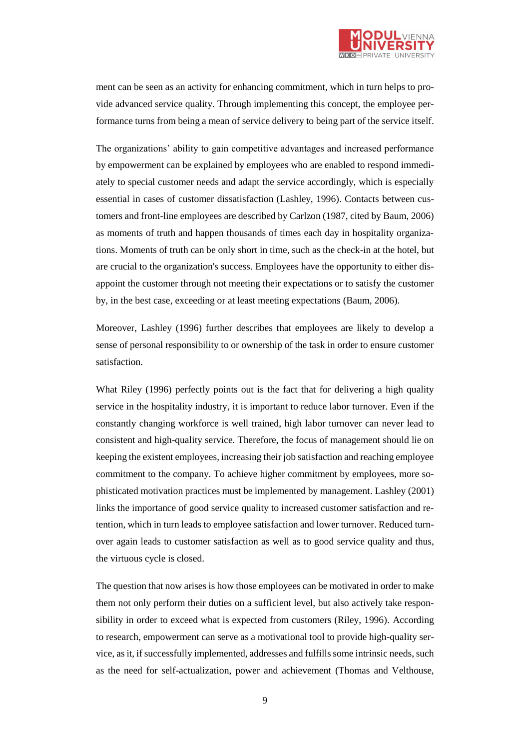ment can be seen as an activity for enhancing commitment, which in turn helps to provide advanced service quality. Through implementing this concept, the employee performance turns from being a mean of service delivery to being part of the service itself.

The organizations' ability to gain competitive advantages and increased performance by empowerment can be explained by employees who are enabled to respond immediately to special customer needs and adapt the service accordingly, which is especially essential in cases of customer dissatisfaction (Lashley, 1996). Contacts between customers and front-line employees are described by Carlzon (1987, cited by Baum, 2006) as moments of truth and happen thousands of times each day in hospitality organizations. Moments of truth can be only short in time, such as the check-in at the hotel, but are crucial to the organization's success. Employees have the opportunity to either disappoint the customer through not meeting their expectations or to satisfy the customer by, in the best case, exceeding or at least meeting expectations (Baum, 2006).

Moreover, Lashley (1996) further describes that employees are likely to develop a sense of personal responsibility to or ownership of the task in order to ensure customer satisfaction.

What Riley (1996) perfectly points out is the fact that for delivering a high quality service in the hospitality industry, it is important to reduce labor turnover. Even if the constantly changing workforce is well trained, high labor turnover can never lead to consistent and high-quality service. Therefore, the focus of management should lie on keeping the existent employees, increasing their job satisfaction and reaching employee commitment to the company. To achieve higher commitment by employees, more sophisticated motivation practices must be implemented by management. Lashley (2001) links the importance of good service quality to increased customer satisfaction and retention, which in turn leads to employee satisfaction and lower turnover. Reduced turnover again leads to customer satisfaction as well as to good service quality and thus, the virtuous cycle is closed.

The question that now arises is how those employees can be motivated in order to make them not only perform their duties on a sufficient level, but also actively take responsibility in order to exceed what is expected from customers (Riley, 1996). According to research, empowerment can serve as a motivational tool to provide high-quality service, as it, if successfully implemented, addresses and fulfills some intrinsic needs, such as the need for self-actualization, power and achievement (Thomas and Velthouse,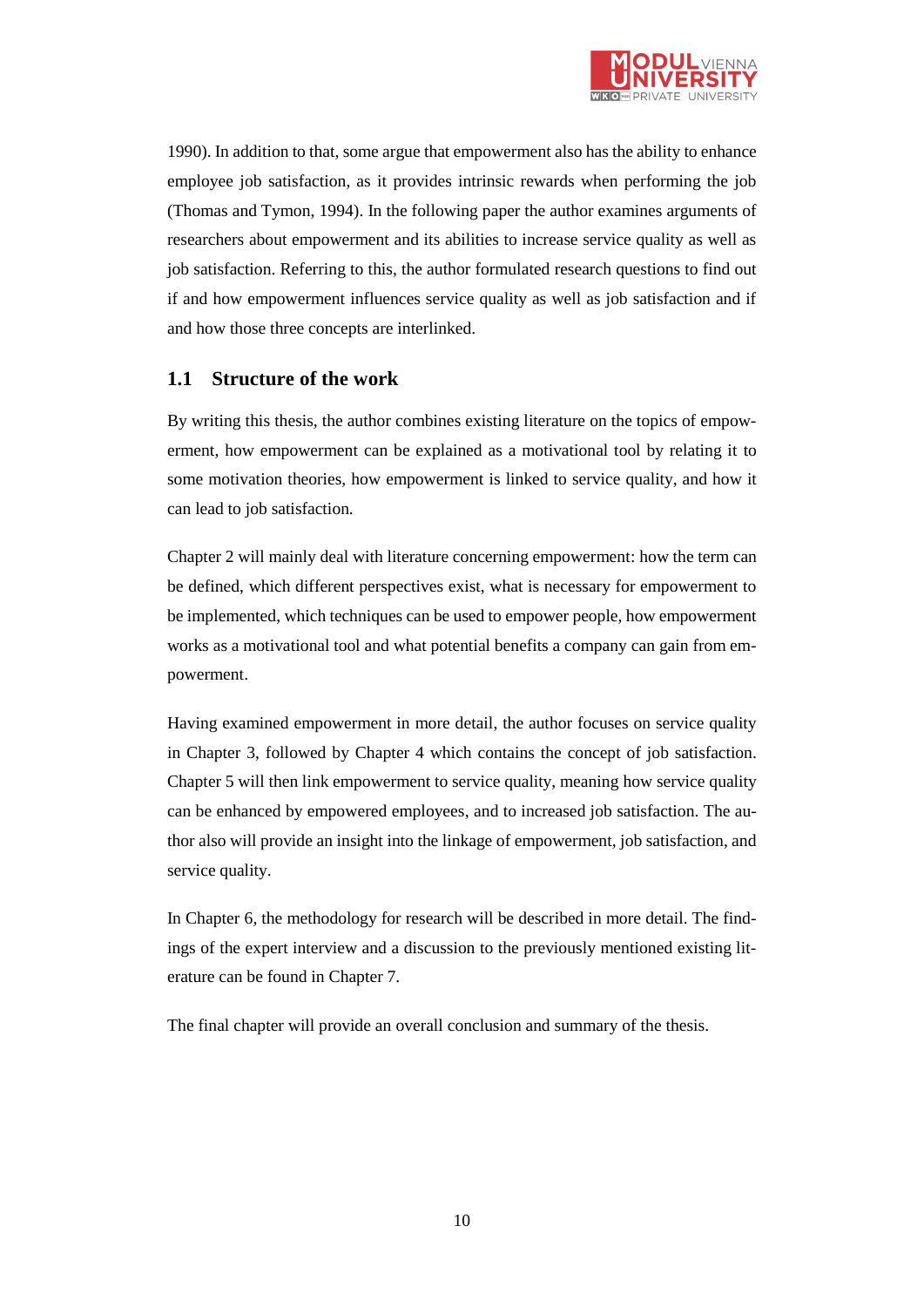1990). In addition to that, some argue that empowerment also has the ability to enhance employee job satisfaction, as it provides intrinsic rewards when performing the job (Thomas and Tymon, 1994). In the following paper the author examines arguments of researchers about empowerment and its abilities to increase service quality as well as job satisfaction. Referring to this, the author formulated research questions to find out if and how empowerment influences service quality as well as job satisfaction and if and how those three concepts are interlinked.

## 1.1 Structure of the work

By writing this thesis, the author combines existing literature on the topics of empowerment, how empowerment can be explained as a motivational tool by relating it to some motivation theories, how empowerment is linked to service quality, and how it can lead to job satisfaction.

Chapter 2 will mainly deal with literature concerning empowerment: how the term can be defined, which different perspectives exist, what is necessary for empowerment to be implemented, which techniques can be used to empower people, how empowerment works as a motivational tool and what potential benefits a company can gain from empowerment.

Having examined empowerment in more detail, the author focuses on service quality in Chapter 3, followed by Chapter 4 which contains the concept of job satisfaction. Chapter 5 will then link empowerment to service quality, meaning how service quality can be enhanced by empowered employees, and to increased job satisfaction. The author also will provide an insight into the linkage of empowerment, job satisfaction, and service quality.

In Chapter 6, the methodology for research will be described in more detail. The findings of the expert interview and a discussion to the previously mentioned existing literature can be found in Chapter 7.

The final chapter will provide an overall conclusion and summary of the thesis.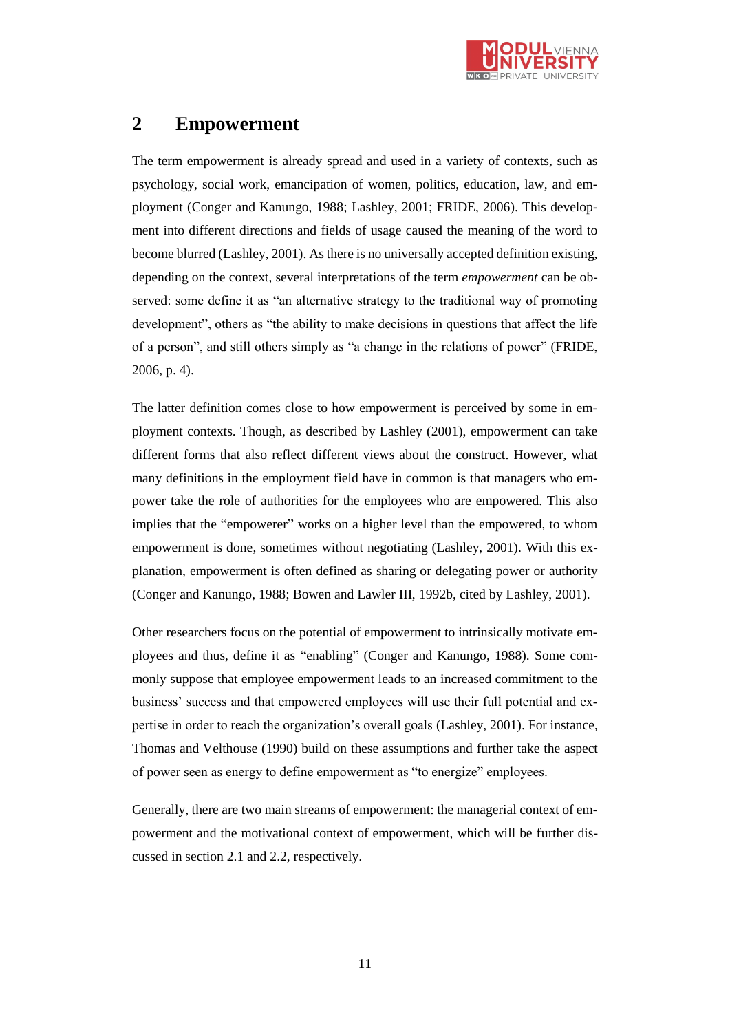# 2 Empowerment

The term empowerment is already spread and used in a variety of contexts, such as psychology, social work, emancipation of women, politics, education, law, and employment (Conger and Kanungo, 1988; Lashley, 2001; FRIDE, 2006). This development into different directions and fields of usage caused the meaning of the word to become blurred (Lashley, 2001). As there is no universally accepted definition existing, depending on the context, several interpretations of the term *empowerment* can be observed: some define it as "an alternative strategy to the traditional way of promoting development", others as "the ability to make decisions in questions that affect the life of a person", and still others simply as "a change in the relations of power" (FRIDE, 2006, p. 4).

The latter definition comes close to how empowerment is perceived by some in employment contexts. Though, as described by Lashley (2001), empowerment can take different forms that also reflect different views about the construct. However, what many definitions in the employment field have in common is that managers who empower take the role of authorities for the employees who are empowered. This also implies that the "empowerer" works on a higher level than the empowered, to whom empowerment is done, sometimes without negotiating (Lashley, 2001). With this explanation, empowerment is often defined as sharing or delegating power or authority (Conger and Kanungo, 1988; Bowen and Lawler III, 1992b, cited by Lashley, 2001).

Other researchers focus on the potential of empowerment to intrinsically motivate employees and thus, define it as "enabling" (Conger and Kanungo, 1988). Some commonly suppose that employee empowerment leads to an increased commitment to the business' success and that empowered employees will use their full potential and expertise in order to reach the organization's overall goals (Lashley, 2001). For instance, Thomas and Velthouse (1990) build on these assumptions and further take the aspect of power seen as energy to define empowerment as "to energize" employees.

Generally, there are two main streams of empowerment: the managerial context of empowerment and the motivational context of empowerment, which will be further discussed in section 2.1 and 2.2, respectively.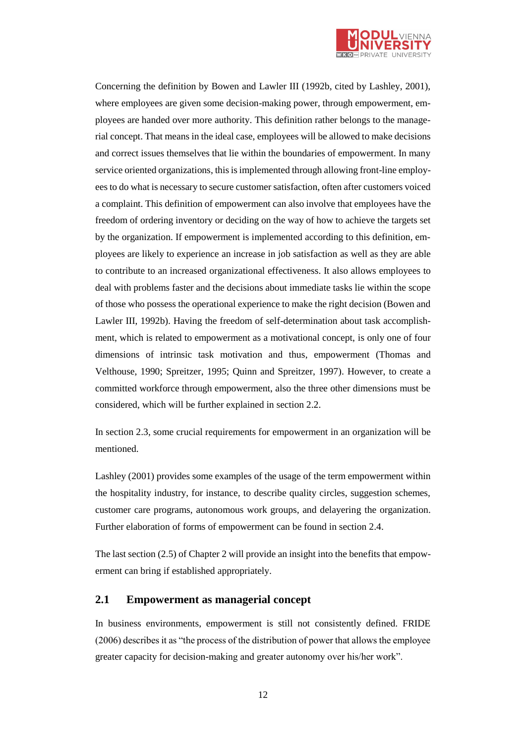Concerning the definition by Bowen and Lawler III (1992b, cited by Lashley, 2001), where employees are given some decision-making power, through empowerment, employees are handed over more authority. This definition rather belongs to the managerial concept. That means in the ideal case, employees will be allowed to make decisions and correct issues themselves that lie within the boundaries of empowerment. In many service oriented organizations, this is implemented through allowing front-line employees to do what is necessary to secure customer satisfaction, often after customers voiced a complaint. This definition of empowerment can also involve that employees have the freedom of ordering inventory or deciding on the way of how to achieve the targets set by the organization. If empowerment is implemented according to this definition, employees are likely to experience an increase in job satisfaction as well as they are able to contribute to an increased organizational effectiveness. It also allows employees to deal with problems faster and the decisions about immediate tasks lie within the scope of those who possess the operational experience to make the right decision (Bowen and Lawler III, 1992b). Having the freedom of self-determination about task accomplishment, which is related to empowerment as a motivational concept, is only one of four dimensions of intrinsic task motivation and thus, empowerment (Thomas and Velthouse, 1990; Spreitzer, 1995; Quinn and Spreitzer, 1997). However, to create a committed workforce through empowerment, also the three other dimensions must be considered, which will be further explained in section 2.2.

In section 2.3, some crucial requirements for empowerment in an organization will be mentioned.

Lashley (2001) provides some examples of the usage of the term empowerment within the hospitality industry, for instance, to describe quality circles, suggestion schemes, customer care programs, autonomous work groups, and delayering the organization. Further elaboration of forms of empowerment can be found in section 2.4.

The last section (2.5) of Chapter 2 will provide an insight into the benefits that empowerment can bring if established appropriately.

## 2.1 Empowerment as managerial concept

In business environments, empowerment is still not consistently defined. FRIDE (2006) describes it as "the process of the distribution of power that allows the employee greater capacity for decision-making and greater autonomy over his/her work".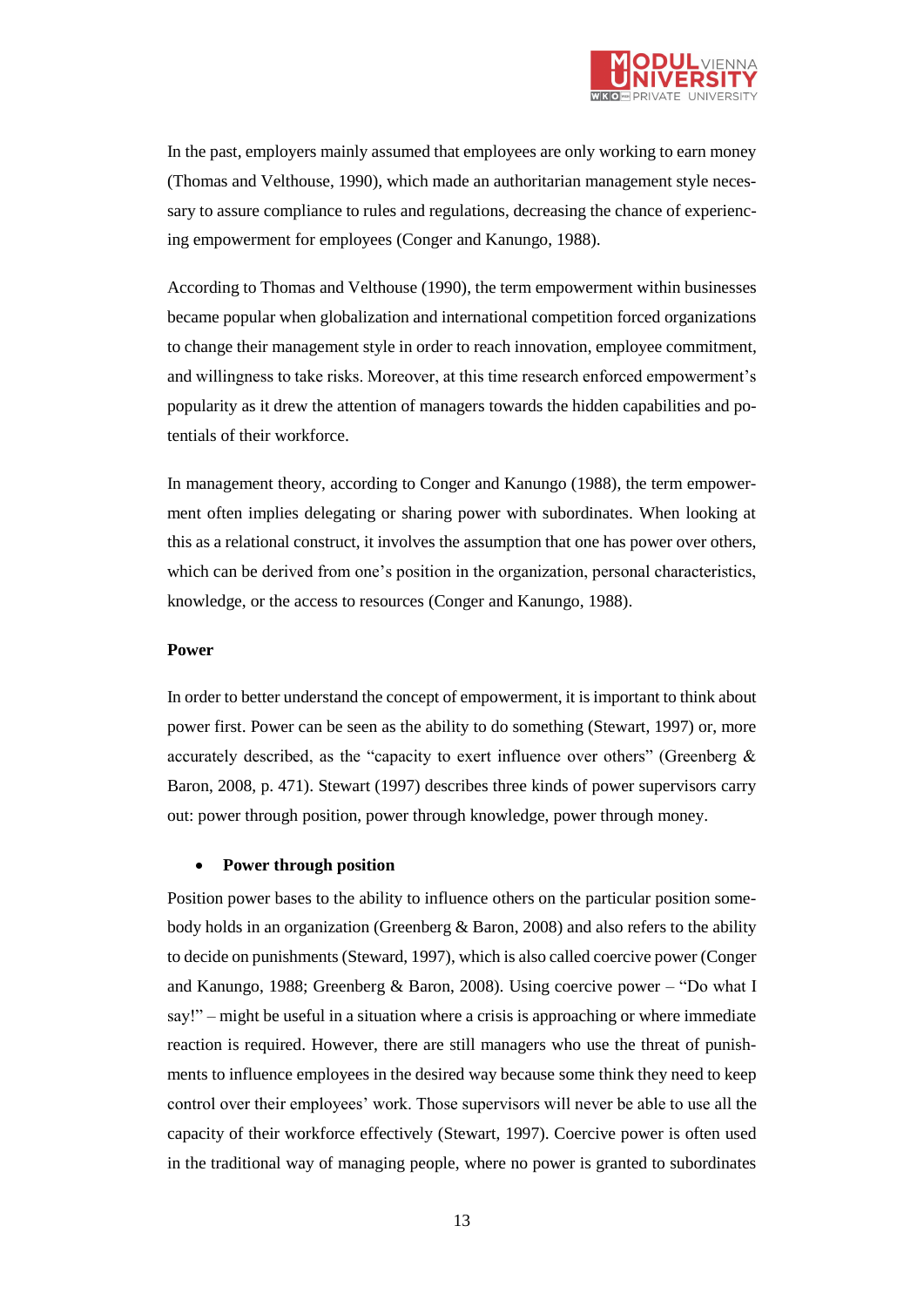In the past, employers mainly assumed that employees are only working to earn money (Thomas and Velthouse, 1990), which made an authoritarian management style necessary to assure compliance to rules and regulations, decreasing the chance of experiencing empowerment for employees (Conger and Kanungo, 1988).

According to Thomas and Velthouse (1990), the term empowerment within businesses became popular when globalization and international competition forced organizations to change their management style in order to reach innovation, employee commitment, and willingness to take risks. Moreover, at this time research enforced empowerment's popularity as it drew the attention of managers towards the hidden capabilities and potentials of their workforce.

In management theory, according to Conger and Kanungo (1988), the term empowerment often implies delegating or sharing power with subordinates. When looking at this as a relational construct, it involves the assumption that one has power over others, which can be derived from one's position in the organization, personal characteristics, knowledge, or the access to resources (Conger and Kanungo, 1988).

**Power**

In order to better understand the concept of empowerment, it is important to think about power first. Power can be seen as the ability to do something (Stewart, 1997) or, more accurately described, as the "capacity to exert influence over others" (Greenberg & Baron, 2008, p. 471). Stewart (1997) describes three kinds of power supervisors carry out: power through position, power through knowledge, power through money.

- **Power through position**

Position power bases to the ability to influence others on the particular position somebody holds in an organization (Greenberg & Baron, 2008) and also refers to the ability to decide on punishments (Steward, 1997), which is also called coercive power (Conger and Kanungo, 1988; Greenberg & Baron, 2008). Using coercive power – "Do what I say!" – might be useful in a situation where a crisis is approaching or where immediate reaction is required. However, there are still managers who use the threat of punishments to influence employees in the desired way because some think they need to keep control over their employees' work. Those supervisors will never be able to use all the capacity of their workforce effectively (Stewart, 1997). Coercive power is often used in the traditional way of managing people, where no power is granted to subordinates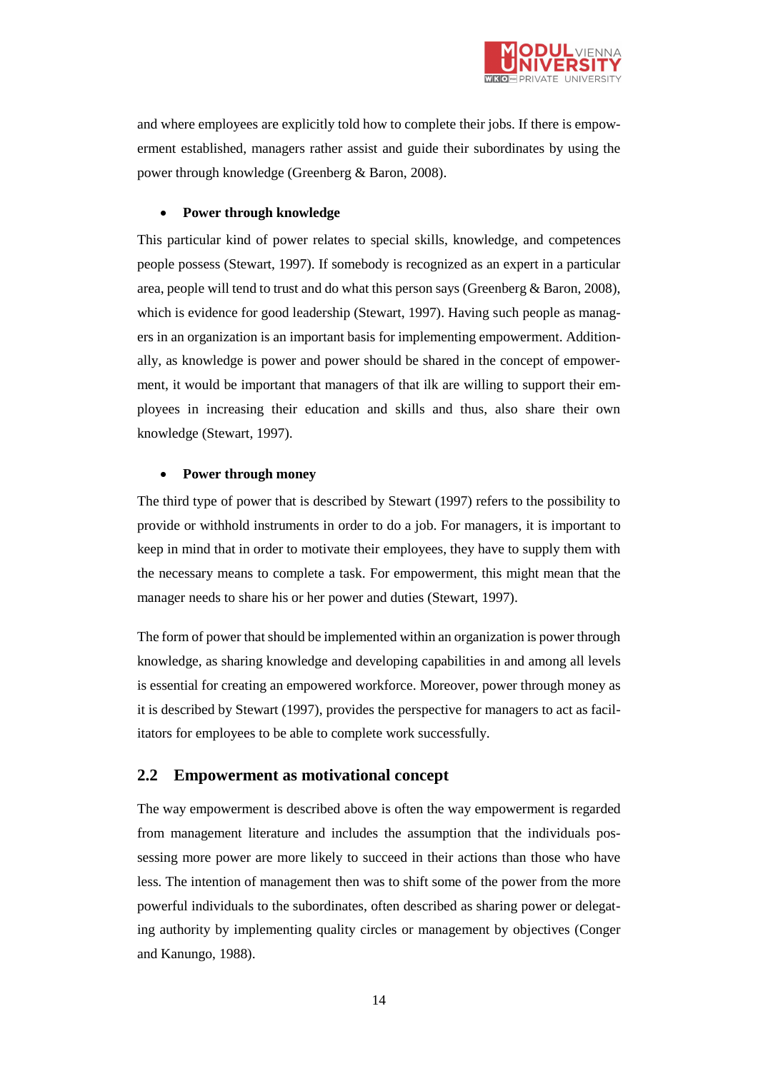and where employees are explicitly told how to complete their jobs. If there is empowerment established, managers rather assist and guide their subordinates by using the power through knowledge (Greenberg & Baron, 2008).

- **Power through knowledge**

This particular kind of power relates to special skills, knowledge, and competences people possess (Stewart, 1997). If somebody is recognized as an expert in a particular area, people will tend to trust and do what this person says (Greenberg & Baron, 2008), which is evidence for good leadership (Stewart, 1997). Having such people as managers in an organization is an important basis for implementing empowerment. Additionally, as knowledge is power and power should be shared in the concept of empowerment, it would be important that managers of that ilk are willing to support their employees in increasing their education and skills and thus, also share their own knowledge (Stewart, 1997).

- **Power through money**

The third type of power that is described by Stewart (1997) refers to the possibility to provide or withhold instruments in order to do a job. For managers, it is important to keep in mind that in order to motivate their employees, they have to supply them with the necessary means to complete a task. For empowerment, this might mean that the manager needs to share his or her power and duties (Stewart, 1997).

The form of power that should be implemented within an organization is power through knowledge, as sharing knowledge and developing capabilities in and among all levels is essential for creating an empowered workforce. Moreover, power through money as it is described by Stewart (1997), provides the perspective for managers to act as facilitators for employees to be able to complete work successfully.

## 2.2 Empowerment as motivational concept

The way empowerment is described above is often the way empowerment is regarded from management literature and includes the assumption that the individuals possessing more power are more likely to succeed in their actions than those who have less. The intention of management then was to shift some of the power from the more powerful individuals to the subordinates, often described as sharing power or delegating authority by implementing quality circles or management by objectives (Conger and Kanungo, 1988).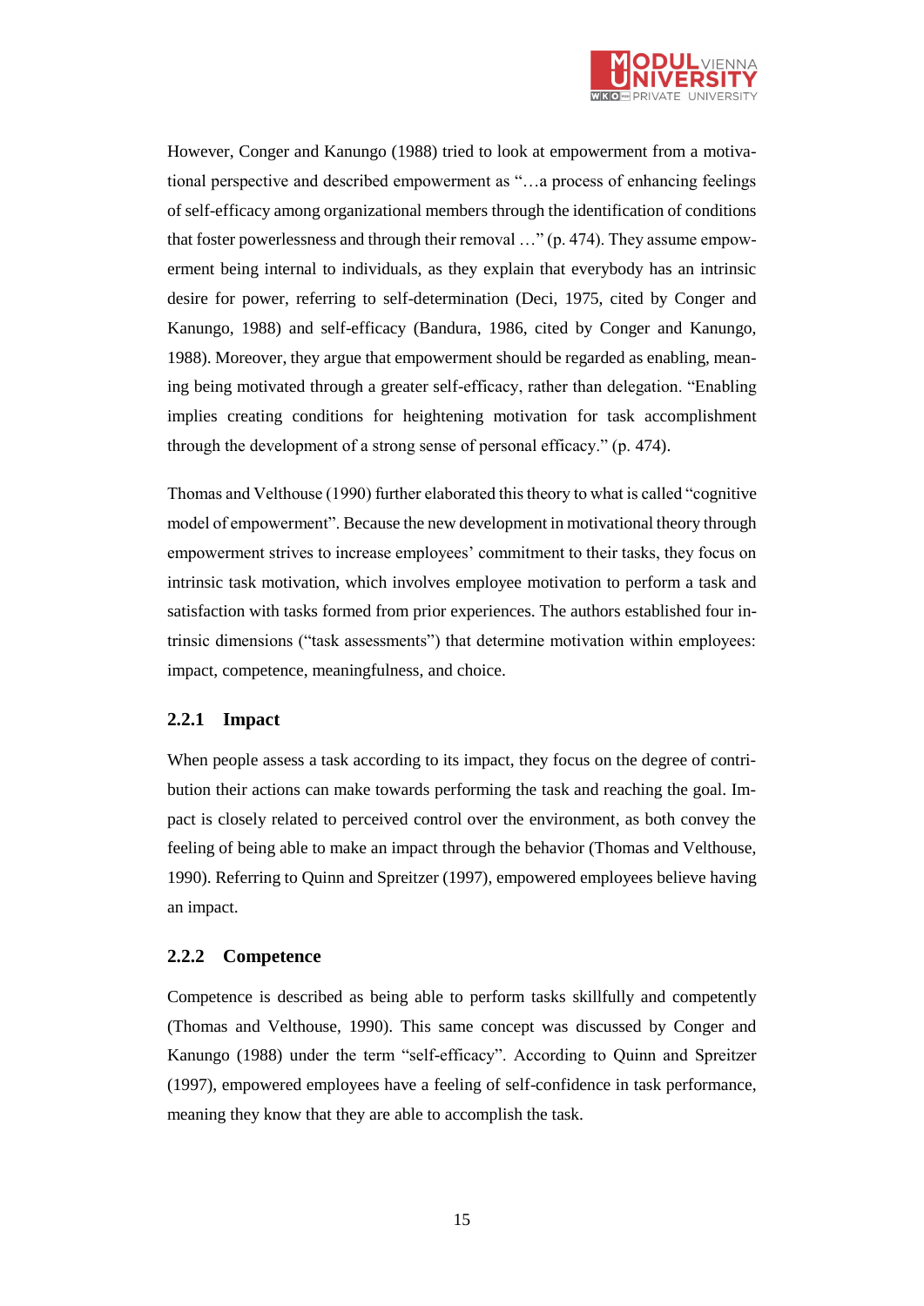However, Conger and Kanungo (1988) tried to look at empowerment from a motivational perspective and described empowerment as "…a process of enhancing feelings of self-efficacy among organizational members through the identification of conditions that foster powerlessness and through their removal …" (p. 474). They assume empowerment being internal to individuals, as they explain that everybody has an intrinsic desire for power, referring to self-determination (Deci, 1975, cited by Conger and Kanungo, 1988) and self-efficacy (Bandura, 1986, cited by Conger and Kanungo, 1988). Moreover, they argue that empowerment should be regarded as enabling, meaning being motivated through a greater self-efficacy, rather than delegation. "Enabling implies creating conditions for heightening motivation for task accomplishment through the development of a strong sense of personal efficacy." (p. 474).

Thomas and Velthouse (1990) further elaborated this theory to what is called "cognitive model of empowerment". Because the new development in motivational theory through empowerment strives to increase employees' commitment to their tasks, they focus on intrinsic task motivation, which involves employee motivation to perform a task and satisfaction with tasks formed from prior experiences. The authors established four intrinsic dimensions ("task assessments") that determine motivation within employees: impact, competence, meaningfulness, and choice.

### 2.2.1 Impact

When people assess a task according to its impact, they focus on the degree of contribution their actions can make towards performing the task and reaching the goal. Impact is closely related to perceived control over the environment, as both convey the feeling of being able to make an impact through the behavior (Thomas and Velthouse, 1990). Referring to Quinn and Spreitzer (1997), empowered employees believe having an impact.

### 2.2.2 Competence

Competence is described as being able to perform tasks skillfully and competently (Thomas and Velthouse, 1990). This same concept was discussed by Conger and Kanungo (1988) under the term "self-efficacy". According to Quinn and Spreitzer (1997), empowered employees have a feeling of self-confidence in task performance, meaning they know that they are able to accomplish the task.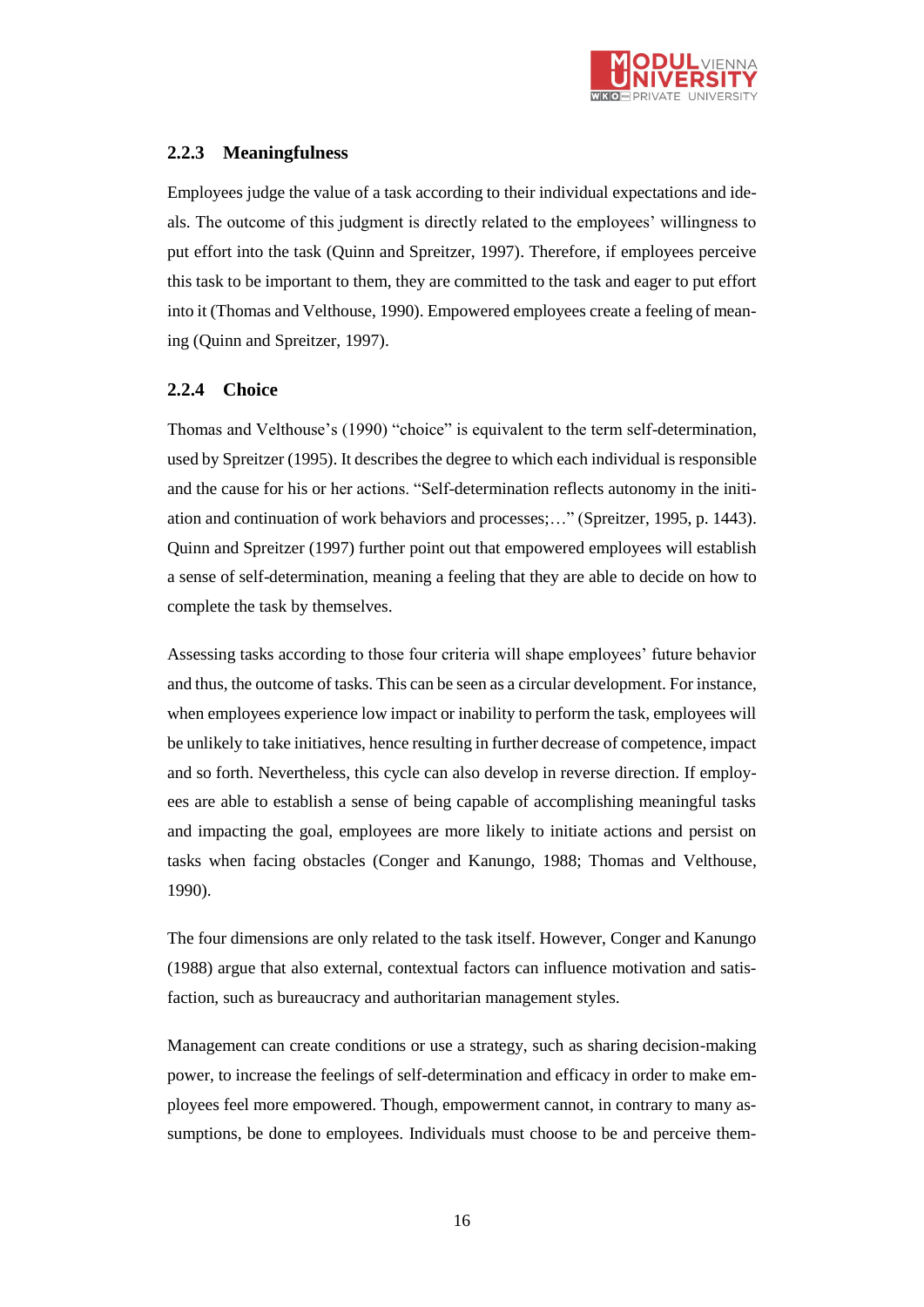### 2.2.3 Meaningfulness

Employees judge the value of a task according to their individual expectations and ideals. The outcome of this judgment is directly related to the employees' willingness to put effort into the task (Quinn and Spreitzer, 1997). Therefore, if employees perceive this task to be important to them, they are committed to the task and eager to put effort into it (Thomas and Velthouse, 1990). Empowered employees create a feeling of meaning (Quinn and Spreitzer, 1997).

### 2.2.4 Choice

Thomas and Velthouse's (1990) "choice" is equivalent to the term self-determination, used by Spreitzer (1995). It describes the degree to which each individual is responsible and the cause for his or her actions. "Self-determination reflects autonomy in the initiation and continuation of work behaviors and processes;…" (Spreitzer, 1995, p. 1443). Quinn and Spreitzer (1997) further point out that empowered employees will establish a sense of self-determination, meaning a feeling that they are able to decide on how to complete the task by themselves.

Assessing tasks according to those four criteria will shape employees' future behavior and thus, the outcome of tasks. This can be seen as a circular development. For instance, when employees experience low impact or inability to perform the task, employees will be unlikely to take initiatives, hence resulting in further decrease of competence, impact and so forth. Nevertheless, this cycle can also develop in reverse direction. If employees are able to establish a sense of being capable of accomplishing meaningful tasks and impacting the goal, employees are more likely to initiate actions and persist on tasks when facing obstacles (Conger and Kanungo, 1988; Thomas and Velthouse, 1990).

The four dimensions are only related to the task itself. However, Conger and Kanungo (1988) argue that also external, contextual factors can influence motivation and satisfaction, such as bureaucracy and authoritarian management styles.

Management can create conditions or use a strategy, such as sharing decision-making power, to increase the feelings of self-determination and efficacy in order to make employees feel more empowered. Though, empowerment cannot, in contrary to many assumptions, be done to employees. Individuals must choose to be and perceive them-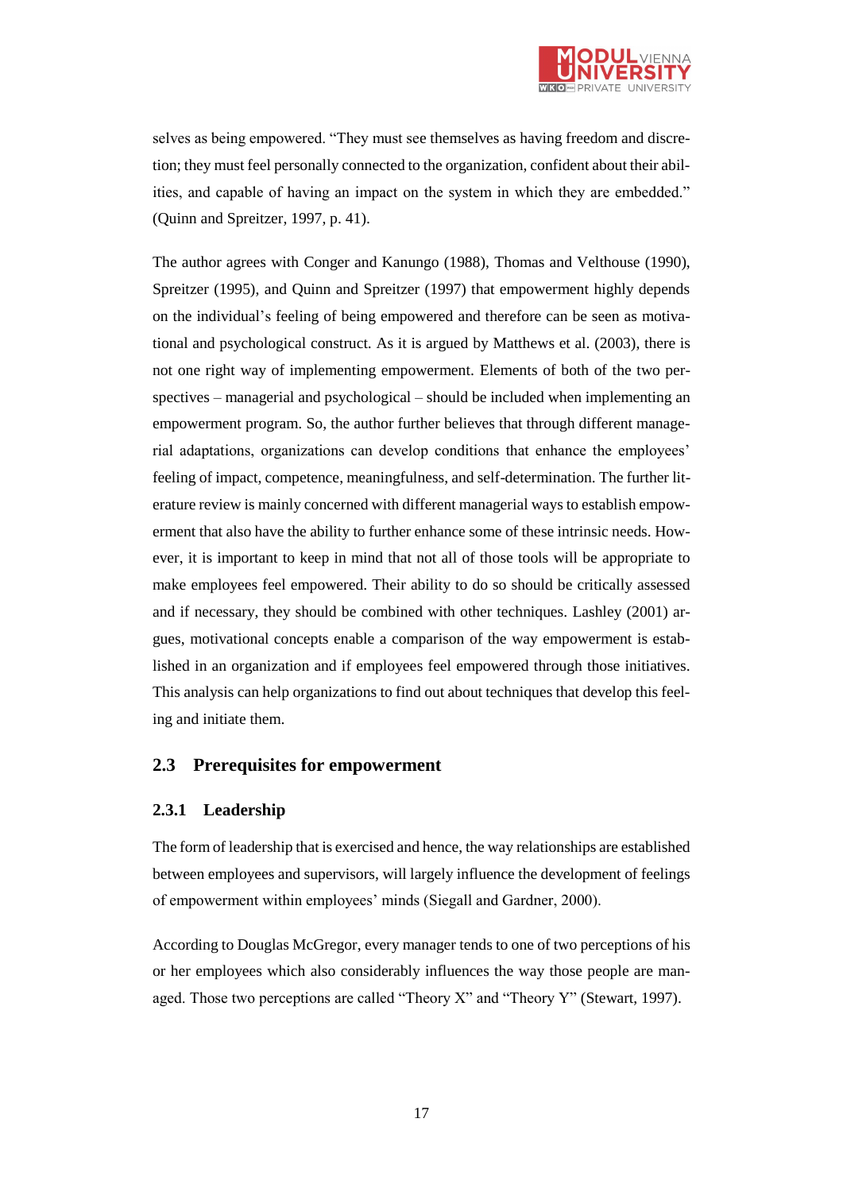selves as being empowered. "They must see themselves as having freedom and discretion; they must feel personally connected to the organization, confident about their abilities, and capable of having an impact on the system in which they are embedded." (Quinn and Spreitzer, 1997, p. 41).

The author agrees with Conger and Kanungo (1988), Thomas and Velthouse (1990), Spreitzer (1995), and Quinn and Spreitzer (1997) that empowerment highly depends on the individual's feeling of being empowered and therefore can be seen as motivational and psychological construct. As it is argued by Matthews et al. (2003), there is not one right way of implementing empowerment. Elements of both of the two perspectives – managerial and psychological – should be included when implementing an empowerment program. So, the author further believes that through different managerial adaptations, organizations can develop conditions that enhance the employees' feeling of impact, competence, meaningfulness, and self-determination. The further literature review is mainly concerned with different managerial ways to establish empowerment that also have the ability to further enhance some of these intrinsic needs. However, it is important to keep in mind that not all of those tools will be appropriate to make employees feel empowered. Their ability to do so should be critically assessed and if necessary, they should be combined with other techniques. Lashley (2001) argues, motivational concepts enable a comparison of the way empowerment is established in an organization and if employees feel empowered through those initiatives. This analysis can help organizations to find out about techniques that develop this feeling and initiate them.

## 2.3 Prerequisites for empowerment

### 2.3.1 Leadership

The form of leadership that is exercised and hence, the way relationships are established between employees and supervisors, will largely influence the development of feelings of empowerment within employees' minds (Siegall and Gardner, 2000).

According to Douglas McGregor, every manager tends to one of two perceptions of his or her employees which also considerably influences the way those people are managed. Those two perceptions are called "Theory X" and "Theory Y" (Stewart, 1997).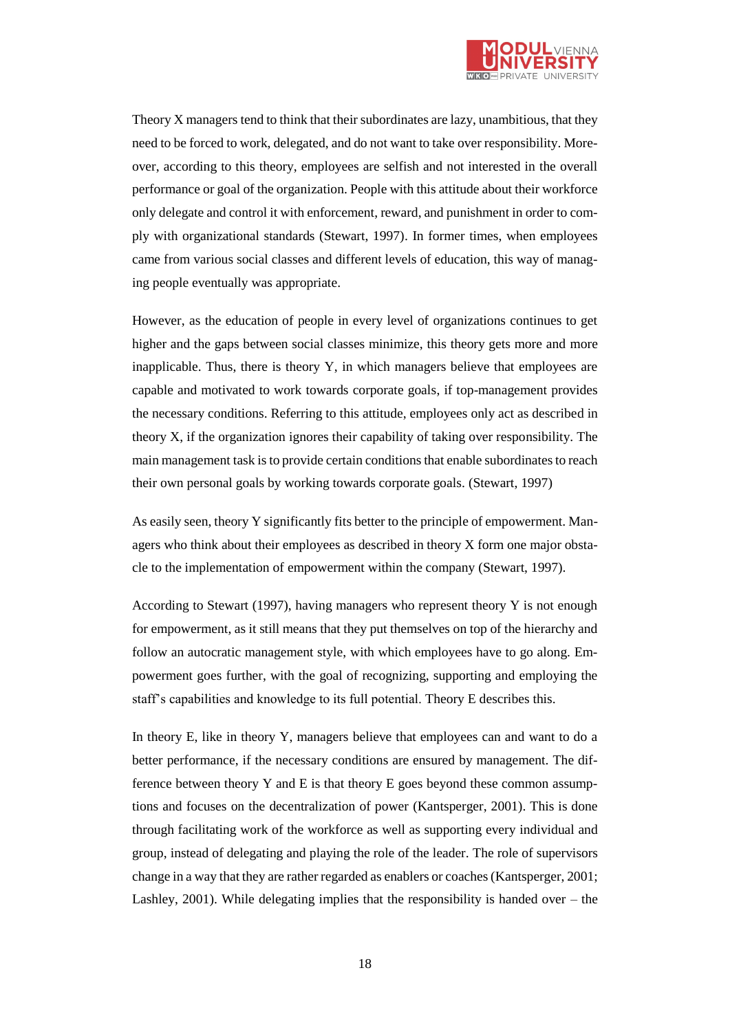Theory X managers tend to think that their subordinates are lazy, unambitious, that they need to be forced to work, delegated, and do not want to take over responsibility. Moreover, according to this theory, employees are selfish and not interested in the overall performance or goal of the organization. People with this attitude about their workforce only delegate and control it with enforcement, reward, and punishment in order to comply with organizational standards (Stewart, 1997). In former times, when employees came from various social classes and different levels of education, this way of managing people eventually was appropriate.

However, as the education of people in every level of organizations continues to get higher and the gaps between social classes minimize, this theory gets more and more inapplicable. Thus, there is theory Y, in which managers believe that employees are capable and motivated to work towards corporate goals, if top-management provides the necessary conditions. Referring to this attitude, employees only act as described in theory X, if the organization ignores their capability of taking over responsibility. The main management task is to provide certain conditions that enable subordinates to reach their own personal goals by working towards corporate goals. (Stewart, 1997)

As easily seen, theory Y significantly fits better to the principle of empowerment. Managers who think about their employees as described in theory X form one major obstacle to the implementation of empowerment within the company (Stewart, 1997).

According to Stewart (1997), having managers who represent theory Y is not enough for empowerment, as it still means that they put themselves on top of the hierarchy and follow an autocratic management style, with which employees have to go along. Empowerment goes further, with the goal of recognizing, supporting and employing the staff's capabilities and knowledge to its full potential. Theory E describes this.

In theory E, like in theory Y, managers believe that employees can and want to do a better performance, if the necessary conditions are ensured by management. The difference between theory Y and E is that theory E goes beyond these common assumptions and focuses on the decentralization of power (Kantsperger, 2001). This is done through facilitating work of the workforce as well as supporting every individual and group, instead of delegating and playing the role of the leader. The role of supervisors change in a way that they are rather regarded as enablers or coaches (Kantsperger, 2001; Lashley, 2001). While delegating implies that the responsibility is handed over – the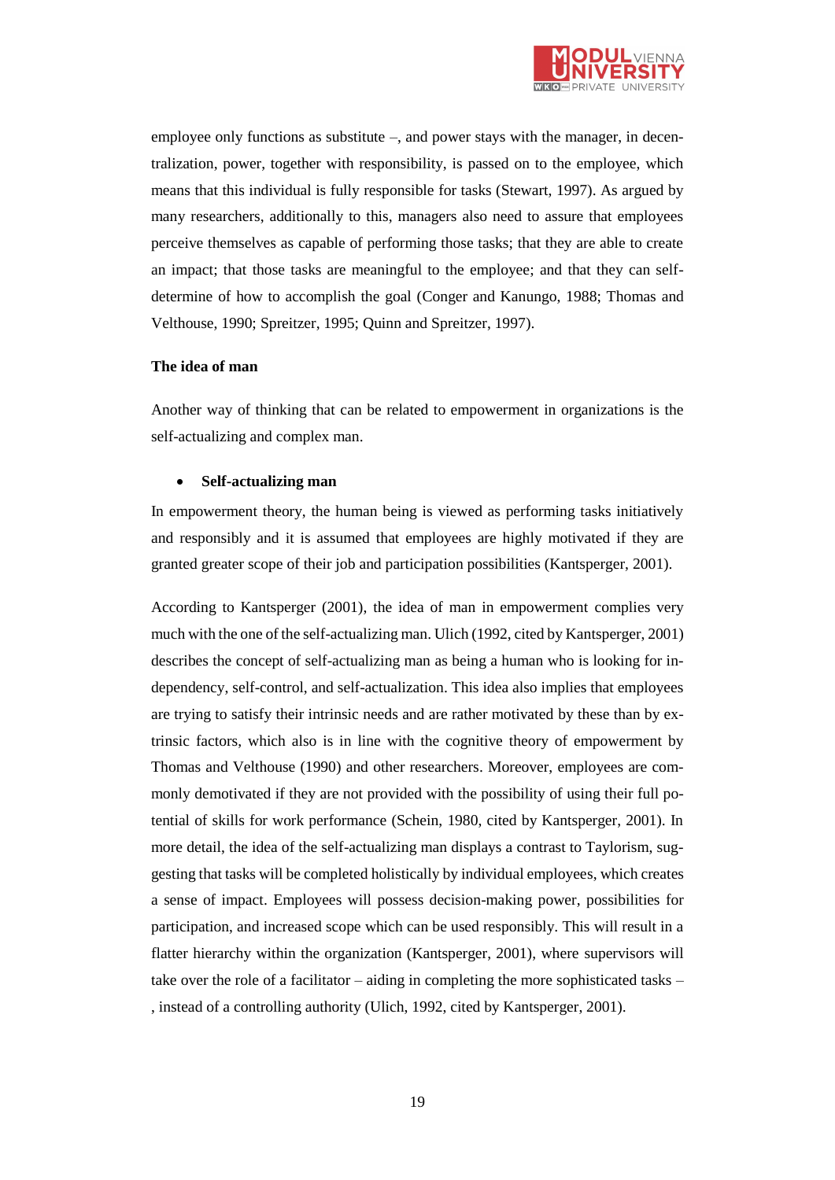employee only functions as substitute –, and power stays with the manager, in decentralization, power, together with responsibility, is passed on to the employee, which means that this individual is fully responsible for tasks (Stewart, 1997). As argued by many researchers, additionally to this, managers also need to assure that employees perceive themselves as capable of performing those tasks; that they are able to create an impact; that those tasks are meaningful to the employee; and that they can self-determine of how to accomplish the goal (Conger and Kanungo, 1988; Thomas and Velthouse, 1990; Spreitzer, 1995; Quinn and Spreitzer, 1997).

**The idea of man**

Another way of thinking that can be related to empowerment in organizations is the self-actualizing and complex man.

- **Self-actualizing man**

In empowerment theory, the human being is viewed as performing tasks initiatively and responsibly and it is assumed that employees are highly motivated if they are granted greater scope of their job and participation possibilities (Kantsperger, 2001).

According to Kantsperger (2001), the idea of man in empowerment complies very much with the one of the self-actualizing man. Ulich (1992, cited by Kantsperger, 2001) describes the concept of self-actualizing man as being a human who is looking for independency, self-control, and self-actualization. This idea also implies that employees are trying to satisfy their intrinsic needs and are rather motivated by these than by extrinsic factors, which also is in line with the cognitive theory of empowerment by Thomas and Velthouse (1990) and other researchers. Moreover, employees are commonly demotivated if they are not provided with the possibility of using their full potential of skills for work performance (Schein, 1980, cited by Kantsperger, 2001). In more detail, the idea of the self-actualizing man displays a contrast to Taylorism, suggesting that tasks will be completed holistically by individual employees, which creates a sense of impact. Employees will possess decision-making power, possibilities for participation, and increased scope which can be used responsibly. This will result in a flatter hierarchy within the organization (Kantsperger, 2001), where supervisors will take over the role of a facilitator – aiding in completing the more sophisticated tasks –, instead of a controlling authority (Ulich, 1992, cited by Kantsperger, 2001).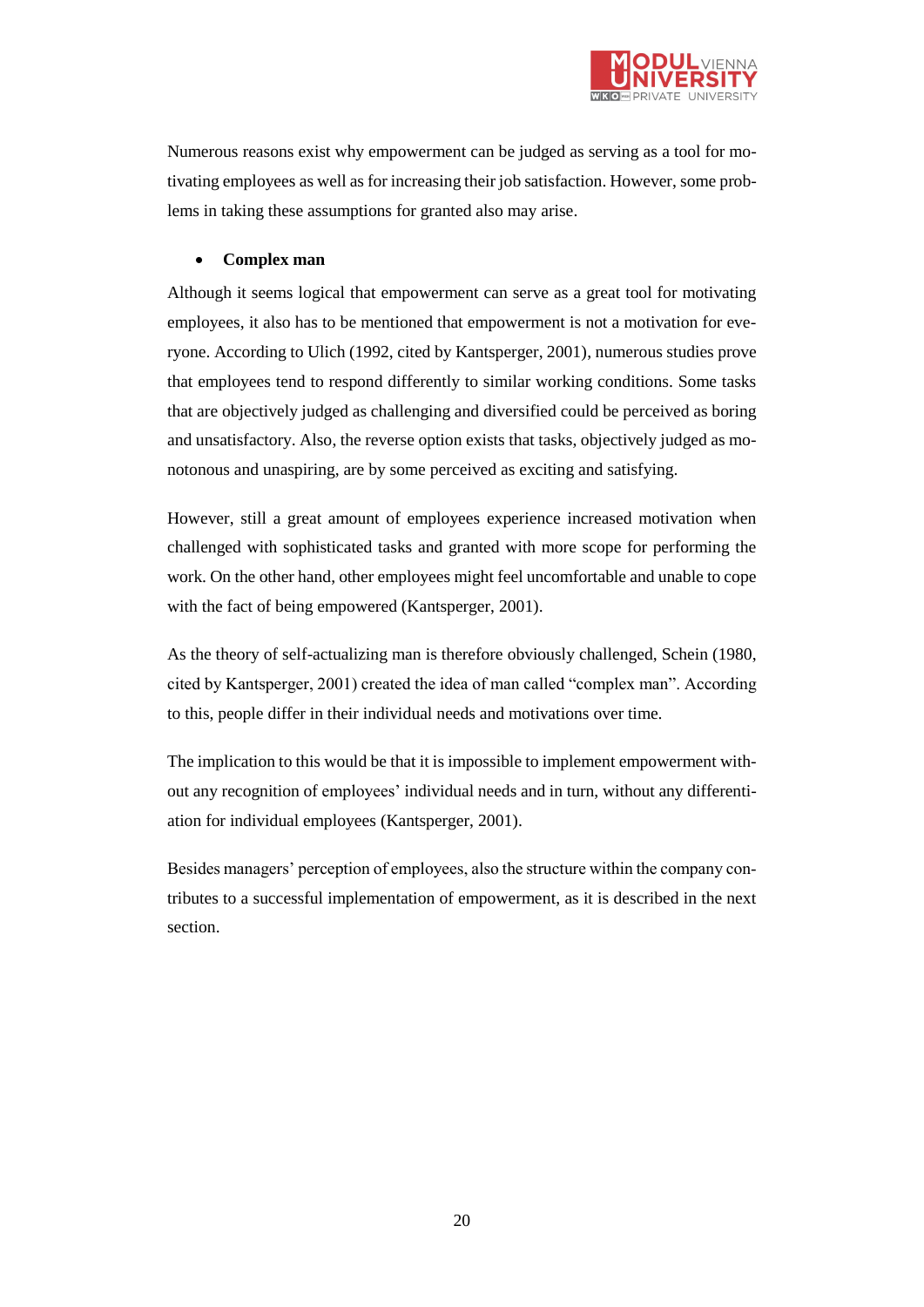Numerous reasons exist why empowerment can be judged as serving as a tool for motivating employees as well as for increasing their job satisfaction. However, some problems in taking these assumptions for granted also may arise.

- **Complex man**

Although it seems logical that empowerment can serve as a great tool for motivating employees, it also has to be mentioned that empowerment is not a motivation for everyone. According to Ulich (1992, cited by Kantsperger, 2001), numerous studies prove that employees tend to respond differently to similar working conditions. Some tasks that are objectively judged as challenging and diversified could be perceived as boring and unsatisfactory. Also, the reverse option exists that tasks, objectively judged as monotonous and unaspiring, are by some perceived as exciting and satisfying.

However, still a great amount of employees experience increased motivation when challenged with sophisticated tasks and granted with more scope for performing the work. On the other hand, other employees might feel uncomfortable and unable to cope with the fact of being empowered (Kantsperger, 2001).

As the theory of self-actualizing man is therefore obviously challenged, Schein (1980, cited by Kantsperger, 2001) created the idea of man called "complex man". According to this, people differ in their individual needs and motivations over time.

The implication to this would be that it is impossible to implement empowerment without any recognition of employees' individual needs and in turn, without any differentiation for individual employees (Kantsperger, 2001).

Besides managers' perception of employees, also the structure within the company contributes to a successful implementation of empowerment, as it is described in the next section.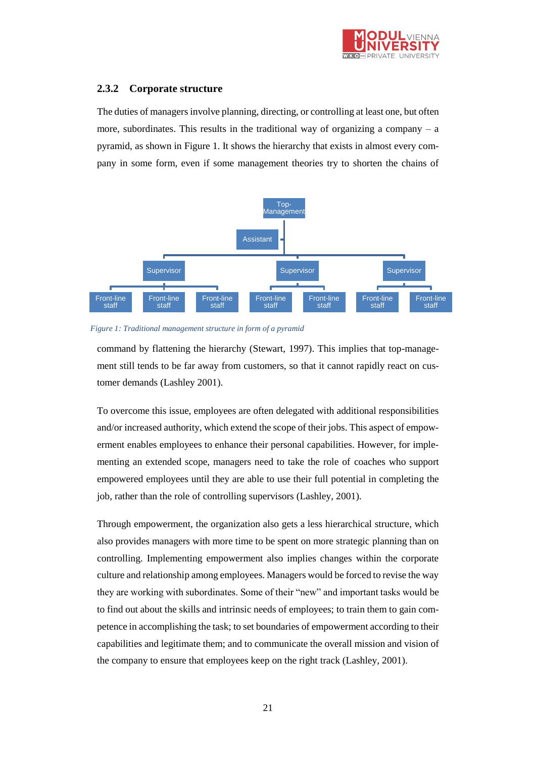### 2.3.2 Corporate structure

The duties of managers involve planning, directing, or controlling at least one, but often more, subordinates. This results in the traditional way of organizing a company – a pyramid, as shown in Figure 1. It shows the hierarchy that exists in almost every company in some form, even if some management theories try to shorten the chains of command by flattening the hierarchy (Stewart, 1997). This implies that top-management still tends to be far away from customers, so that it cannot rapidly react on customer demands (Lashley 2001).

*Figure 1: Traditional management structure in form of a pyramid*

To overcome this issue, employees are often delegated with additional responsibilities and/or increased authority, which extend the scope of their jobs. This aspect of empowerment enables employees to enhance their personal capabilities. However, for implementing an extended scope, managers need to take the role of coaches who support empowered employees until they are able to use their full potential in completing the job, rather than the role of controlling supervisors (Lashley, 2001).

Through empowerment, the organization also gets a less hierarchical structure, which also provides managers with more time to be spent on more strategic planning than on controlling. Implementing empowerment also implies changes within the corporate culture and relationship among employees. Managers would be forced to revise the way they are working with subordinates. Some of their "new" and important tasks would be to find out about the skills and intrinsic needs of employees; to train them to gain competence in accomplishing the task; to set boundaries of empowerment according to their capabilities and legitimate them; and to communicate the overall mission and vision of the company to ensure that employees keep on the right track (Lashley, 2001).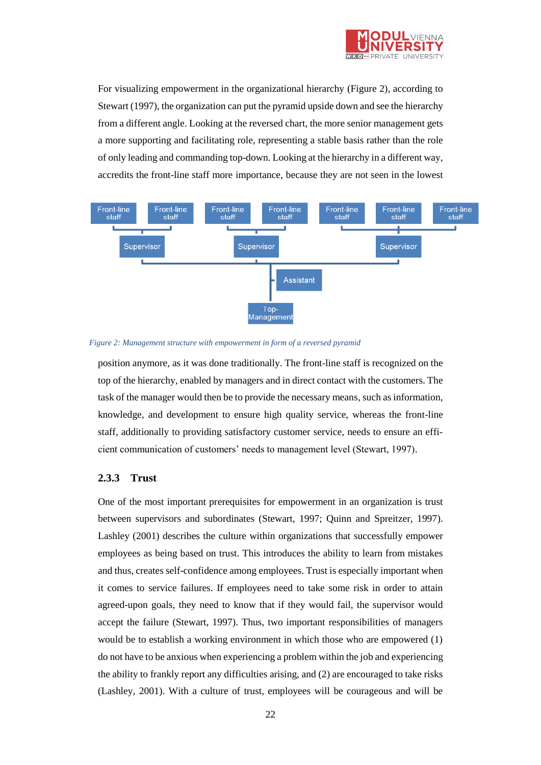For visualizing empowerment in the organizational hierarchy (Figure 2), according to Stewart (1997), the organization can put the pyramid upside down and see the hierarchy from a different angle. Looking at the reversed chart, the more senior management gets a more supporting and facilitating role, representing a stable basis rather than the role of only leading and commanding top-down. Looking at the hierarchy in a different way, accredits the front-line staff more importance, because they are not seen in the lowest

Front-line staff | Front-line staff | Front-line staff | Front-line staff | Front-line staff | Front-line staff | Front-line staff

Supervisor | Supervisor | Supervisor

Assistant

Top-Management

*Figure 2: Management structure with empowerment in form of a reversed pyramid*

position anymore, as it was done traditionally. The front-line staff is recognized on the top of the hierarchy, enabled by managers and in direct contact with the customers. The task of the manager would then be to provide the necessary means, such as information, knowledge, and development to ensure high quality service, whereas the front-line staff, additionally to providing satisfactory customer service, needs to ensure an efficient communication of customers' needs to management level (Stewart, 1997).

### 2.3.3 Trust

One of the most important prerequisites for empowerment in an organization is trust between supervisors and subordinates (Stewart, 1997; Quinn and Spreitzer, 1997). Lashley (2001) describes the culture within organizations that successfully empower employees as being based on trust. This introduces the ability to learn from mistakes and thus, creates self-confidence among employees. Trust is especially important when it comes to service failures. If employees need to take some risk in order to attain agreed-upon goals, they need to know that if they would fail, the supervisor would accept the failure (Stewart, 1997). Thus, two important responsibilities of managers would be to establish a working environment in which those who are empowered (1) do not have to be anxious when experiencing a problem within the job and experiencing the ability to frankly report any difficulties arising, and (2) are encouraged to take risks (Lashley, 2001). With a culture of trust, employees will be courageous and will be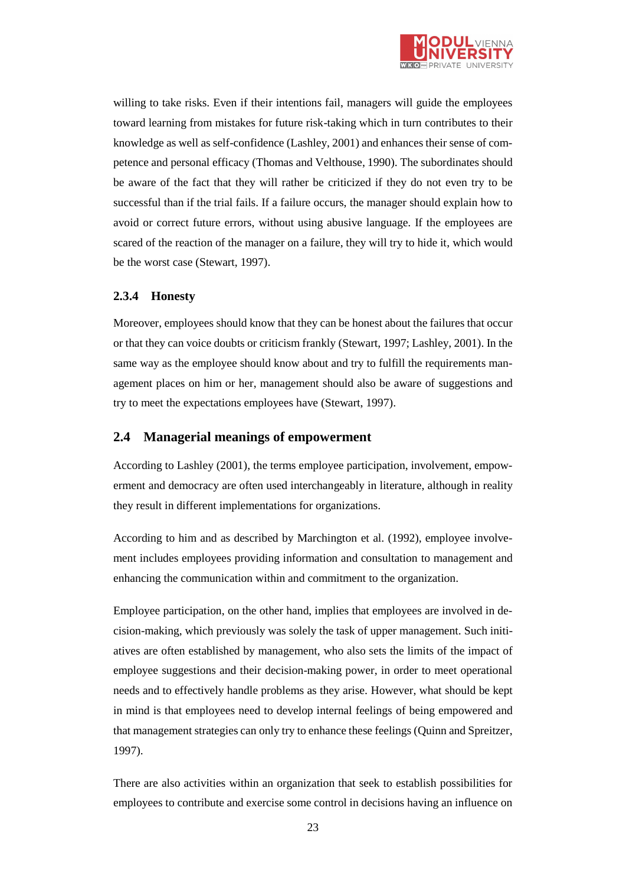willing to take risks. Even if their intentions fail, managers will guide the employees toward learning from mistakes for future risk-taking which in turn contributes to their knowledge as well as self-confidence (Lashley, 2001) and enhances their sense of competence and personal efficacy (Thomas and Velthouse, 1990). The subordinates should be aware of the fact that they will rather be criticized if they do not even try to be successful than if the trial fails. If a failure occurs, the manager should explain how to avoid or correct future errors, without using abusive language. If the employees are scared of the reaction of the manager on a failure, they will try to hide it, which would be the worst case (Stewart, 1997).

### 2.3.4 Honesty

Moreover, employees should know that they can be honest about the failures that occur or that they can voice doubts or criticism frankly (Stewart, 1997; Lashley, 2001). In the same way as the employee should know about and try to fulfill the requirements management places on him or her, management should also be aware of suggestions and try to meet the expectations employees have (Stewart, 1997).

## 2.4 Managerial meanings of empowerment

According to Lashley (2001), the terms employee participation, involvement, empowerment and democracy are often used interchangeably in literature, although in reality they result in different implementations for organizations.

According to him and as described by Marchington et al. (1992), employee involvement includes employees providing information and consultation to management and enhancing the communication within and commitment to the organization.

Employee participation, on the other hand, implies that employees are involved in decision-making, which previously was solely the task of upper management. Such initiatives are often established by management, who also sets the limits of the impact of employee suggestions and their decision-making power, in order to meet operational needs and to effectively handle problems as they arise. However, what should be kept in mind is that employees need to develop internal feelings of being empowered and that management strategies can only try to enhance these feelings (Quinn and Spreitzer, 1997).

There are also activities within an organization that seek to establish possibilities for employees to contribute and exercise some control in decisions having an influence on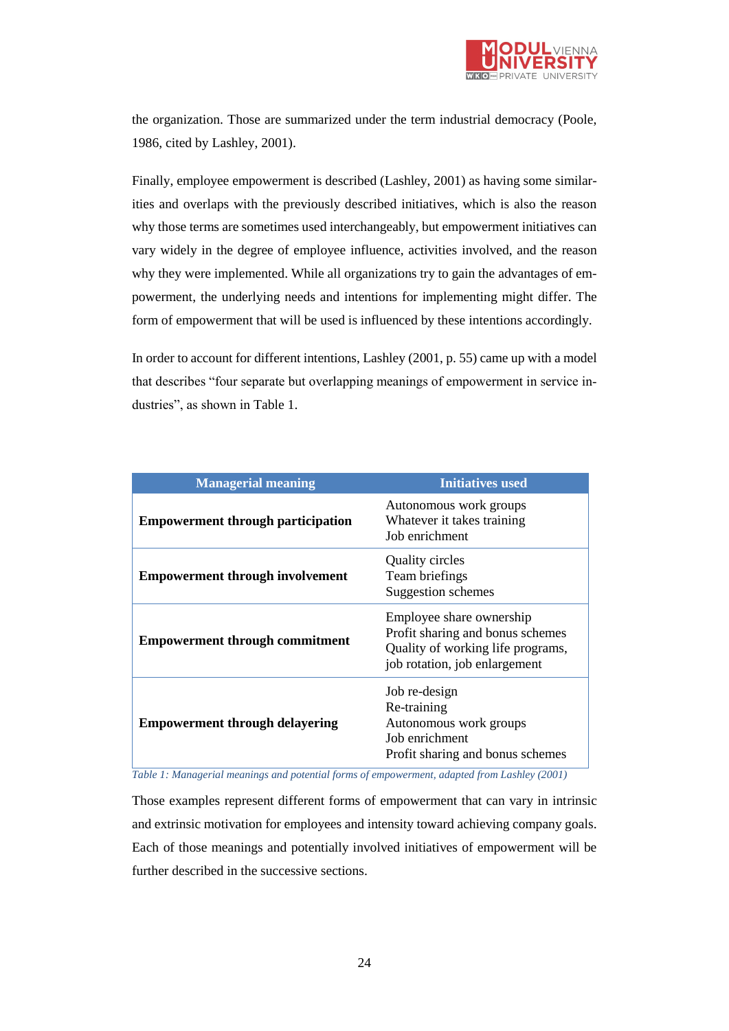the organization. Those are summarized under the term industrial democracy (Poole, 1986, cited by Lashley, 2001).

Finally, employee empowerment is described (Lashley, 2001) as having some similarities and overlaps with the previously described initiatives, which is also the reason why those terms are sometimes used interchangeably, but empowerment initiatives can vary widely in the degree of employee influence, activities involved, and the reason why they were implemented. While all organizations try to gain the advantages of empowerment, the underlying needs and intentions for implementing might differ. The form of empowerment that will be used is influenced by these intentions accordingly.

In order to account for different intentions, Lashley (2001, p. 55) came up with a model that describes "four separate but overlapping meanings of empowerment in service industries", as shown in Table 1.

| Managerial meaning | Initiatives used |
|---|---|
| **Empowerment through participation** | Autonomous work groups<br>Whatever it takes training<br>Job enrichment |
| **Empowerment through involvement** | Quality circles<br>Team briefings<br>Suggestion schemes |
| **Empowerment through commitment** | Employee share ownership<br>Profit sharing and bonus schemes<br>Quality of working life programs, job rotation, job enlargement |
| **Empowerment through delayering** | Job re-design<br>Re-training<br>Autonomous work groups<br>Job enrichment<br>Profit sharing and bonus schemes |

*Table 1: Managerial meanings and potential forms of empowerment, adapted from Lashley (2001)*

Those examples represent different forms of empowerment that can vary in intrinsic and extrinsic motivation for employees and intensity toward achieving company goals. Each of those meanings and potentially involved initiatives of empowerment will be further described in the successive sections.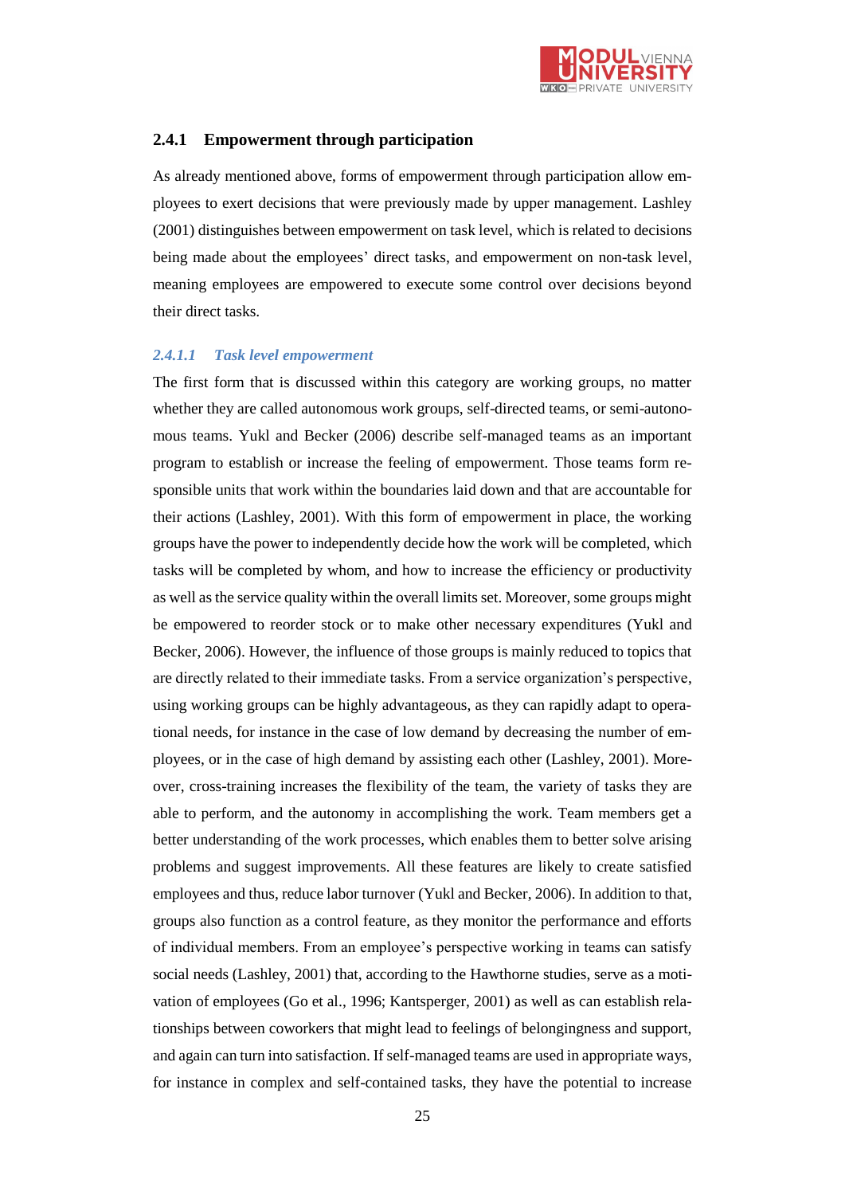### 2.4.1 Empowerment through participation

As already mentioned above, forms of empowerment through participation allow employees to exert decisions that were previously made by upper management. Lashley (2001) distinguishes between empowerment on task level, which is related to decisions being made about the employees' direct tasks, and empowerment on non-task level, meaning employees are empowered to execute some control over decisions beyond their direct tasks.

#### *2.4.1.1 Task level empowerment*

The first form that is discussed within this category are working groups, no matter whether they are called autonomous work groups, self-directed teams, or semi-autonomous teams. Yukl and Becker (2006) describe self-managed teams as an important program to establish or increase the feeling of empowerment. Those teams form responsible units that work within the boundaries laid down and that are accountable for their actions (Lashley, 2001). With this form of empowerment in place, the working groups have the power to independently decide how the work will be completed, which tasks will be completed by whom, and how to increase the efficiency or productivity as well as the service quality within the overall limits set. Moreover, some groups might be empowered to reorder stock or to make other necessary expenditures (Yukl and Becker, 2006). However, the influence of those groups is mainly reduced to topics that are directly related to their immediate tasks. From a service organization's perspective, using working groups can be highly advantageous, as they can rapidly adapt to operational needs, for instance in the case of low demand by decreasing the number of employees, or in the case of high demand by assisting each other (Lashley, 2001). Moreover, cross-training increases the flexibility of the team, the variety of tasks they are able to perform, and the autonomy in accomplishing the work. Team members get a better understanding of the work processes, which enables them to better solve arising problems and suggest improvements. All these features are likely to create satisfied employees and thus, reduce labor turnover (Yukl and Becker, 2006). In addition to that, groups also function as a control feature, as they monitor the performance and efforts of individual members. From an employee's perspective working in teams can satisfy social needs (Lashley, 2001) that, according to the Hawthorne studies, serve as a motivation of employees (Go et al., 1996; Kantsperger, 2001) as well as can establish relationships between coworkers that might lead to feelings of belongingness and support, and again can turn into satisfaction. If self-managed teams are used in appropriate ways, for instance in complex and self-contained tasks, they have the potential to increase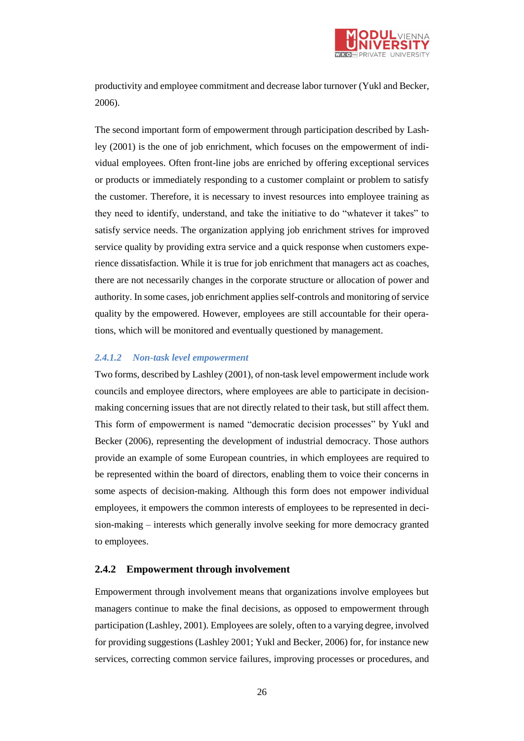productivity and employee commitment and decrease labor turnover (Yukl and Becker, 2006).

The second important form of empowerment through participation described by Lashley (2001) is the one of job enrichment, which focuses on the empowerment of individual employees. Often front-line jobs are enriched by offering exceptional services or products or immediately responding to a customer complaint or problem to satisfy the customer. Therefore, it is necessary to invest resources into employee training as they need to identify, understand, and take the initiative to do "whatever it takes" to satisfy service needs. The organization applying job enrichment strives for improved service quality by providing extra service and a quick response when customers experience dissatisfaction. While it is true for job enrichment that managers act as coaches, there are not necessarily changes in the corporate structure or allocation of power and authority. In some cases, job enrichment applies self-controls and monitoring of service quality by the empowered. However, employees are still accountable for their operations, which will be monitored and eventually questioned by management.

#### *2.4.1.2 Non-task level empowerment*

Two forms, described by Lashley (2001), of non-task level empowerment include work councils and employee directors, where employees are able to participate in decision-making concerning issues that are not directly related to their task, but still affect them. This form of empowerment is named "democratic decision processes" by Yukl and Becker (2006), representing the development of industrial democracy. Those authors provide an example of some European countries, in which employees are required to be represented within the board of directors, enabling them to voice their concerns in some aspects of decision-making. Although this form does not empower individual employees, it empowers the common interests of employees to be represented in decision-making – interests which generally involve seeking for more democracy granted to employees.

### 2.4.2 Empowerment through involvement

Empowerment through involvement means that organizations involve employees but managers continue to make the final decisions, as opposed to empowerment through participation (Lashley, 2001). Employees are solely, often to a varying degree, involved for providing suggestions (Lashley 2001; Yukl and Becker, 2006) for, for instance new services, correcting common service failures, improving processes or procedures, and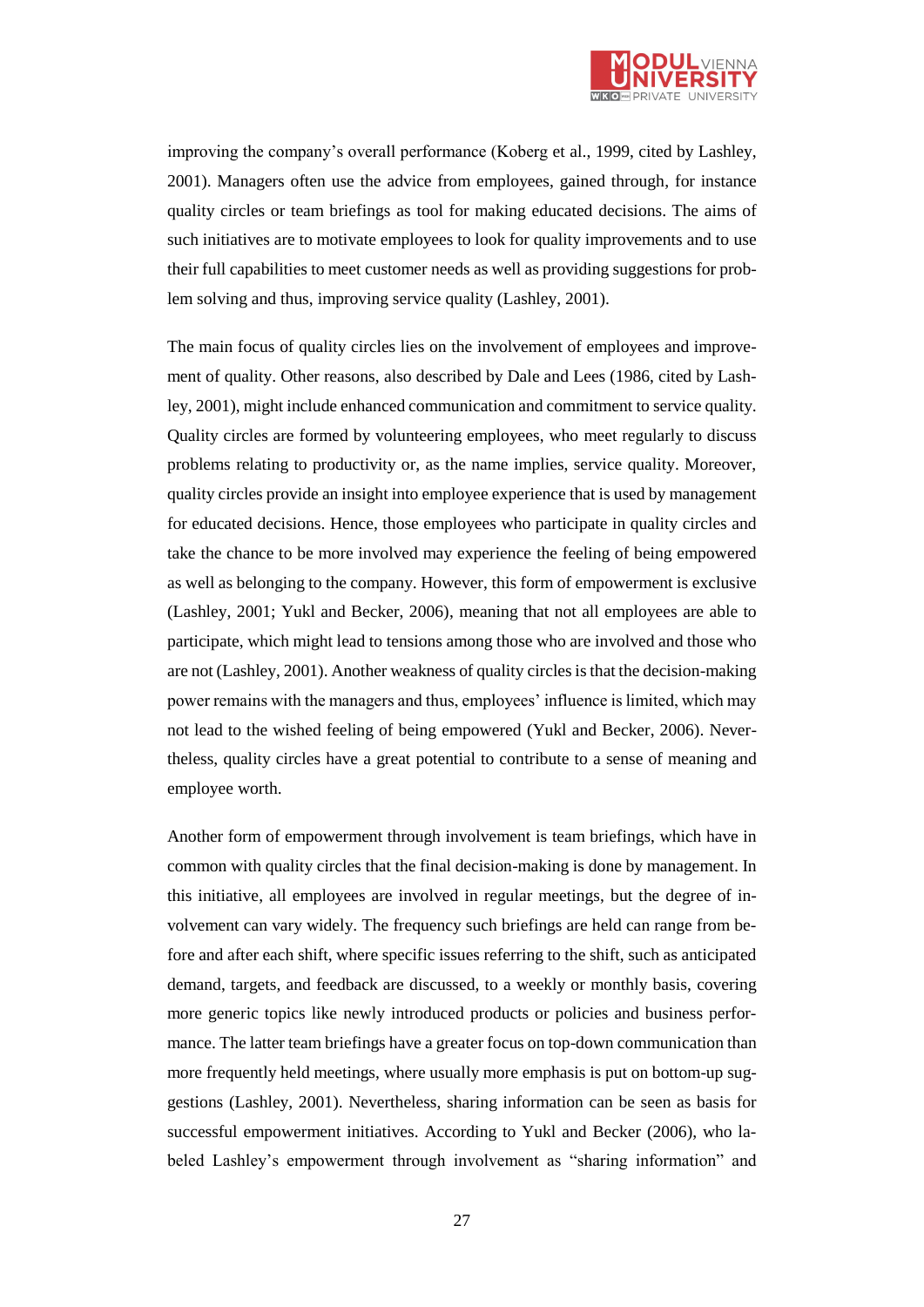improving the company's overall performance (Koberg et al., 1999, cited by Lashley, 2001). Managers often use the advice from employees, gained through, for instance quality circles or team briefings as tool for making educated decisions. The aims of such initiatives are to motivate employees to look for quality improvements and to use their full capabilities to meet customer needs as well as providing suggestions for problem solving and thus, improving service quality (Lashley, 2001).

The main focus of quality circles lies on the involvement of employees and improvement of quality. Other reasons, also described by Dale and Lees (1986, cited by Lashley, 2001), might include enhanced communication and commitment to service quality. Quality circles are formed by volunteering employees, who meet regularly to discuss problems relating to productivity or, as the name implies, service quality. Moreover, quality circles provide an insight into employee experience that is used by management for educated decisions. Hence, those employees who participate in quality circles and take the chance to be more involved may experience the feeling of being empowered as well as belonging to the company. However, this form of empowerment is exclusive (Lashley, 2001; Yukl and Becker, 2006), meaning that not all employees are able to participate, which might lead to tensions among those who are involved and those who are not (Lashley, 2001). Another weakness of quality circles is that the decision-making power remains with the managers and thus, employees' influence is limited, which may not lead to the wished feeling of being empowered (Yukl and Becker, 2006). Nevertheless, quality circles have a great potential to contribute to a sense of meaning and employee worth.

Another form of empowerment through involvement is team briefings, which have in common with quality circles that the final decision-making is done by management. In this initiative, all employees are involved in regular meetings, but the degree of involvement can vary widely. The frequency such briefings are held can range from before and after each shift, where specific issues referring to the shift, such as anticipated demand, targets, and feedback are discussed, to a weekly or monthly basis, covering more generic topics like newly introduced products or policies and business performance. The latter team briefings have a greater focus on top-down communication than more frequently held meetings, where usually more emphasis is put on bottom-up suggestions (Lashley, 2001). Nevertheless, sharing information can be seen as basis for successful empowerment initiatives. According to Yukl and Becker (2006), who labeled Lashley's empowerment through involvement as "sharing information" and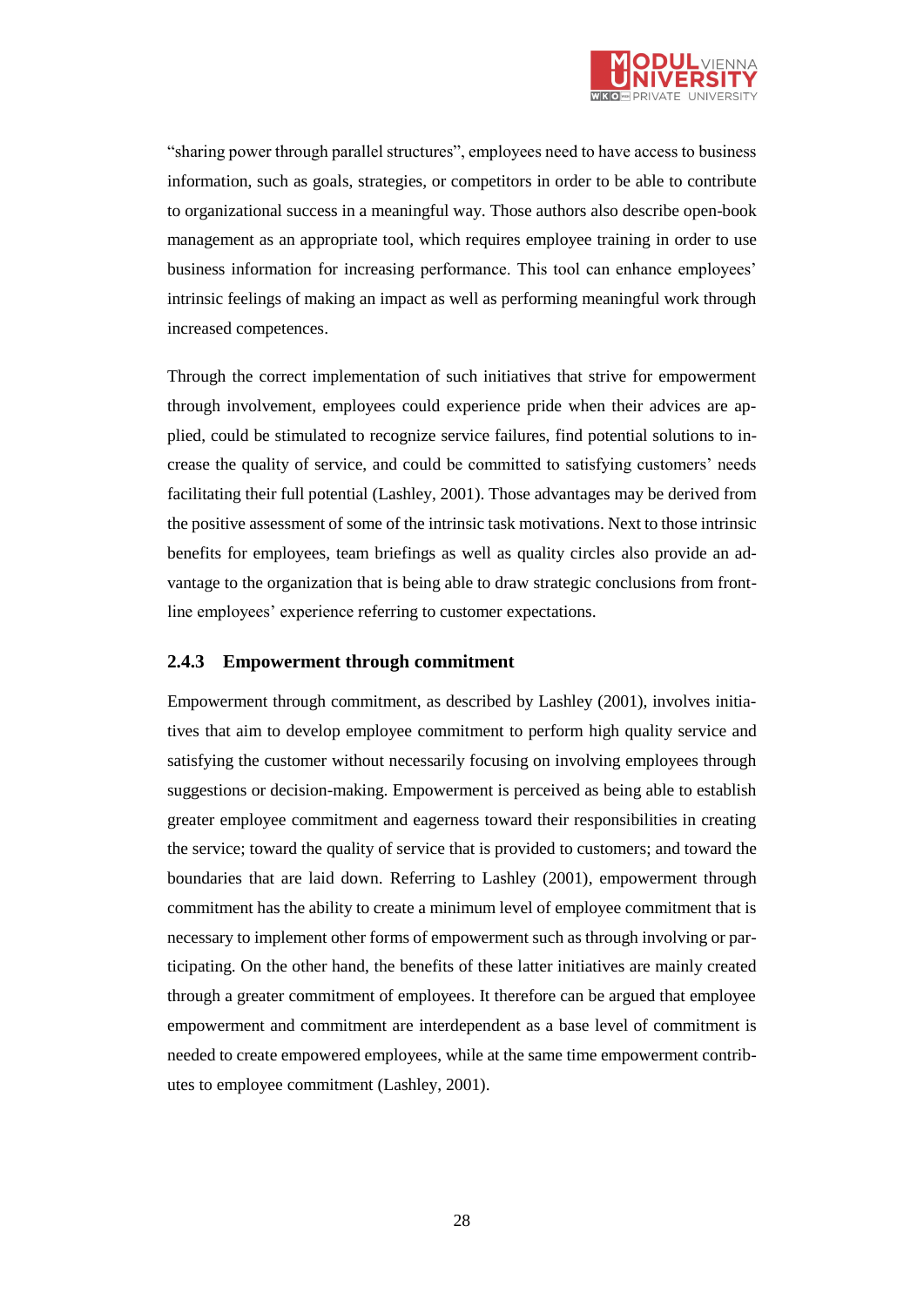"sharing power through parallel structures", employees need to have access to business information, such as goals, strategies, or competitors in order to be able to contribute to organizational success in a meaningful way. Those authors also describe open-book management as an appropriate tool, which requires employee training in order to use business information for increasing performance. This tool can enhance employees' intrinsic feelings of making an impact as well as performing meaningful work through increased competences.

Through the correct implementation of such initiatives that strive for empowerment through involvement, employees could experience pride when their advices are applied, could be stimulated to recognize service failures, find potential solutions to increase the quality of service, and could be committed to satisfying customers' needs facilitating their full potential (Lashley, 2001). Those advantages may be derived from the positive assessment of some of the intrinsic task motivations. Next to those intrinsic benefits for employees, team briefings as well as quality circles also provide an advantage to the organization that is being able to draw strategic conclusions from front-line employees' experience referring to customer expectations.

### 2.4.3 Empowerment through commitment

Empowerment through commitment, as described by Lashley (2001), involves initiatives that aim to develop employee commitment to perform high quality service and satisfying the customer without necessarily focusing on involving employees through suggestions or decision-making. Empowerment is perceived as being able to establish greater employee commitment and eagerness toward their responsibilities in creating the service; toward the quality of service that is provided to customers; and toward the boundaries that are laid down. Referring to Lashley (2001), empowerment through commitment has the ability to create a minimum level of employee commitment that is necessary to implement other forms of empowerment such as through involving or participating. On the other hand, the benefits of these latter initiatives are mainly created through a greater commitment of employees. It therefore can be argued that employee empowerment and commitment are interdependent as a base level of commitment is needed to create empowered employees, while at the same time empowerment contributes to employee commitment (Lashley, 2001).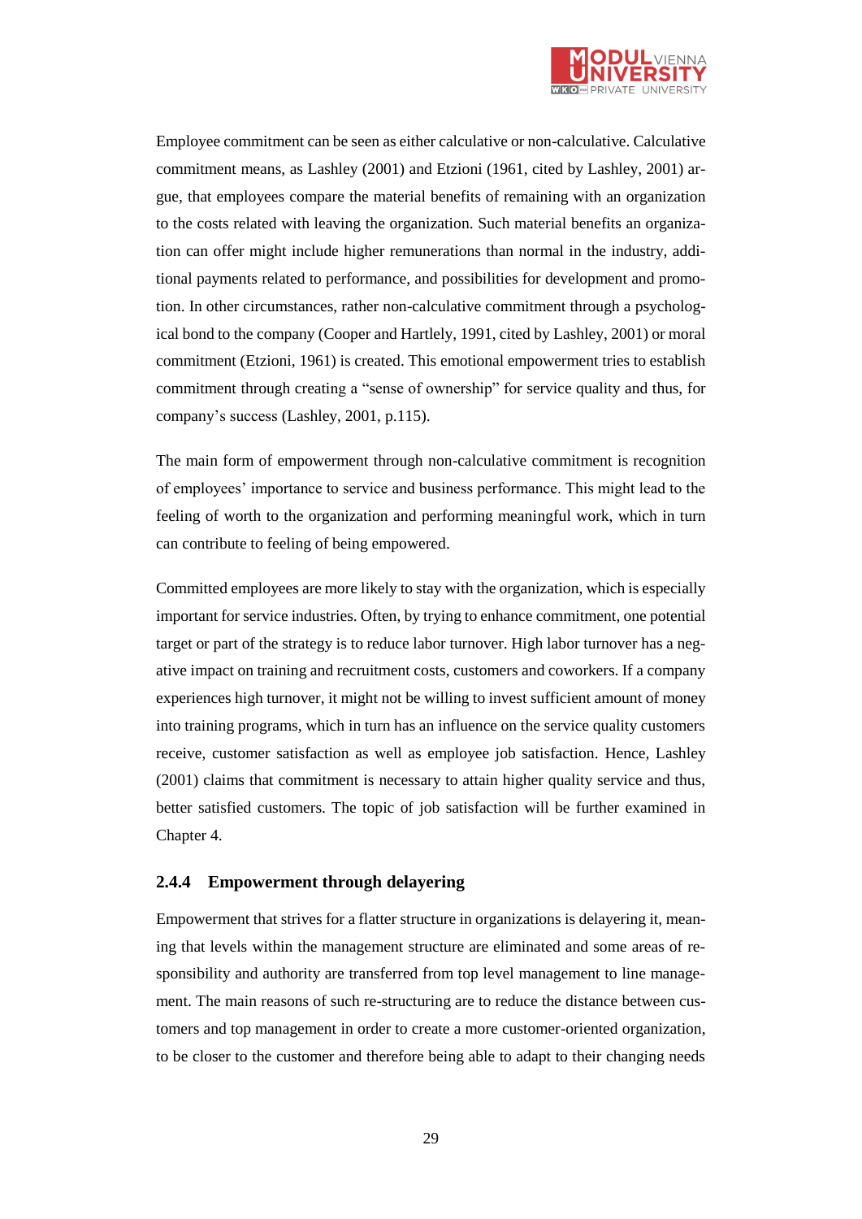Employee commitment can be seen as either calculative or non-calculative. Calculative commitment means, as Lashley (2001) and Etzioni (1961, cited by Lashley, 2001) argue, that employees compare the material benefits of remaining with an organization to the costs related with leaving the organization. Such material benefits an organization can offer might include higher remunerations than normal in the industry, additional payments related to performance, and possibilities for development and promotion. In other circumstances, rather non-calculative commitment through a psychological bond to the company (Cooper and Hartlely, 1991, cited by Lashley, 2001) or moral commitment (Etzioni, 1961) is created. This emotional empowerment tries to establish commitment through creating a "sense of ownership" for service quality and thus, for company's success (Lashley, 2001, p.115).

The main form of empowerment through non-calculative commitment is recognition of employees' importance to service and business performance. This might lead to the feeling of worth to the organization and performing meaningful work, which in turn can contribute to feeling of being empowered.

Committed employees are more likely to stay with the organization, which is especially important for service industries. Often, by trying to enhance commitment, one potential target or part of the strategy is to reduce labor turnover. High labor turnover has a negative impact on training and recruitment costs, customers and coworkers. If a company experiences high turnover, it might not be willing to invest sufficient amount of money into training programs, which in turn has an influence on the service quality customers receive, customer satisfaction as well as employee job satisfaction. Hence, Lashley (2001) claims that commitment is necessary to attain higher quality service and thus, better satisfied customers. The topic of job satisfaction will be further examined in Chapter 4.

### 2.4.4 Empowerment through delayering

Empowerment that strives for a flatter structure in organizations is delayering it, meaning that levels within the management structure are eliminated and some areas of responsibility and authority are transferred from top level management to line management. The main reasons of such re-structuring are to reduce the distance between customers and top management in order to create a more customer-oriented organization, to be closer to the customer and therefore being able to adapt to their changing needs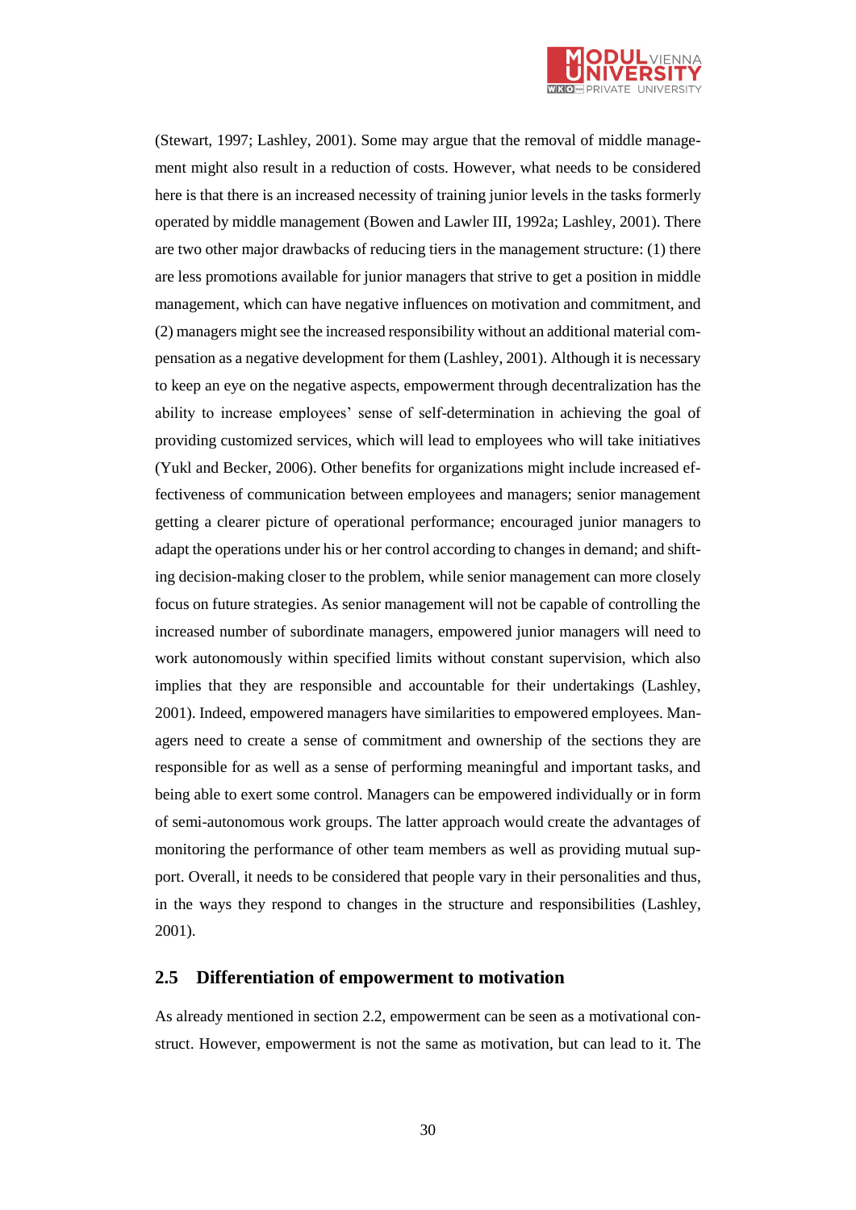(Stewart, 1997; Lashley, 2001). Some may argue that the removal of middle management might also result in a reduction of costs. However, what needs to be considered here is that there is an increased necessity of training junior levels in the tasks formerly operated by middle management (Bowen and Lawler III, 1992a; Lashley, 2001). There are two other major drawbacks of reducing tiers in the management structure: (1) there are less promotions available for junior managers that strive to get a position in middle management, which can have negative influences on motivation and commitment, and (2) managers might see the increased responsibility without an additional material compensation as a negative development for them (Lashley, 2001). Although it is necessary to keep an eye on the negative aspects, empowerment through decentralization has the ability to increase employees' sense of self-determination in achieving the goal of providing customized services, which will lead to employees who will take initiatives (Yukl and Becker, 2006). Other benefits for organizations might include increased effectiveness of communication between employees and managers; senior management getting a clearer picture of operational performance; encouraged junior managers to adapt the operations under his or her control according to changes in demand; and shifting decision-making closer to the problem, while senior management can more closely focus on future strategies. As senior management will not be capable of controlling the increased number of subordinate managers, empowered junior managers will need to work autonomously within specified limits without constant supervision, which also implies that they are responsible and accountable for their undertakings (Lashley, 2001). Indeed, empowered managers have similarities to empowered employees. Managers need to create a sense of commitment and ownership of the sections they are responsible for as well as a sense of performing meaningful and important tasks, and being able to exert some control. Managers can be empowered individually or in form of semi-autonomous work groups. The latter approach would create the advantages of monitoring the performance of other team members as well as providing mutual support. Overall, it needs to be considered that people vary in their personalities and thus, in the ways they respond to changes in the structure and responsibilities (Lashley, 2001).

## 2.5 Differentiation of empowerment to motivation

As already mentioned in section 2.2, empowerment can be seen as a motivational construct. However, empowerment is not the same as motivation, but can lead to it. The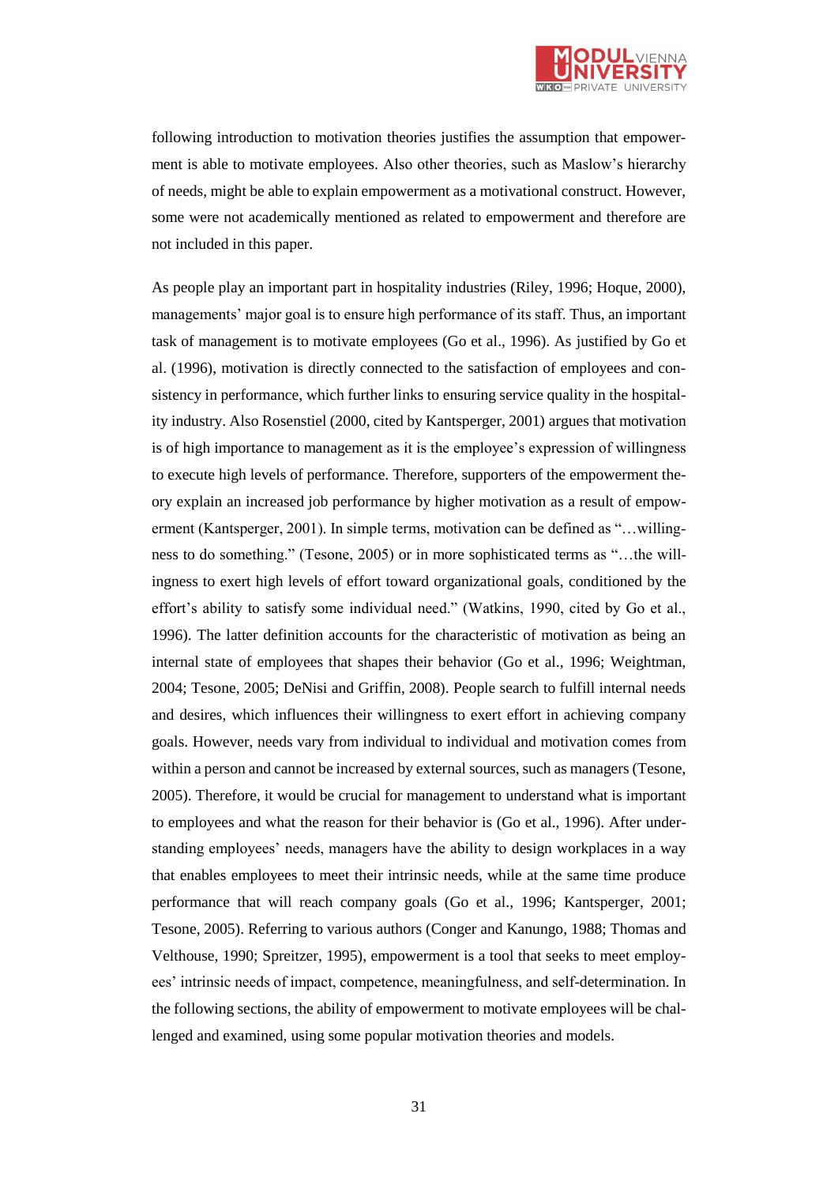following introduction to motivation theories justifies the assumption that empowerment is able to motivate employees. Also other theories, such as Maslow's hierarchy of needs, might be able to explain empowerment as a motivational construct. However, some were not academically mentioned as related to empowerment and therefore are not included in this paper.

As people play an important part in hospitality industries (Riley, 1996; Hoque, 2000), managements' major goal is to ensure high performance of its staff. Thus, an important task of management is to motivate employees (Go et al., 1996). As justified by Go et al. (1996), motivation is directly connected to the satisfaction of employees and consistency in performance, which further links to ensuring service quality in the hospitality industry. Also Rosenstiel (2000, cited by Kantsperger, 2001) argues that motivation is of high importance to management as it is the employee's expression of willingness to execute high levels of performance. Therefore, supporters of the empowerment theory explain an increased job performance by higher motivation as a result of empowerment (Kantsperger, 2001). In simple terms, motivation can be defined as "…willingness to do something." (Tesone, 2005) or in more sophisticated terms as "…the willingness to exert high levels of effort toward organizational goals, conditioned by the effort's ability to satisfy some individual need." (Watkins, 1990, cited by Go et al., 1996). The latter definition accounts for the characteristic of motivation as being an internal state of employees that shapes their behavior (Go et al., 1996; Weightman, 2004; Tesone, 2005; DeNisi and Griffin, 2008). People search to fulfill internal needs and desires, which influences their willingness to exert effort in achieving company goals. However, needs vary from individual to individual and motivation comes from within a person and cannot be increased by external sources, such as managers (Tesone, 2005). Therefore, it would be crucial for management to understand what is important to employees and what the reason for their behavior is (Go et al., 1996). After understanding employees' needs, managers have the ability to design workplaces in a way that enables employees to meet their intrinsic needs, while at the same time produce performance that will reach company goals (Go et al., 1996; Kantsperger, 2001; Tesone, 2005). Referring to various authors (Conger and Kanungo, 1988; Thomas and Velthouse, 1990; Spreitzer, 1995), empowerment is a tool that seeks to meet employees' intrinsic needs of impact, competence, meaningfulness, and self-determination. In the following sections, the ability of empowerment to motivate employees will be challenged and examined, using some popular motivation theories and models.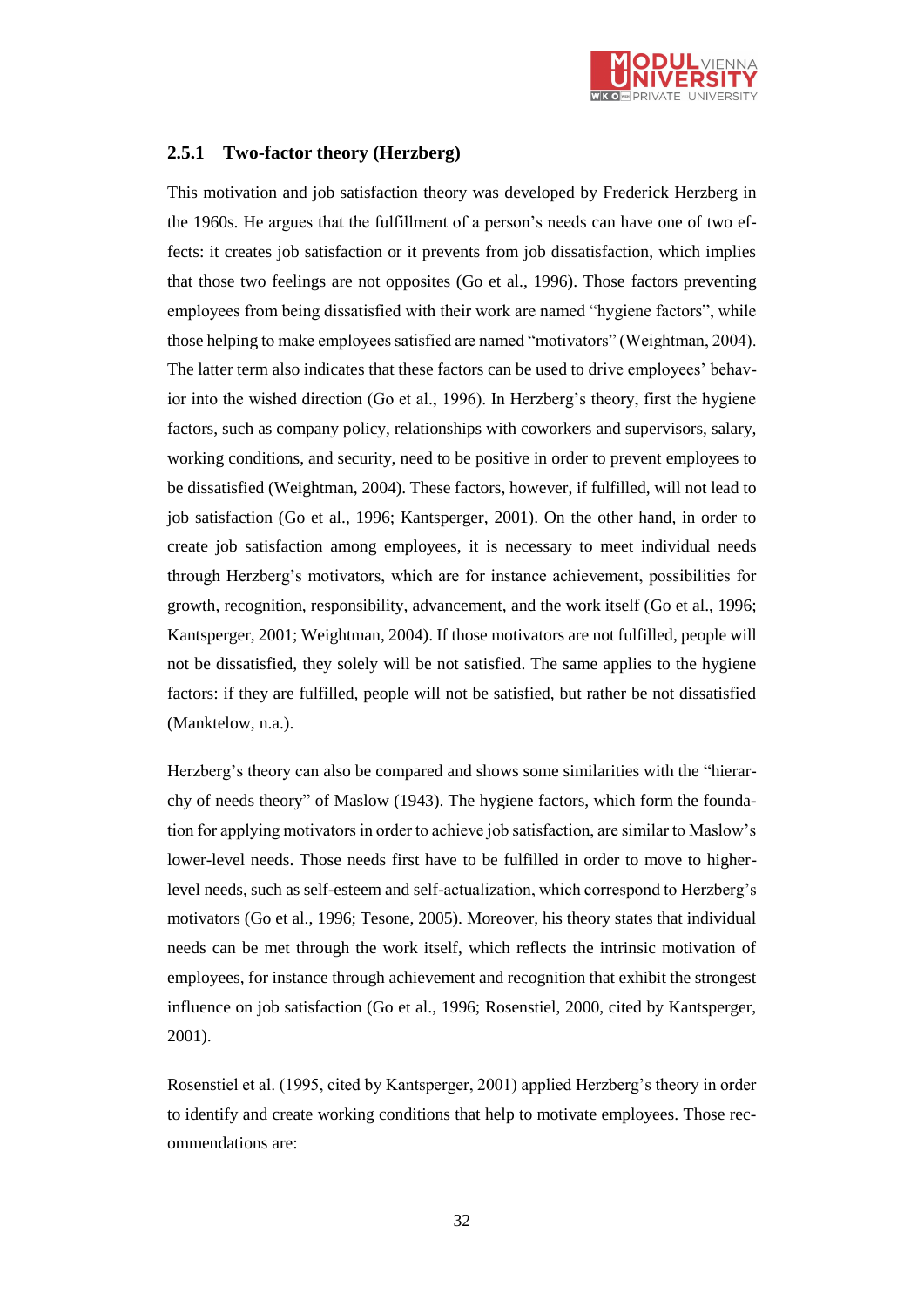### 2.5.1 Two-factor theory (Herzberg)

This motivation and job satisfaction theory was developed by Frederick Herzberg in the 1960s. He argues that the fulfillment of a person's needs can have one of two effects: it creates job satisfaction or it prevents from job dissatisfaction, which implies that those two feelings are not opposites (Go et al., 1996). Those factors preventing employees from being dissatisfied with their work are named "hygiene factors", while those helping to make employees satisfied are named "motivators" (Weightman, 2004). The latter term also indicates that these factors can be used to drive employees' behavior into the wished direction (Go et al., 1996). In Herzberg's theory, first the hygiene factors, such as company policy, relationships with coworkers and supervisors, salary, working conditions, and security, need to be positive in order to prevent employees to be dissatisfied (Weightman, 2004). These factors, however, if fulfilled, will not lead to job satisfaction (Go et al., 1996; Kantsperger, 2001). On the other hand, in order to create job satisfaction among employees, it is necessary to meet individual needs through Herzberg's motivators, which are for instance achievement, possibilities for growth, recognition, responsibility, advancement, and the work itself (Go et al., 1996; Kantsperger, 2001; Weightman, 2004). If those motivators are not fulfilled, people will not be dissatisfied, they solely will be not satisfied. The same applies to the hygiene factors: if they are fulfilled, people will not be satisfied, but rather be not dissatisfied (Manktelow, n.a.).

Herzberg's theory can also be compared and shows some similarities with the "hierarchy of needs theory" of Maslow (1943). The hygiene factors, which form the foundation for applying motivators in order to achieve job satisfaction, are similar to Maslow's lower-level needs. Those needs first have to be fulfilled in order to move to higher-level needs, such as self-esteem and self-actualization, which correspond to Herzberg's motivators (Go et al., 1996; Tesone, 2005). Moreover, his theory states that individual needs can be met through the work itself, which reflects the intrinsic motivation of employees, for instance through achievement and recognition that exhibit the strongest influence on job satisfaction (Go et al., 1996; Rosenstiel, 2000, cited by Kantsperger, 2001).

Rosenstiel et al. (1995, cited by Kantsperger, 2001) applied Herzberg's theory in order to identify and create working conditions that help to motivate employees. Those recommendations are: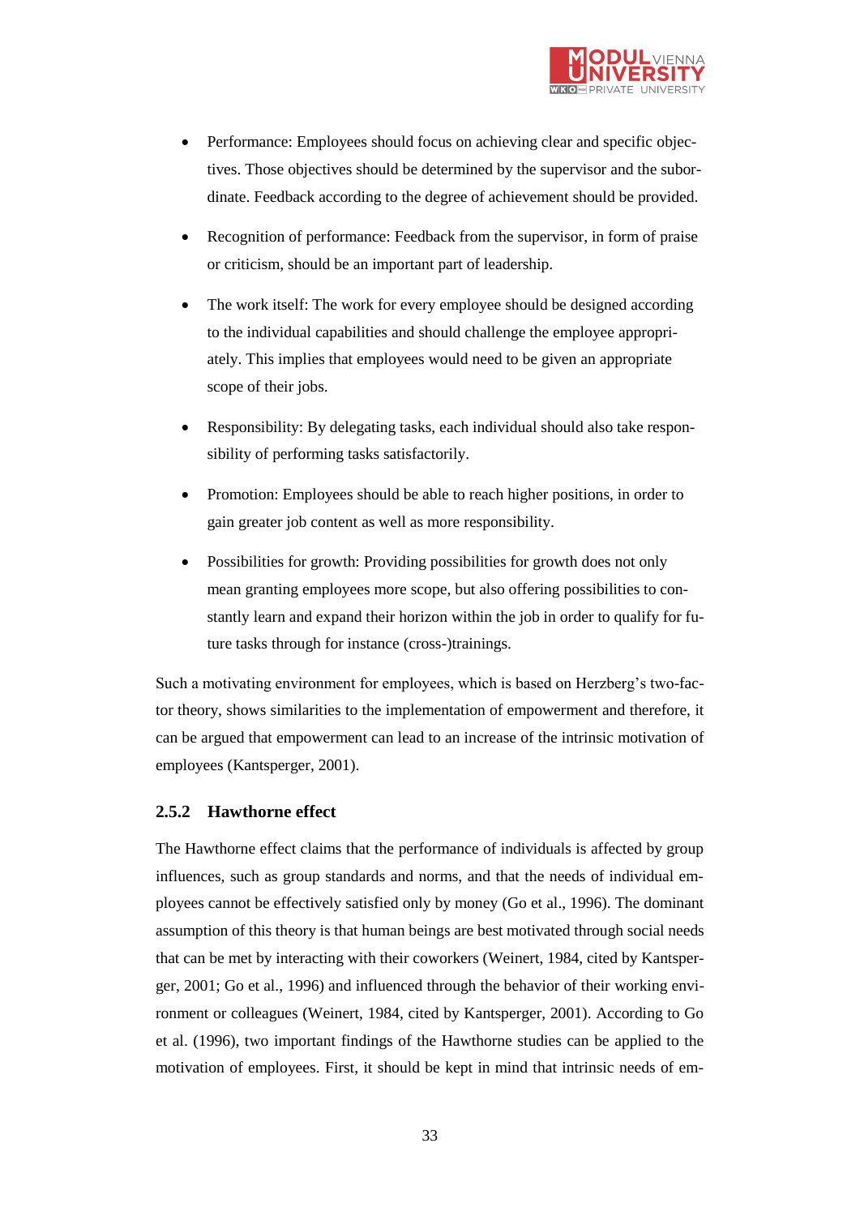- Performance: Employees should focus on achieving clear and specific objectives. Those objectives should be determined by the supervisor and the subordinate. Feedback according to the degree of achievement should be provided.

- Recognition of performance: Feedback from the supervisor, in form of praise or criticism, should be an important part of leadership.

- The work itself: The work for every employee should be designed according to the individual capabilities and should challenge the employee appropriately. This implies that employees would need to be given an appropriate scope of their jobs.

- Responsibility: By delegating tasks, each individual should also take responsibility of performing tasks satisfactorily.

- Promotion: Employees should be able to reach higher positions, in order to gain greater job content as well as more responsibility.

- Possibilities for growth: Providing possibilities for growth does not only mean granting employees more scope, but also offering possibilities to constantly learn and expand their horizon within the job in order to qualify for future tasks through for instance (cross-)trainings.

Such a motivating environment for employees, which is based on Herzberg's two-factor theory, shows similarities to the implementation of empowerment and therefore, it can be argued that empowerment can lead to an increase of the intrinsic motivation of employees (Kantsperger, 2001).

### 2.5.2 Hawthorne effect

The Hawthorne effect claims that the performance of individuals is affected by group influences, such as group standards and norms, and that the needs of individual employees cannot be effectively satisfied only by money (Go et al., 1996). The dominant assumption of this theory is that human beings are best motivated through social needs that can be met by interacting with their coworkers (Weinert, 1984, cited by Kantsperger, 2001; Go et al., 1996) and influenced through the behavior of their working environment or colleagues (Weinert, 1984, cited by Kantsperger, 2001). According to Go et al. (1996), two important findings of the Hawthorne studies can be applied to the motivation of employees. First, it should be kept in mind that intrinsic needs of em-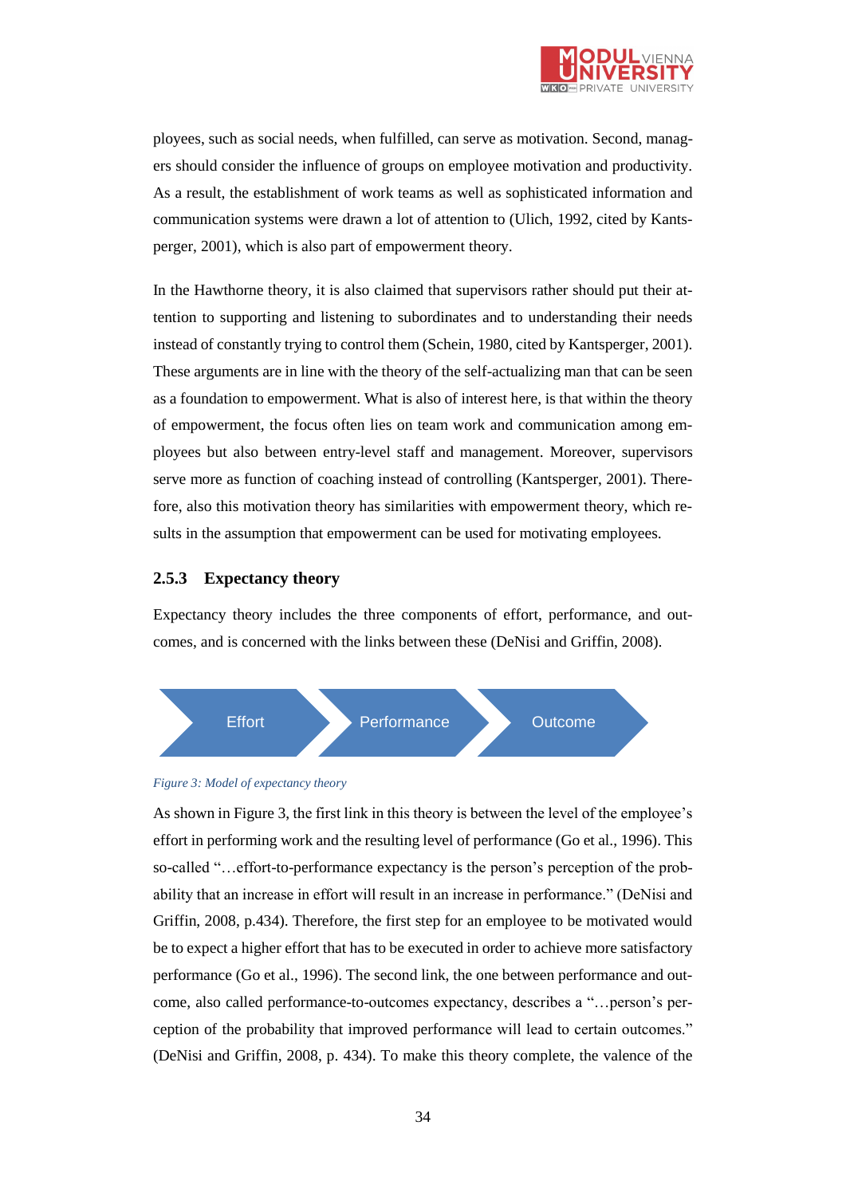ployees, such as social needs, when fulfilled, can serve as motivation. Second, managers should consider the influence of groups on employee motivation and productivity. As a result, the establishment of work teams as well as sophisticated information and communication systems were drawn a lot of attention to (Ulich, 1992, cited by Kantsperger, 2001), which is also part of empowerment theory.

In the Hawthorne theory, it is also claimed that supervisors rather should put their attention to supporting and listening to subordinates and to understanding their needs instead of constantly trying to control them (Schein, 1980, cited by Kantsperger, 2001). These arguments are in line with the theory of the self-actualizing man that can be seen as a foundation to empowerment. What is also of interest here, is that within the theory of empowerment, the focus often lies on team work and communication among employees but also between entry-level staff and management. Moreover, supervisors serve more as function of coaching instead of controlling (Kantsperger, 2001). Therefore, also this motivation theory has similarities with empowerment theory, which results in the assumption that empowerment can be used for motivating employees.

### 2.5.3 Expectancy theory

Expectancy theory includes the three components of effort, performance, and outcomes, and is concerned with the links between these (DeNisi and Griffin, 2008).

Effort → Performance → Outcome

*Figure 3: Model of expectancy theory*

As shown in Figure 3, the first link in this theory is between the level of the employee's effort in performing work and the resulting level of performance (Go et al., 1996). This so-called "…effort-to-performance expectancy is the person's perception of the probability that an increase in effort will result in an increase in performance." (DeNisi and Griffin, 2008, p.434). Therefore, the first step for an employee to be motivated would be to expect a higher effort that has to be executed in order to achieve more satisfactory performance (Go et al., 1996). The second link, the one between performance and outcome, also called performance-to-outcomes expectancy, describes a "…person's perception of the probability that improved performance will lead to certain outcomes." (DeNisi and Griffin, 2008, p. 434). To make this theory complete, the valence of the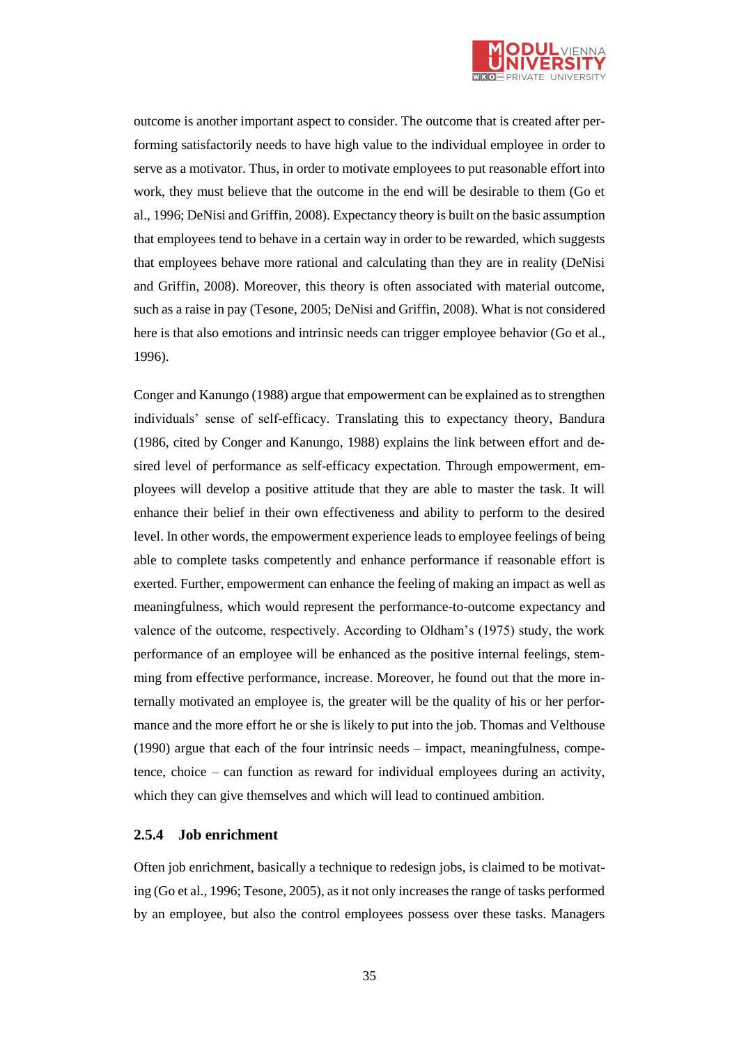outcome is another important aspect to consider. The outcome that is created after performing satisfactorily needs to have high value to the individual employee in order to serve as a motivator. Thus, in order to motivate employees to put reasonable effort into work, they must believe that the outcome in the end will be desirable to them (Go et al., 1996; DeNisi and Griffin, 2008). Expectancy theory is built on the basic assumption that employees tend to behave in a certain way in order to be rewarded, which suggests that employees behave more rational and calculating than they are in reality (DeNisi and Griffin, 2008). Moreover, this theory is often associated with material outcome, such as a raise in pay (Tesone, 2005; DeNisi and Griffin, 2008). What is not considered here is that also emotions and intrinsic needs can trigger employee behavior (Go et al., 1996).

Conger and Kanungo (1988) argue that empowerment can be explained as to strengthen individuals' sense of self-efficacy. Translating this to expectancy theory, Bandura (1986, cited by Conger and Kanungo, 1988) explains the link between effort and desired level of performance as self-efficacy expectation. Through empowerment, employees will develop a positive attitude that they are able to master the task. It will enhance their belief in their own effectiveness and ability to perform to the desired level. In other words, the empowerment experience leads to employee feelings of being able to complete tasks competently and enhance performance if reasonable effort is exerted. Further, empowerment can enhance the feeling of making an impact as well as meaningfulness, which would represent the performance-to-outcome expectancy and valence of the outcome, respectively. According to Oldham's (1975) study, the work performance of an employee will be enhanced as the positive internal feelings, stemming from effective performance, increase. Moreover, he found out that the more internally motivated an employee is, the greater will be the quality of his or her performance and the more effort he or she is likely to put into the job. Thomas and Velthouse (1990) argue that each of the four intrinsic needs – impact, meaningfulness, competence, choice – can function as reward for individual employees during an activity, which they can give themselves and which will lead to continued ambition.

### 2.5.4 Job enrichment

Often job enrichment, basically a technique to redesign jobs, is claimed to be motivating (Go et al., 1996; Tesone, 2005), as it not only increases the range of tasks performed by an employee, but also the control employees possess over these tasks. Managers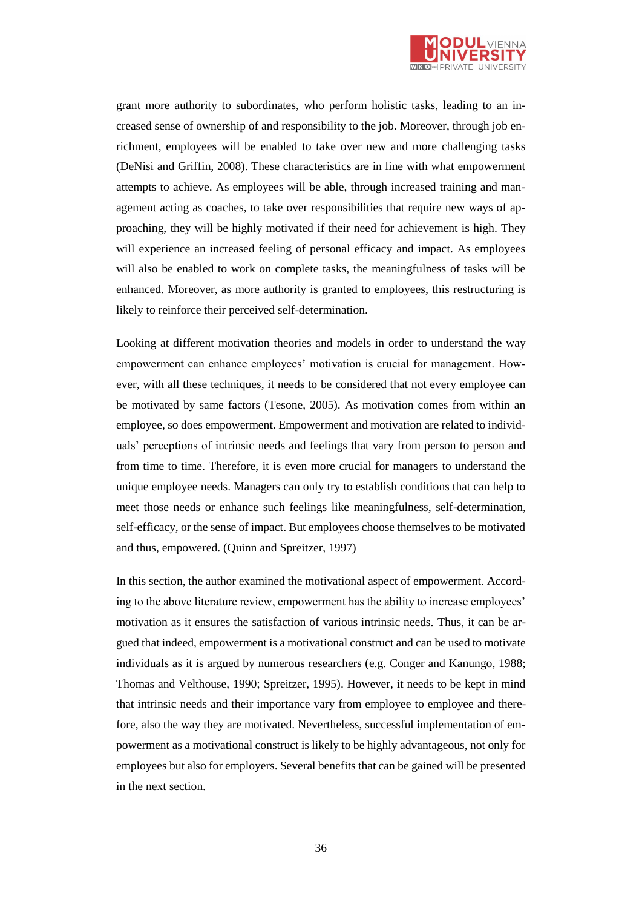grant more authority to subordinates, who perform holistic tasks, leading to an increased sense of ownership of and responsibility to the job. Moreover, through job enrichment, employees will be enabled to take over new and more challenging tasks (DeNisi and Griffin, 2008). These characteristics are in line with what empowerment attempts to achieve. As employees will be able, through increased training and management acting as coaches, to take over responsibilities that require new ways of approaching, they will be highly motivated if their need for achievement is high. They will experience an increased feeling of personal efficacy and impact. As employees will also be enabled to work on complete tasks, the meaningfulness of tasks will be enhanced. Moreover, as more authority is granted to employees, this restructuring is likely to reinforce their perceived self-determination.

Looking at different motivation theories and models in order to understand the way empowerment can enhance employees' motivation is crucial for management. However, with all these techniques, it needs to be considered that not every employee can be motivated by same factors (Tesone, 2005). As motivation comes from within an employee, so does empowerment. Empowerment and motivation are related to individuals' perceptions of intrinsic needs and feelings that vary from person to person and from time to time. Therefore, it is even more crucial for managers to understand the unique employee needs. Managers can only try to establish conditions that can help to meet those needs or enhance such feelings like meaningfulness, self-determination, self-efficacy, or the sense of impact. But employees choose themselves to be motivated and thus, empowered. (Quinn and Spreitzer, 1997)

In this section, the author examined the motivational aspect of empowerment. According to the above literature review, empowerment has the ability to increase employees' motivation as it ensures the satisfaction of various intrinsic needs. Thus, it can be argued that indeed, empowerment is a motivational construct and can be used to motivate individuals as it is argued by numerous researchers (e.g. Conger and Kanungo, 1988; Thomas and Velthouse, 1990; Spreitzer, 1995). However, it needs to be kept in mind that intrinsic needs and their importance vary from employee to employee and therefore, also the way they are motivated. Nevertheless, successful implementation of empowerment as a motivational construct is likely to be highly advantageous, not only for employees but also for employers. Several benefits that can be gained will be presented in the next section.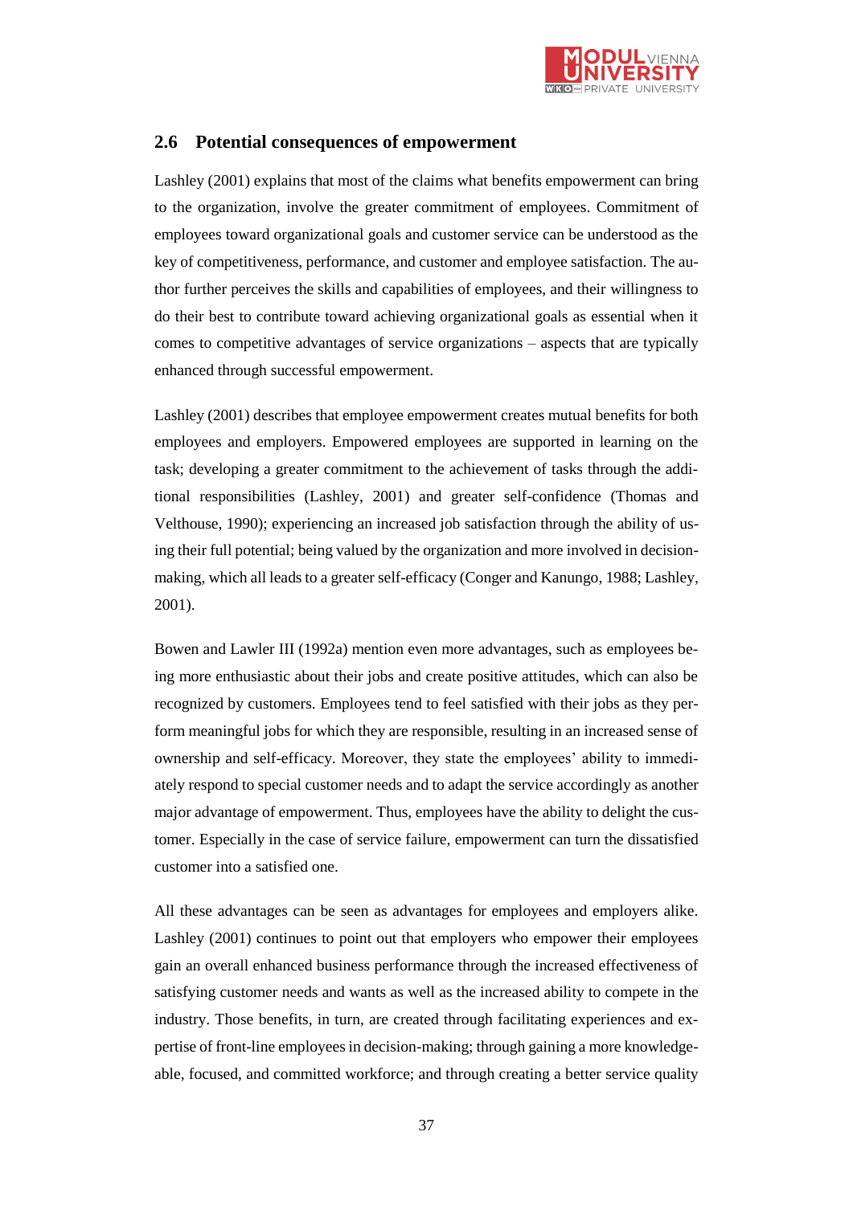## 2.6 Potential consequences of empowerment

Lashley (2001) explains that most of the claims what benefits empowerment can bring to the organization, involve the greater commitment of employees. Commitment of employees toward organizational goals and customer service can be understood as the key of competitiveness, performance, and customer and employee satisfaction. The author further perceives the skills and capabilities of employees, and their willingness to do their best to contribute toward achieving organizational goals as essential when it comes to competitive advantages of service organizations – aspects that are typically enhanced through successful empowerment.

Lashley (2001) describes that employee empowerment creates mutual benefits for both employees and employers. Empowered employees are supported in learning on the task; developing a greater commitment to the achievement of tasks through the additional responsibilities (Lashley, 2001) and greater self-confidence (Thomas and Velthouse, 1990); experiencing an increased job satisfaction through the ability of using their full potential; being valued by the organization and more involved in decision-making, which all leads to a greater self-efficacy (Conger and Kanungo, 1988; Lashley, 2001).

Bowen and Lawler III (1992a) mention even more advantages, such as employees being more enthusiastic about their jobs and create positive attitudes, which can also be recognized by customers. Employees tend to feel satisfied with their jobs as they perform meaningful jobs for which they are responsible, resulting in an increased sense of ownership and self-efficacy. Moreover, they state the employees' ability to immediately respond to special customer needs and to adapt the service accordingly as another major advantage of empowerment. Thus, employees have the ability to delight the customer. Especially in the case of service failure, empowerment can turn the dissatisfied customer into a satisfied one.

All these advantages can be seen as advantages for employees and employers alike. Lashley (2001) continues to point out that employers who empower their employees gain an overall enhanced business performance through the increased effectiveness of satisfying customer needs and wants as well as the increased ability to compete in the industry. Those benefits, in turn, are created through facilitating experiences and expertise of front-line employees in decision-making; through gaining a more knowledgeable, focused, and committed workforce; and through creating a better service quality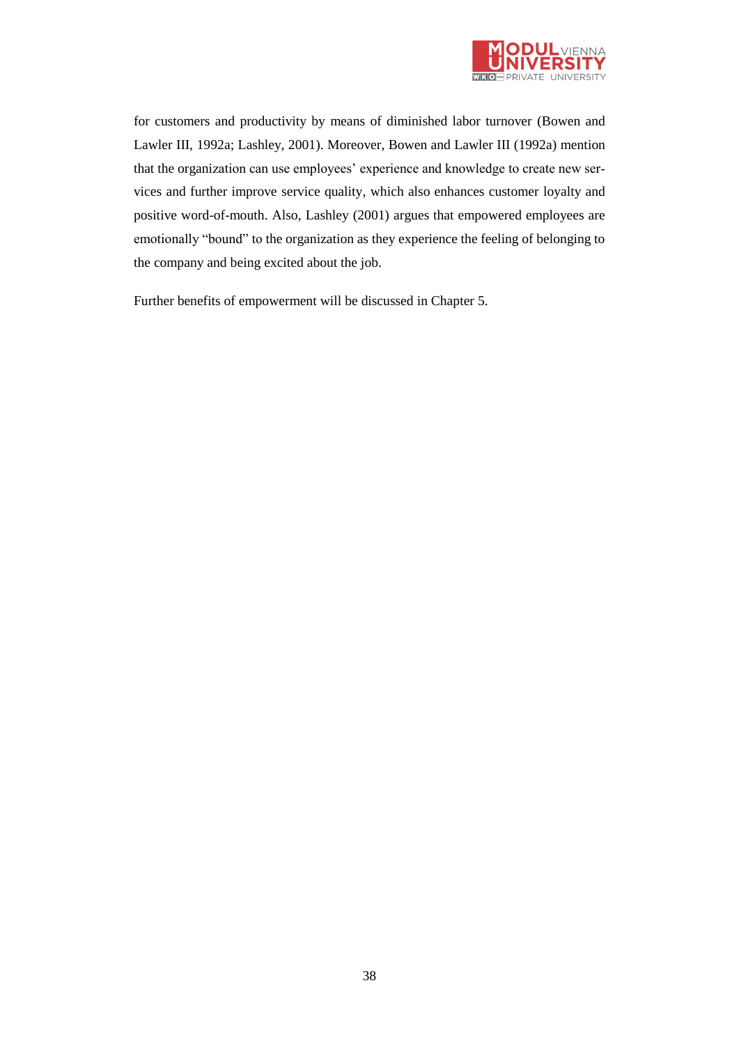for customers and productivity by means of diminished labor turnover (Bowen and Lawler III, 1992a; Lashley, 2001). Moreover, Bowen and Lawler III (1992a) mention that the organization can use employees' experience and knowledge to create new services and further improve service quality, which also enhances customer loyalty and positive word-of-mouth. Also, Lashley (2001) argues that empowered employees are emotionally "bound" to the organization as they experience the feeling of belonging to the company and being excited about the job.

Further benefits of empowerment will be discussed in Chapter 5.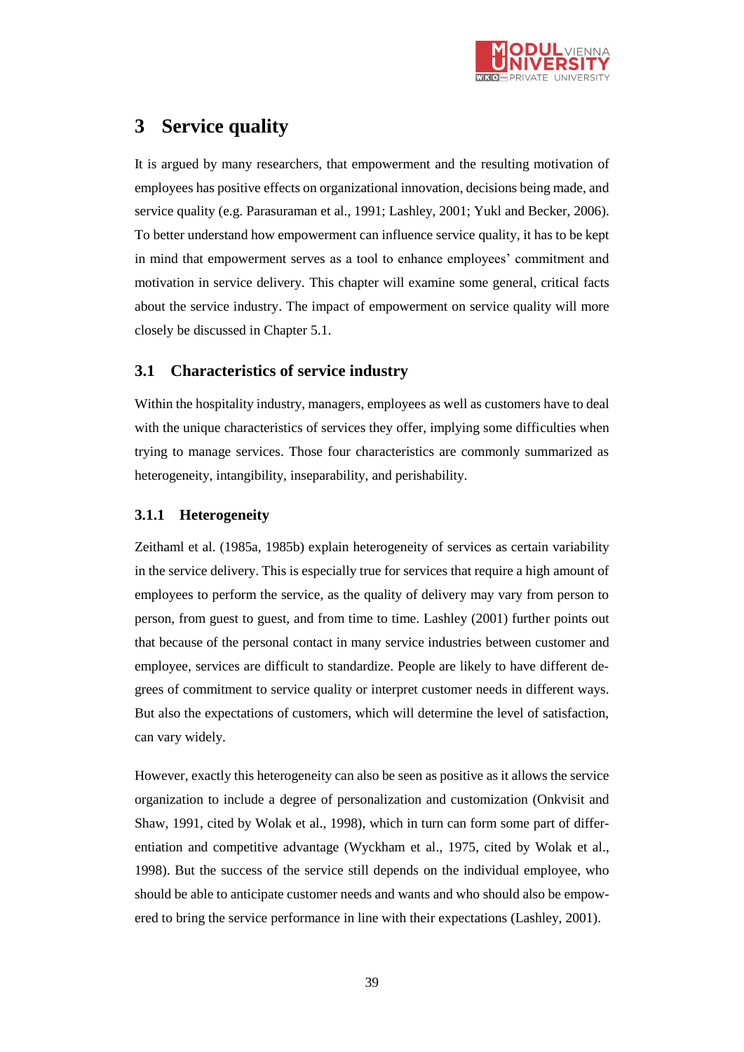# 3 Service quality

It is argued by many researchers, that empowerment and the resulting motivation of employees has positive effects on organizational innovation, decisions being made, and service quality (e.g. Parasuraman et al., 1991; Lashley, 2001; Yukl and Becker, 2006). To better understand how empowerment can influence service quality, it has to be kept in mind that empowerment serves as a tool to enhance employees' commitment and motivation in service delivery. This chapter will examine some general, critical facts about the service industry. The impact of empowerment on service quality will more closely be discussed in Chapter 5.1.

## 3.1 Characteristics of service industry

Within the hospitality industry, managers, employees as well as customers have to deal with the unique characteristics of services they offer, implying some difficulties when trying to manage services. Those four characteristics are commonly summarized as heterogeneity, intangibility, inseparability, and perishability.

### 3.1.1 Heterogeneity

Zeithaml et al. (1985a, 1985b) explain heterogeneity of services as certain variability in the service delivery. This is especially true for services that require a high amount of employees to perform the service, as the quality of delivery may vary from person to person, from guest to guest, and from time to time. Lashley (2001) further points out that because of the personal contact in many service industries between customer and employee, services are difficult to standardize. People are likely to have different degrees of commitment to service quality or interpret customer needs in different ways. But also the expectations of customers, which will determine the level of satisfaction, can vary widely.

However, exactly this heterogeneity can also be seen as positive as it allows the service organization to include a degree of personalization and customization (Onkvisit and Shaw, 1991, cited by Wolak et al., 1998), which in turn can form some part of differentiation and competitive advantage (Wyckham et al., 1975, cited by Wolak et al., 1998). But the success of the service still depends on the individual employee, who should be able to anticipate customer needs and wants and who should also be empowered to bring the service performance in line with their expectations (Lashley, 2001).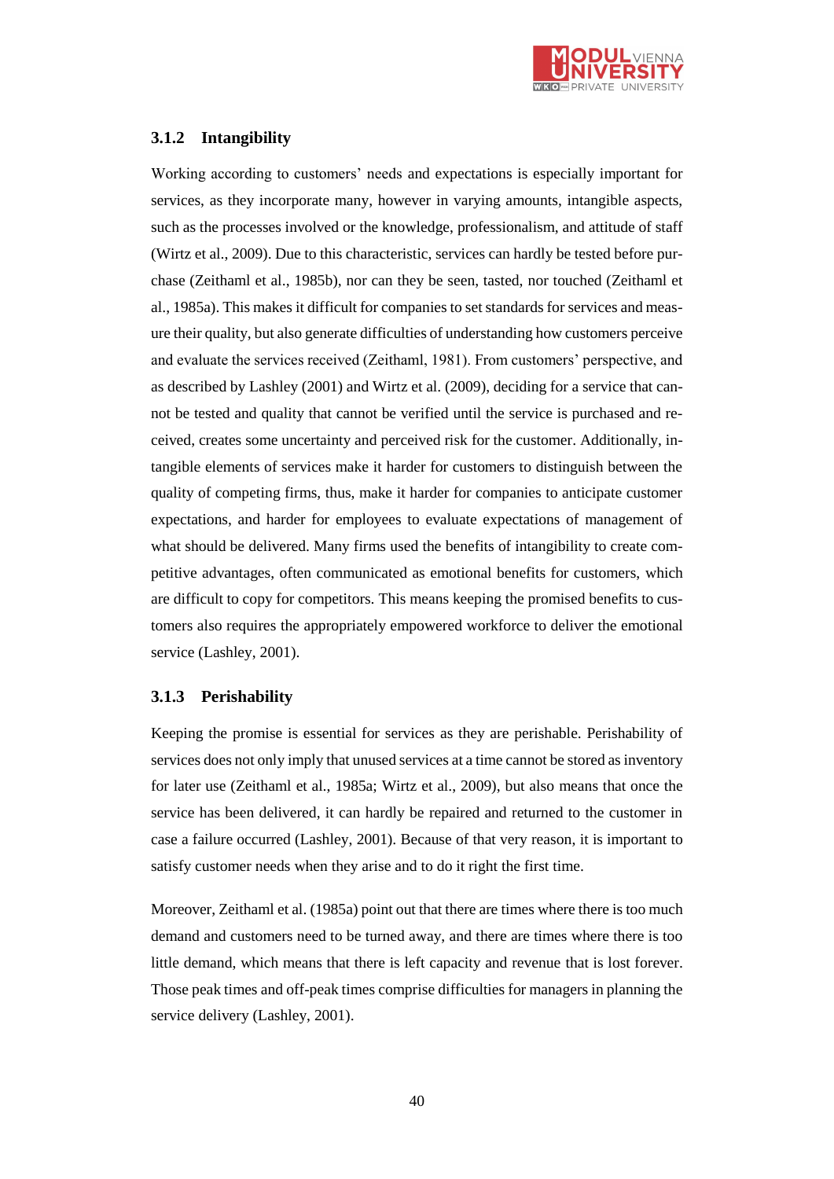### 3.1.2 Intangibility

Working according to customers' needs and expectations is especially important for services, as they incorporate many, however in varying amounts, intangible aspects, such as the processes involved or the knowledge, professionalism, and attitude of staff (Wirtz et al., 2009). Due to this characteristic, services can hardly be tested before purchase (Zeithaml et al., 1985b), nor can they be seen, tasted, nor touched (Zeithaml et al., 1985a). This makes it difficult for companies to set standards for services and measure their quality, but also generate difficulties of understanding how customers perceive and evaluate the services received (Zeithaml, 1981). From customers' perspective, and as described by Lashley (2001) and Wirtz et al. (2009), deciding for a service that cannot be tested and quality that cannot be verified until the service is purchased and received, creates some uncertainty and perceived risk for the customer. Additionally, intangible elements of services make it harder for customers to distinguish between the quality of competing firms, thus, make it harder for companies to anticipate customer expectations, and harder for employees to evaluate expectations of management of what should be delivered. Many firms used the benefits of intangibility to create competitive advantages, often communicated as emotional benefits for customers, which are difficult to copy for competitors. This means keeping the promised benefits to customers also requires the appropriately empowered workforce to deliver the emotional service (Lashley, 2001).

### 3.1.3 Perishability

Keeping the promise is essential for services as they are perishable. Perishability of services does not only imply that unused services at a time cannot be stored as inventory for later use (Zeithaml et al., 1985a; Wirtz et al., 2009), but also means that once the service has been delivered, it can hardly be repaired and returned to the customer in case a failure occurred (Lashley, 2001). Because of that very reason, it is important to satisfy customer needs when they arise and to do it right the first time.

Moreover, Zeithaml et al. (1985a) point out that there are times where there is too much demand and customers need to be turned away, and there are times where there is too little demand, which means that there is left capacity and revenue that is lost forever. Those peak times and off-peak times comprise difficulties for managers in planning the service delivery (Lashley, 2001).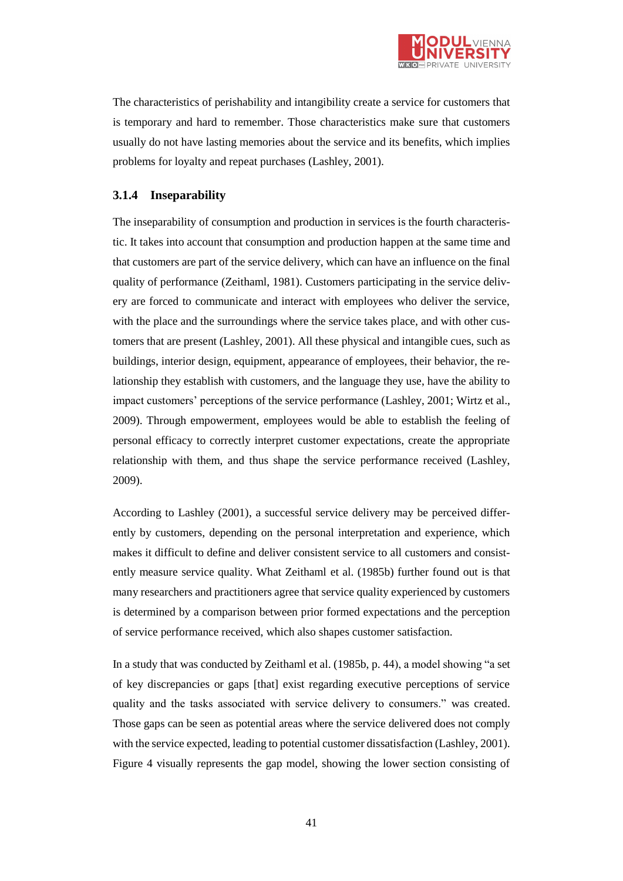The characteristics of perishability and intangibility create a service for customers that is temporary and hard to remember. Those characteristics make sure that customers usually do not have lasting memories about the service and its benefits, which implies problems for loyalty and repeat purchases (Lashley, 2001).

### 3.1.4 Inseparability

The inseparability of consumption and production in services is the fourth characteristic. It takes into account that consumption and production happen at the same time and that customers are part of the service delivery, which can have an influence on the final quality of performance (Zeithaml, 1981). Customers participating in the service delivery are forced to communicate and interact with employees who deliver the service, with the place and the surroundings where the service takes place, and with other customers that are present (Lashley, 2001). All these physical and intangible cues, such as buildings, interior design, equipment, appearance of employees, their behavior, the relationship they establish with customers, and the language they use, have the ability to impact customers' perceptions of the service performance (Lashley, 2001; Wirtz et al., 2009). Through empowerment, employees would be able to establish the feeling of personal efficacy to correctly interpret customer expectations, create the appropriate relationship with them, and thus shape the service performance received (Lashley, 2009).

According to Lashley (2001), a successful service delivery may be perceived differently by customers, depending on the personal interpretation and experience, which makes it difficult to define and deliver consistent service to all customers and consistently measure service quality. What Zeithaml et al. (1985b) further found out is that many researchers and practitioners agree that service quality experienced by customers is determined by a comparison between prior formed expectations and the perception of service performance received, which also shapes customer satisfaction.

In a study that was conducted by Zeithaml et al. (1985b, p. 44), a model showing "a set of key discrepancies or gaps [that] exist regarding executive perceptions of service quality and the tasks associated with service delivery to consumers." was created. Those gaps can be seen as potential areas where the service delivered does not comply with the service expected, leading to potential customer dissatisfaction (Lashley, 2001). Figure 4 visually represents the gap model, showing the lower section consisting of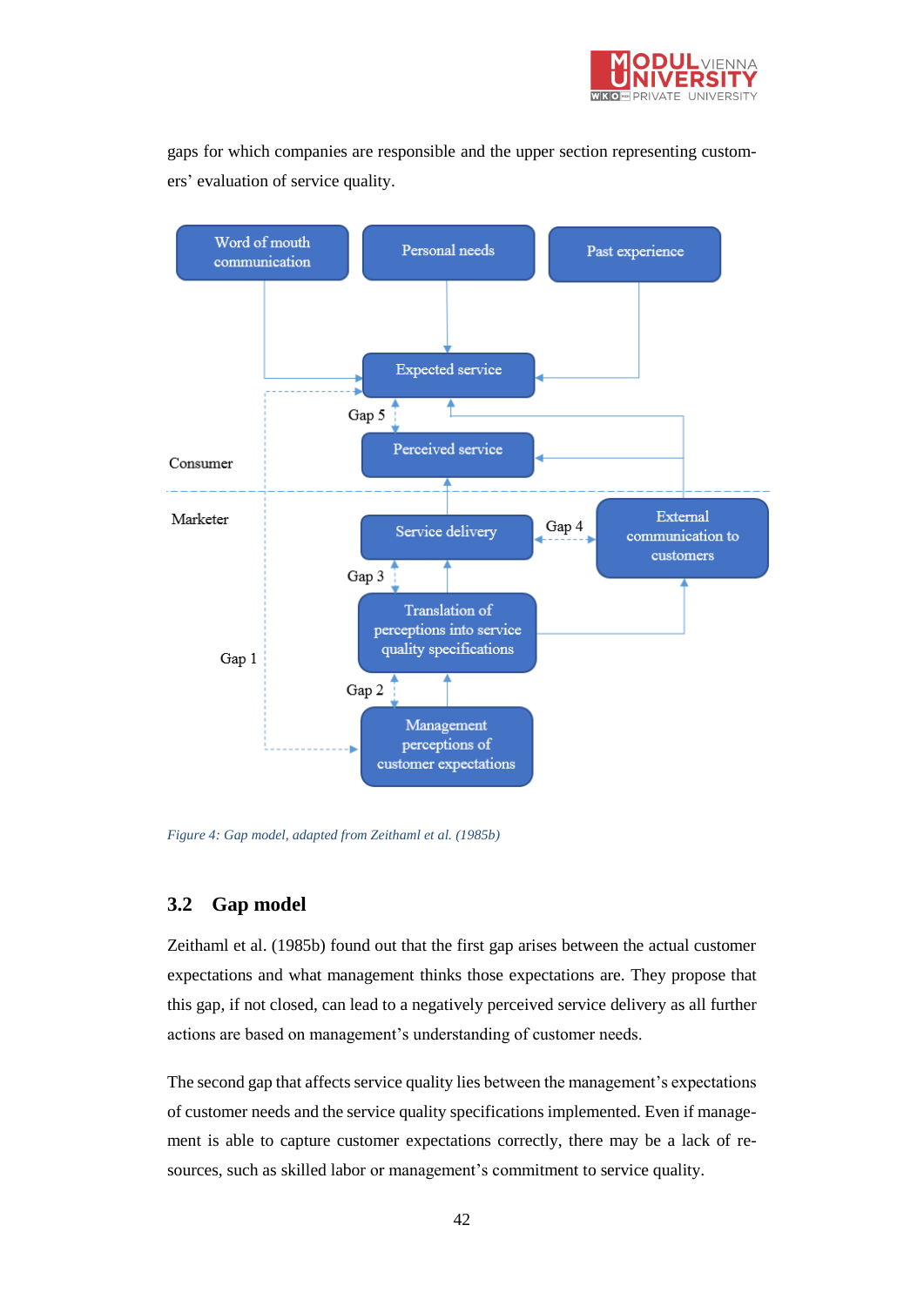gaps for which companies are responsible and the upper section representing customers' evaluation of service quality.

Figure 4: Gap model, adapted from Zeithaml et al. (1985b)

## 3.2 Gap model

Zeithaml et al. (1985b) found out that the first gap arises between the actual customer expectations and what management thinks those expectations are. They propose that this gap, if not closed, can lead to a negatively perceived service delivery as all further actions are based on management's understanding of customer needs.

The second gap that affects service quality lies between the management's expectations of customer needs and the service quality specifications implemented. Even if management is able to capture customer expectations correctly, there may be a lack of resources, such as skilled labor or management's commitment to service quality.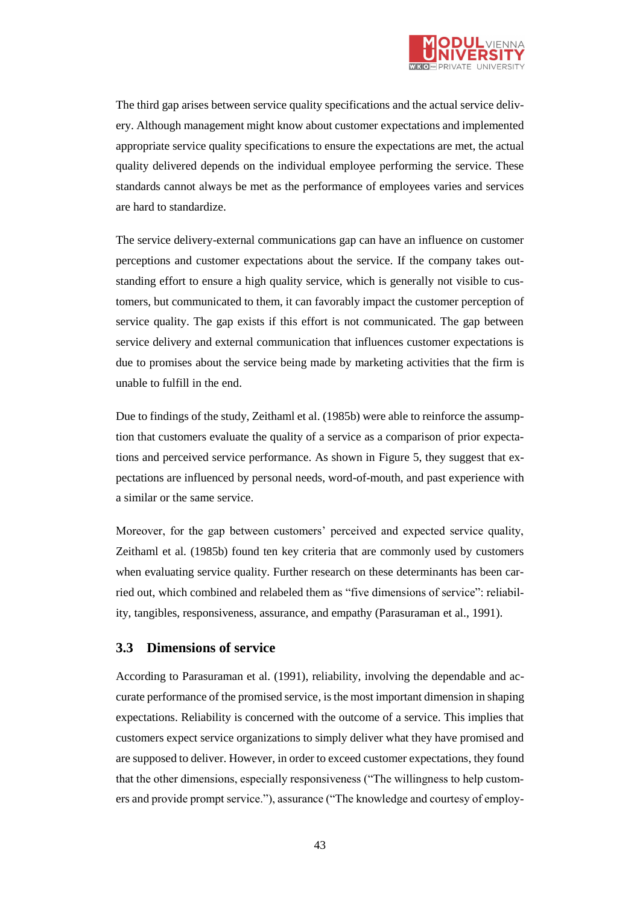The third gap arises between service quality specifications and the actual service delivery. Although management might know about customer expectations and implemented appropriate service quality specifications to ensure the expectations are met, the actual quality delivered depends on the individual employee performing the service. These standards cannot always be met as the performance of employees varies and services are hard to standardize.

The service delivery-external communications gap can have an influence on customer perceptions and customer expectations about the service. If the company takes outstanding effort to ensure a high quality service, which is generally not visible to customers, but communicated to them, it can favorably impact the customer perception of service quality. The gap exists if this effort is not communicated. The gap between service delivery and external communication that influences customer expectations is due to promises about the service being made by marketing activities that the firm is unable to fulfill in the end.

Due to findings of the study, Zeithaml et al. (1985b) were able to reinforce the assumption that customers evaluate the quality of a service as a comparison of prior expectations and perceived service performance. As shown in Figure 5, they suggest that expectations are influenced by personal needs, word-of-mouth, and past experience with a similar or the same service.

Moreover, for the gap between customers' perceived and expected service quality, Zeithaml et al. (1985b) found ten key criteria that are commonly used by customers when evaluating service quality. Further research on these determinants has been carried out, which combined and relabeled them as "five dimensions of service": reliability, tangibles, responsiveness, assurance, and empathy (Parasuraman et al., 1991).

## 3.3 Dimensions of service

According to Parasuraman et al. (1991), reliability, involving the dependable and accurate performance of the promised service, is the most important dimension in shaping expectations. Reliability is concerned with the outcome of a service. This implies that customers expect service organizations to simply deliver what they have promised and are supposed to deliver. However, in order to exceed customer expectations, they found that the other dimensions, especially responsiveness ("The willingness to help customers and provide prompt service."), assurance ("The knowledge and courtesy of employ-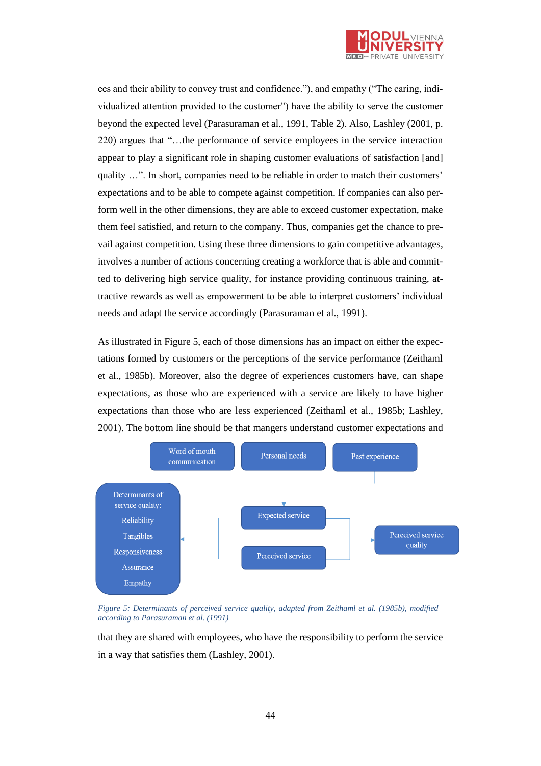ees and their ability to convey trust and confidence.”), and empathy (“The caring, individualized attention provided to the customer”) have the ability to serve the customer beyond the expected level (Parasuraman et al., 1991, Table 2). Also, Lashley (2001, p. 220) argues that “…the performance of service employees in the service interaction appear to play a significant role in shaping customer evaluations of satisfaction [and] quality …”. In short, companies need to be reliable in order to match their customers’ expectations and to be able to compete against competition. If companies can also perform well in the other dimensions, they are able to exceed customer expectation, make them feel satisfied, and return to the company. Thus, companies get the chance to prevail against competition. Using these three dimensions to gain competitive advantages, involves a number of actions concerning creating a workforce that is able and committed to delivering high service quality, for instance providing continuous training, attractive rewards as well as empowerment to be able to interpret customers’ individual needs and adapt the service accordingly (Parasuraman et al., 1991).

As illustrated in Figure 5, each of those dimensions has an impact on either the expectations formed by customers or the perceptions of the service performance (Zeithaml et al., 1985b). Moreover, also the degree of experiences customers have, can shape expectations, as those who are experienced with a service are likely to have higher expectations than those who are less experienced (Zeithaml et al., 1985b; Lashley, 2001). The bottom line should be that mangers understand customer expectations and

Word of mouth communication | Personal needs | Past experience

Determinants of service quality: Reliability, Tangibles, Responsiveness, Assurance, Empathy

Expected service

Perceived service

Perceived service quality

*Figure 5: Determinants of perceived service quality, adapted from Zeithaml et al. (1985b), modified according to Parasuraman et al. (1991)*

that they are shared with employees, who have the responsibility to perform the service in a way that satisfies them (Lashley, 2001).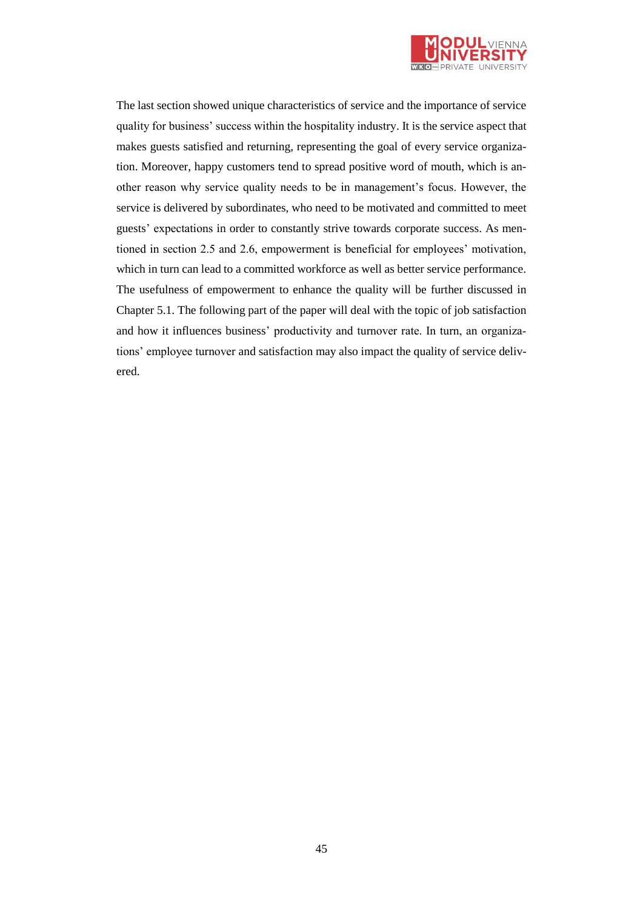The last section showed unique characteristics of service and the importance of service quality for business' success within the hospitality industry. It is the service aspect that makes guests satisfied and returning, representing the goal of every service organization. Moreover, happy customers tend to spread positive word of mouth, which is another reason why service quality needs to be in management's focus. However, the service is delivered by subordinates, who need to be motivated and committed to meet guests' expectations in order to constantly strive towards corporate success. As mentioned in section 2.5 and 2.6, empowerment is beneficial for employees' motivation, which in turn can lead to a committed workforce as well as better service performance. The usefulness of empowerment to enhance the quality will be further discussed in Chapter 5.1. The following part of the paper will deal with the topic of job satisfaction and how it influences business' productivity and turnover rate. In turn, an organizations' employee turnover and satisfaction may also impact the quality of service delivered.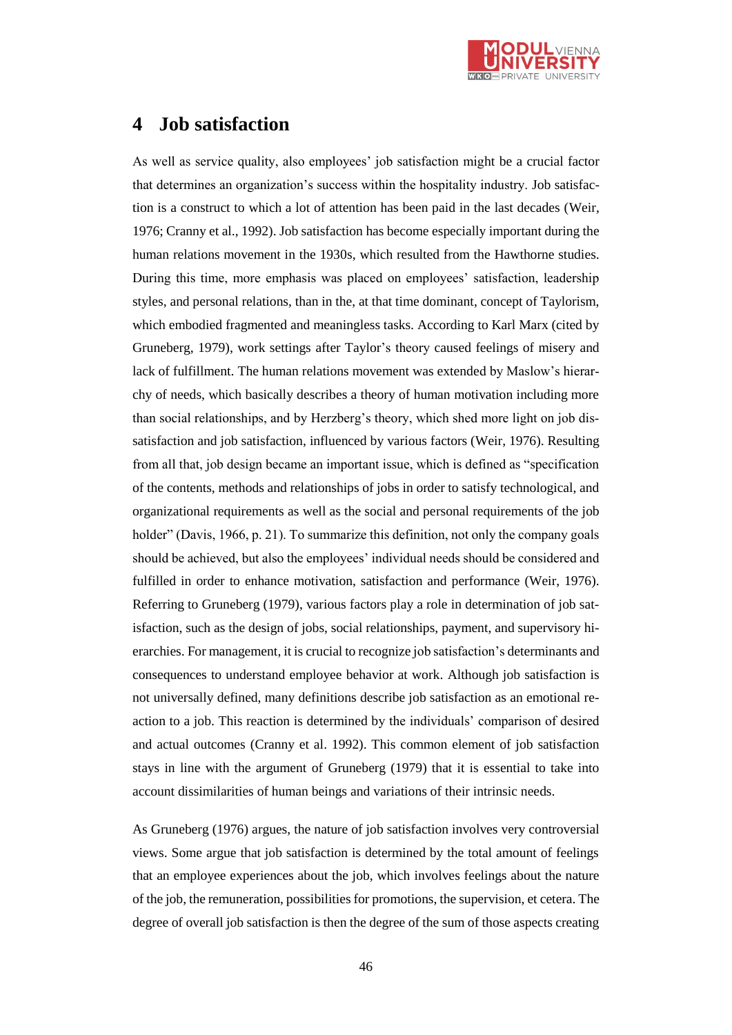# 4 Job satisfaction

As well as service quality, also employees' job satisfaction might be a crucial factor that determines an organization's success within the hospitality industry. Job satisfaction is a construct to which a lot of attention has been paid in the last decades (Weir, 1976; Cranny et al., 1992). Job satisfaction has become especially important during the human relations movement in the 1930s, which resulted from the Hawthorne studies. During this time, more emphasis was placed on employees' satisfaction, leadership styles, and personal relations, than in the, at that time dominant, concept of Taylorism, which embodied fragmented and meaningless tasks. According to Karl Marx (cited by Gruneberg, 1979), work settings after Taylor's theory caused feelings of misery and lack of fulfillment. The human relations movement was extended by Maslow's hierarchy of needs, which basically describes a theory of human motivation including more than social relationships, and by Herzberg's theory, which shed more light on job dissatisfaction and job satisfaction, influenced by various factors (Weir, 1976). Resulting from all that, job design became an important issue, which is defined as "specification of the contents, methods and relationships of jobs in order to satisfy technological, and organizational requirements as well as the social and personal requirements of the job holder" (Davis, 1966, p. 21). To summarize this definition, not only the company goals should be achieved, but also the employees' individual needs should be considered and fulfilled in order to enhance motivation, satisfaction and performance (Weir, 1976). Referring to Gruneberg (1979), various factors play a role in determination of job satisfaction, such as the design of jobs, social relationships, payment, and supervisory hierarchies. For management, it is crucial to recognize job satisfaction's determinants and consequences to understand employee behavior at work. Although job satisfaction is not universally defined, many definitions describe job satisfaction as an emotional reaction to a job. This reaction is determined by the individuals' comparison of desired and actual outcomes (Cranny et al. 1992). This common element of job satisfaction stays in line with the argument of Gruneberg (1979) that it is essential to take into account dissimilarities of human beings and variations of their intrinsic needs.

As Gruneberg (1976) argues, the nature of job satisfaction involves very controversial views. Some argue that job satisfaction is determined by the total amount of feelings that an employee experiences about the job, which involves feelings about the nature of the job, the remuneration, possibilities for promotions, the supervision, et cetera. The degree of overall job satisfaction is then the degree of the sum of those aspects creating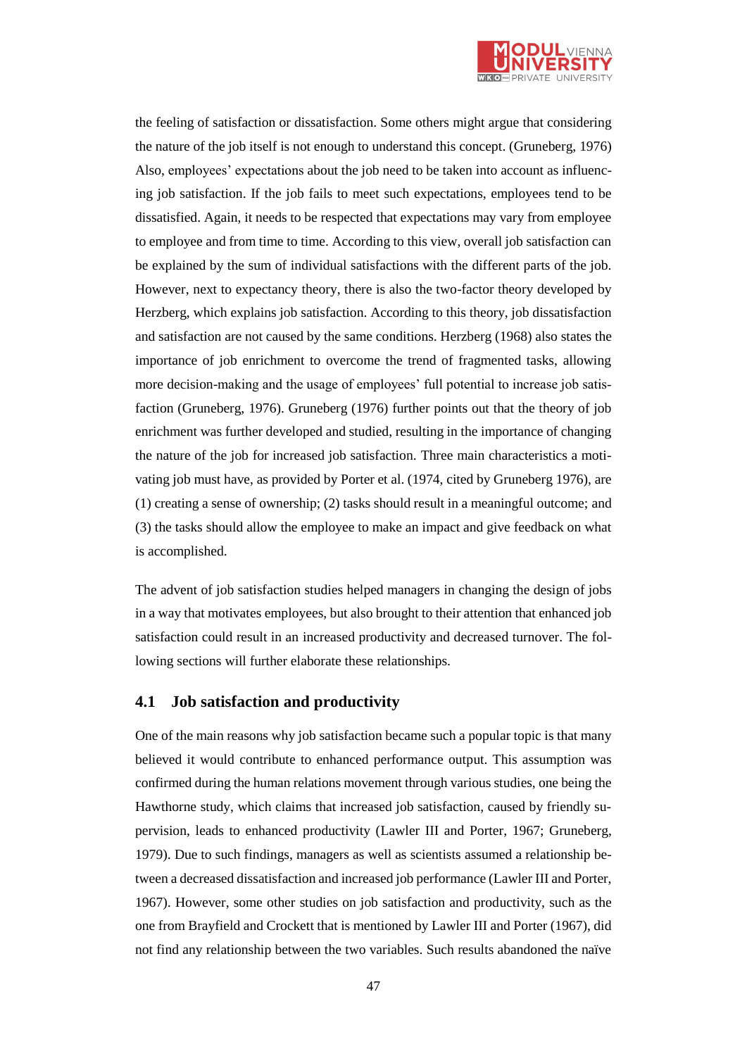the feeling of satisfaction or dissatisfaction. Some others might argue that considering the nature of the job itself is not enough to understand this concept. (Gruneberg, 1976) Also, employees' expectations about the job need to be taken into account as influencing job satisfaction. If the job fails to meet such expectations, employees tend to be dissatisfied. Again, it needs to be respected that expectations may vary from employee to employee and from time to time. According to this view, overall job satisfaction can be explained by the sum of individual satisfactions with the different parts of the job. However, next to expectancy theory, there is also the two-factor theory developed by Herzberg, which explains job satisfaction. According to this theory, job dissatisfaction and satisfaction are not caused by the same conditions. Herzberg (1968) also states the importance of job enrichment to overcome the trend of fragmented tasks, allowing more decision-making and the usage of employees' full potential to increase job satisfaction (Gruneberg, 1976). Gruneberg (1976) further points out that the theory of job enrichment was further developed and studied, resulting in the importance of changing the nature of the job for increased job satisfaction. Three main characteristics a motivating job must have, as provided by Porter et al. (1974, cited by Gruneberg 1976), are (1) creating a sense of ownership; (2) tasks should result in a meaningful outcome; and (3) the tasks should allow the employee to make an impact and give feedback on what is accomplished.

The advent of job satisfaction studies helped managers in changing the design of jobs in a way that motivates employees, but also brought to their attention that enhanced job satisfaction could result in an increased productivity and decreased turnover. The following sections will further elaborate these relationships.

## 4.1 Job satisfaction and productivity

One of the main reasons why job satisfaction became such a popular topic is that many believed it would contribute to enhanced performance output. This assumption was confirmed during the human relations movement through various studies, one being the Hawthorne study, which claims that increased job satisfaction, caused by friendly supervision, leads to enhanced productivity (Lawler III and Porter, 1967; Gruneberg, 1979). Due to such findings, managers as well as scientists assumed a relationship between a decreased dissatisfaction and increased job performance (Lawler III and Porter, 1967). However, some other studies on job satisfaction and productivity, such as the one from Brayfield and Crockett that is mentioned by Lawler III and Porter (1967), did not find any relationship between the two variables. Such results abandoned the naïve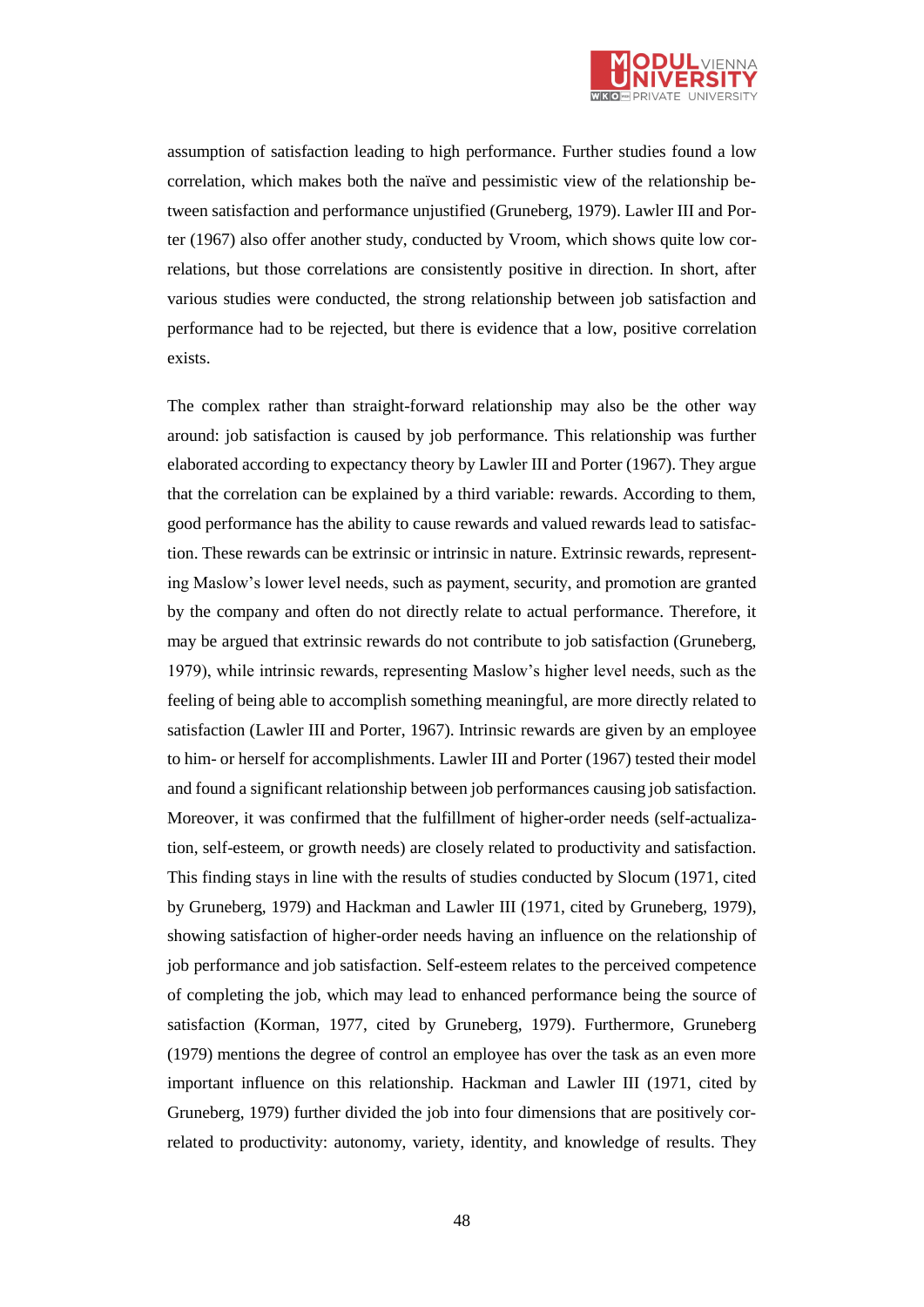assumption of satisfaction leading to high performance. Further studies found a low correlation, which makes both the naïve and pessimistic view of the relationship between satisfaction and performance unjustified (Gruneberg, 1979). Lawler III and Porter (1967) also offer another study, conducted by Vroom, which shows quite low correlations, but those correlations are consistently positive in direction. In short, after various studies were conducted, the strong relationship between job satisfaction and performance had to be rejected, but there is evidence that a low, positive correlation exists.

The complex rather than straight-forward relationship may also be the other way around: job satisfaction is caused by job performance. This relationship was further elaborated according to expectancy theory by Lawler III and Porter (1967). They argue that the correlation can be explained by a third variable: rewards. According to them, good performance has the ability to cause rewards and valued rewards lead to satisfaction. These rewards can be extrinsic or intrinsic in nature. Extrinsic rewards, representing Maslow's lower level needs, such as payment, security, and promotion are granted by the company and often do not directly relate to actual performance. Therefore, it may be argued that extrinsic rewards do not contribute to job satisfaction (Gruneberg, 1979), while intrinsic rewards, representing Maslow's higher level needs, such as the feeling of being able to accomplish something meaningful, are more directly related to satisfaction (Lawler III and Porter, 1967). Intrinsic rewards are given by an employee to him- or herself for accomplishments. Lawler III and Porter (1967) tested their model and found a significant relationship between job performances causing job satisfaction. Moreover, it was confirmed that the fulfillment of higher-order needs (self-actualization, self-esteem, or growth needs) are closely related to productivity and satisfaction. This finding stays in line with the results of studies conducted by Slocum (1971, cited by Gruneberg, 1979) and Hackman and Lawler III (1971, cited by Gruneberg, 1979), showing satisfaction of higher-order needs having an influence on the relationship of job performance and job satisfaction. Self-esteem relates to the perceived competence of completing the job, which may lead to enhanced performance being the source of satisfaction (Korman, 1977, cited by Gruneberg, 1979). Furthermore, Gruneberg (1979) mentions the degree of control an employee has over the task as an even more important influence on this relationship. Hackman and Lawler III (1971, cited by Gruneberg, 1979) further divided the job into four dimensions that are positively correlated to productivity: autonomy, variety, identity, and knowledge of results. They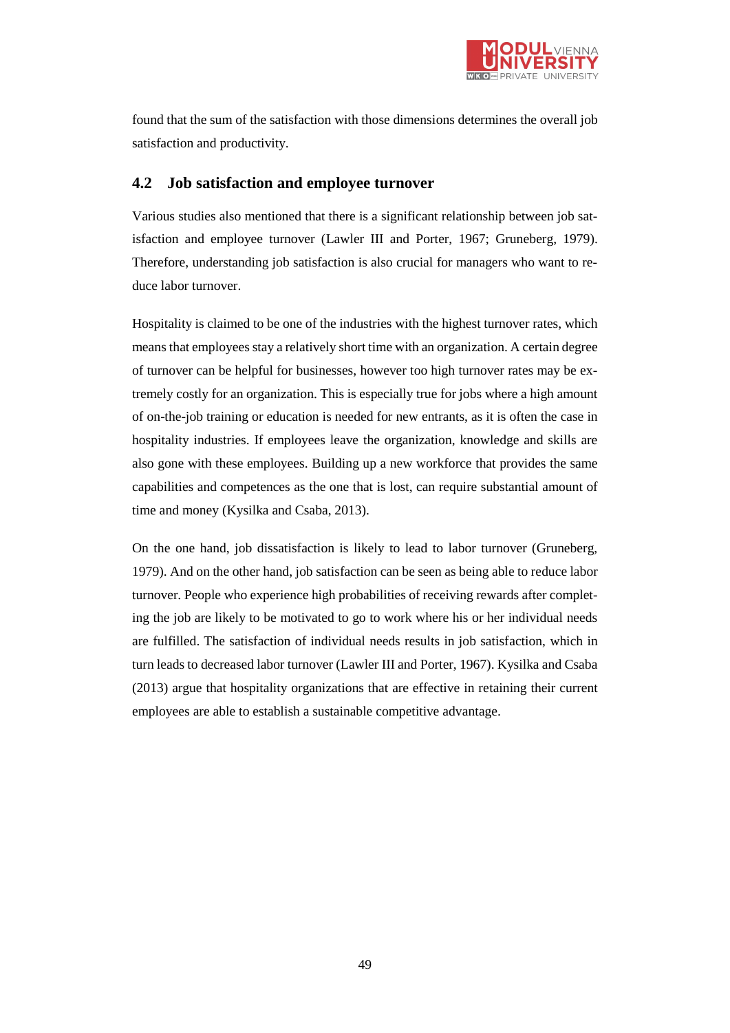found that the sum of the satisfaction with those dimensions determines the overall job satisfaction and productivity.

## 4.2 Job satisfaction and employee turnover

Various studies also mentioned that there is a significant relationship between job satisfaction and employee turnover (Lawler III and Porter, 1967; Gruneberg, 1979). Therefore, understanding job satisfaction is also crucial for managers who want to reduce labor turnover.

Hospitality is claimed to be one of the industries with the highest turnover rates, which means that employees stay a relatively short time with an organization. A certain degree of turnover can be helpful for businesses, however too high turnover rates may be extremely costly for an organization. This is especially true for jobs where a high amount of on-the-job training or education is needed for new entrants, as it is often the case in hospitality industries. If employees leave the organization, knowledge and skills are also gone with these employees. Building up a new workforce that provides the same capabilities and competences as the one that is lost, can require substantial amount of time and money (Kysilka and Csaba, 2013).

On the one hand, job dissatisfaction is likely to lead to labor turnover (Gruneberg, 1979). And on the other hand, job satisfaction can be seen as being able to reduce labor turnover. People who experience high probabilities of receiving rewards after completing the job are likely to be motivated to go to work where his or her individual needs are fulfilled. The satisfaction of individual needs results in job satisfaction, which in turn leads to decreased labor turnover (Lawler III and Porter, 1967). Kysilka and Csaba (2013) argue that hospitality organizations that are effective in retaining their current employees are able to establish a sustainable competitive advantage.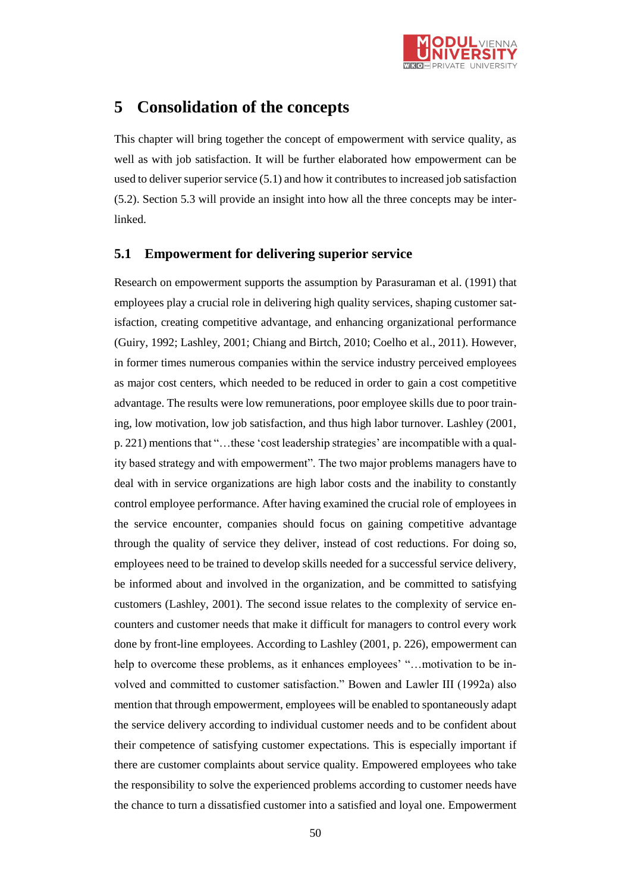# 5 Consolidation of the concepts

This chapter will bring together the concept of empowerment with service quality, as well as with job satisfaction. It will be further elaborated how empowerment can be used to deliver superior service (5.1) and how it contributes to increased job satisfaction (5.2). Section 5.3 will provide an insight into how all the three concepts may be interlinked.

## 5.1 Empowerment for delivering superior service

Research on empowerment supports the assumption by Parasuraman et al. (1991) that employees play a crucial role in delivering high quality services, shaping customer satisfaction, creating competitive advantage, and enhancing organizational performance (Guiry, 1992; Lashley, 2001; Chiang and Birtch, 2010; Coelho et al., 2011). However, in former times numerous companies within the service industry perceived employees as major cost centers, which needed to be reduced in order to gain a cost competitive advantage. The results were low remunerations, poor employee skills due to poor training, low motivation, low job satisfaction, and thus high labor turnover. Lashley (2001, p. 221) mentions that "…these 'cost leadership strategies' are incompatible with a quality based strategy and with empowerment". The two major problems managers have to deal with in service organizations are high labor costs and the inability to constantly control employee performance. After having examined the crucial role of employees in the service encounter, companies should focus on gaining competitive advantage through the quality of service they deliver, instead of cost reductions. For doing so, employees need to be trained to develop skills needed for a successful service delivery, be informed about and involved in the organization, and be committed to satisfying customers (Lashley, 2001). The second issue relates to the complexity of service encounters and customer needs that make it difficult for managers to control every work done by front-line employees. According to Lashley (2001, p. 226), empowerment can help to overcome these problems, as it enhances employees' "…motivation to be involved and committed to customer satisfaction." Bowen and Lawler III (1992a) also mention that through empowerment, employees will be enabled to spontaneously adapt the service delivery according to individual customer needs and to be confident about their competence of satisfying customer expectations. This is especially important if there are customer complaints about service quality. Empowered employees who take the responsibility to solve the experienced problems according to customer needs have the chance to turn a dissatisfied customer into a satisfied and loyal one. Empowerment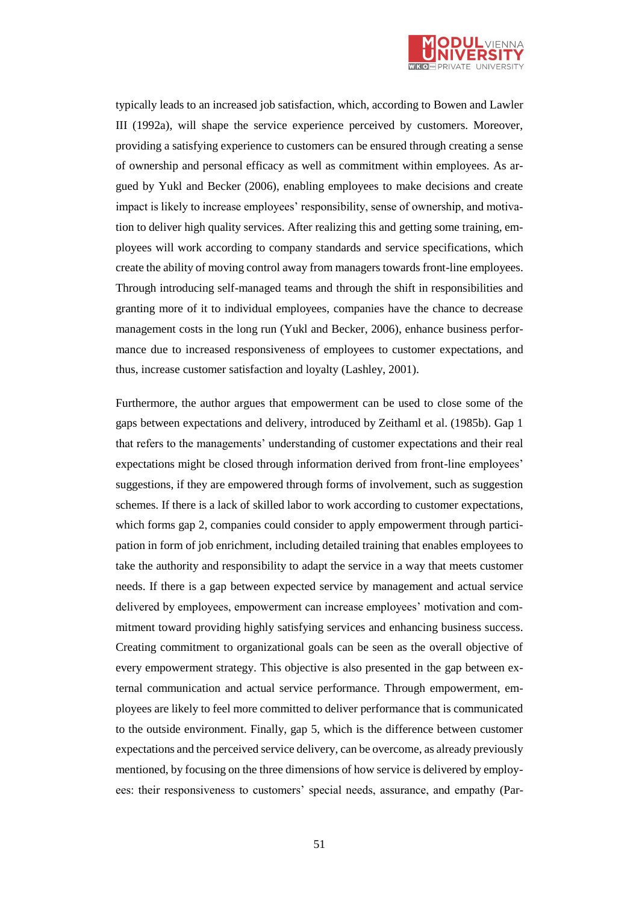typically leads to an increased job satisfaction, which, according to Bowen and Lawler III (1992a), will shape the service experience perceived by customers. Moreover, providing a satisfying experience to customers can be ensured through creating a sense of ownership and personal efficacy as well as commitment within employees. As argued by Yukl and Becker (2006), enabling employees to make decisions and create impact is likely to increase employees' responsibility, sense of ownership, and motivation to deliver high quality services. After realizing this and getting some training, employees will work according to company standards and service specifications, which create the ability of moving control away from managers towards front-line employees. Through introducing self-managed teams and through the shift in responsibilities and granting more of it to individual employees, companies have the chance to decrease management costs in the long run (Yukl and Becker, 2006), enhance business performance due to increased responsiveness of employees to customer expectations, and thus, increase customer satisfaction and loyalty (Lashley, 2001).

Furthermore, the author argues that empowerment can be used to close some of the gaps between expectations and delivery, introduced by Zeithaml et al. (1985b). Gap 1 that refers to the managements' understanding of customer expectations and their real expectations might be closed through information derived from front-line employees' suggestions, if they are empowered through forms of involvement, such as suggestion schemes. If there is a lack of skilled labor to work according to customer expectations, which forms gap 2, companies could consider to apply empowerment through participation in form of job enrichment, including detailed training that enables employees to take the authority and responsibility to adapt the service in a way that meets customer needs. If there is a gap between expected service by management and actual service delivered by employees, empowerment can increase employees' motivation and commitment toward providing highly satisfying services and enhancing business success. Creating commitment to organizational goals can be seen as the overall objective of every empowerment strategy. This objective is also presented in the gap between external communication and actual service performance. Through empowerment, employees are likely to feel more committed to deliver performance that is communicated to the outside environment. Finally, gap 5, which is the difference between customer expectations and the perceived service delivery, can be overcome, as already previously mentioned, by focusing on the three dimensions of how service is delivered by employees: their responsiveness to customers' special needs, assurance, and empathy (Par-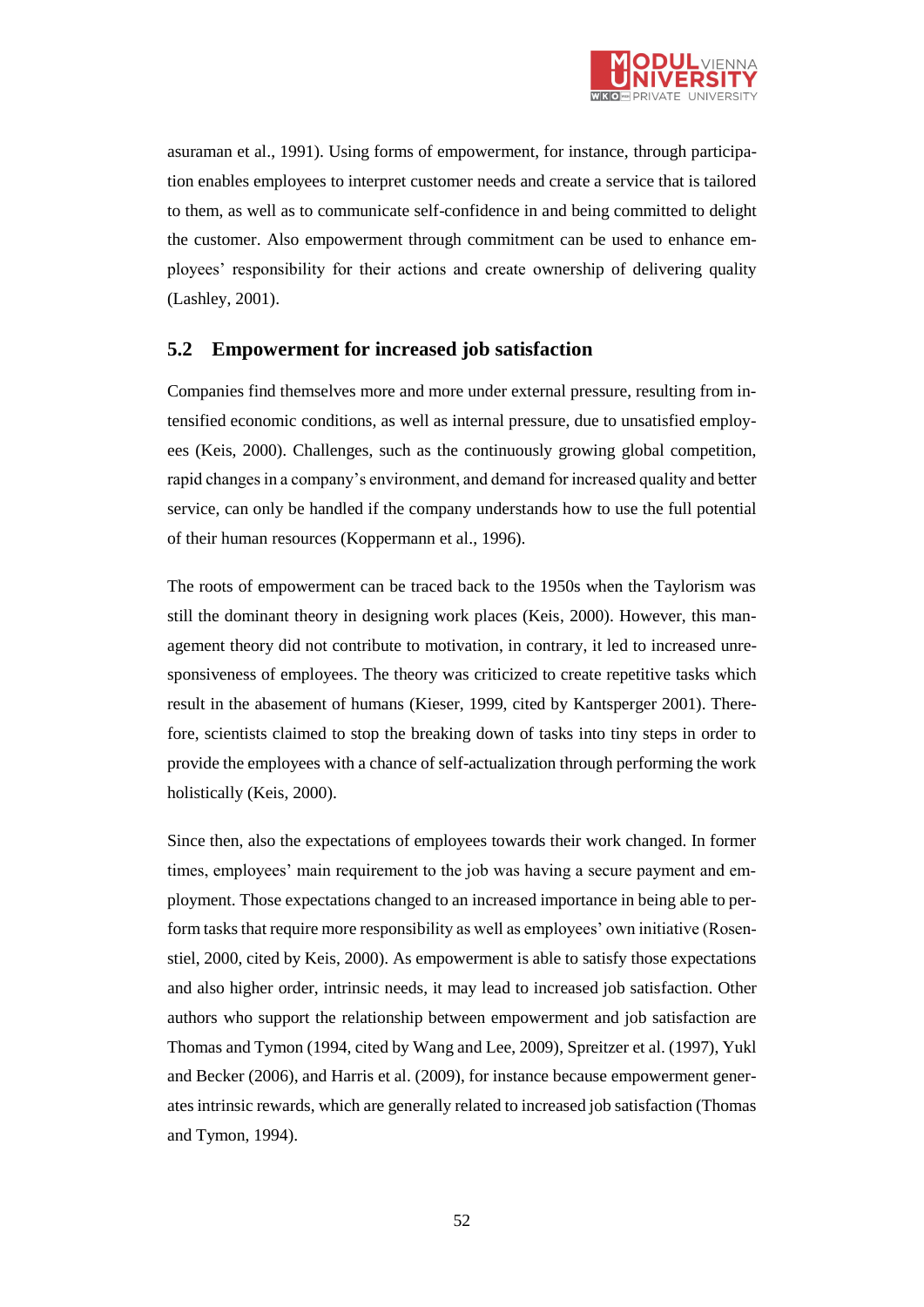asuraman et al., 1991). Using forms of empowerment, for instance, through participation enables employees to interpret customer needs and create a service that is tailored to them, as well as to communicate self-confidence in and being committed to delight the customer. Also empowerment through commitment can be used to enhance employees' responsibility for their actions and create ownership of delivering quality (Lashley, 2001).

## 5.2 Empowerment for increased job satisfaction

Companies find themselves more and more under external pressure, resulting from intensified economic conditions, as well as internal pressure, due to unsatisfied employees (Keis, 2000). Challenges, such as the continuously growing global competition, rapid changes in a company's environment, and demand for increased quality and better service, can only be handled if the company understands how to use the full potential of their human resources (Koppermann et al., 1996).

The roots of empowerment can be traced back to the 1950s when the Taylorism was still the dominant theory in designing work places (Keis, 2000). However, this management theory did not contribute to motivation, in contrary, it led to increased unresponsiveness of employees. The theory was criticized to create repetitive tasks which result in the abasement of humans (Kieser, 1999, cited by Kantsperger 2001). Therefore, scientists claimed to stop the breaking down of tasks into tiny steps in order to provide the employees with a chance of self-actualization through performing the work holistically (Keis, 2000).

Since then, also the expectations of employees towards their work changed. In former times, employees' main requirement to the job was having a secure payment and employment. Those expectations changed to an increased importance in being able to perform tasks that require more responsibility as well as employees' own initiative (Rosenstiel, 2000, cited by Keis, 2000). As empowerment is able to satisfy those expectations and also higher order, intrinsic needs, it may lead to increased job satisfaction. Other authors who support the relationship between empowerment and job satisfaction are Thomas and Tymon (1994, cited by Wang and Lee, 2009), Spreitzer et al. (1997), Yukl and Becker (2006), and Harris et al. (2009), for instance because empowerment generates intrinsic rewards, which are generally related to increased job satisfaction (Thomas and Tymon, 1994).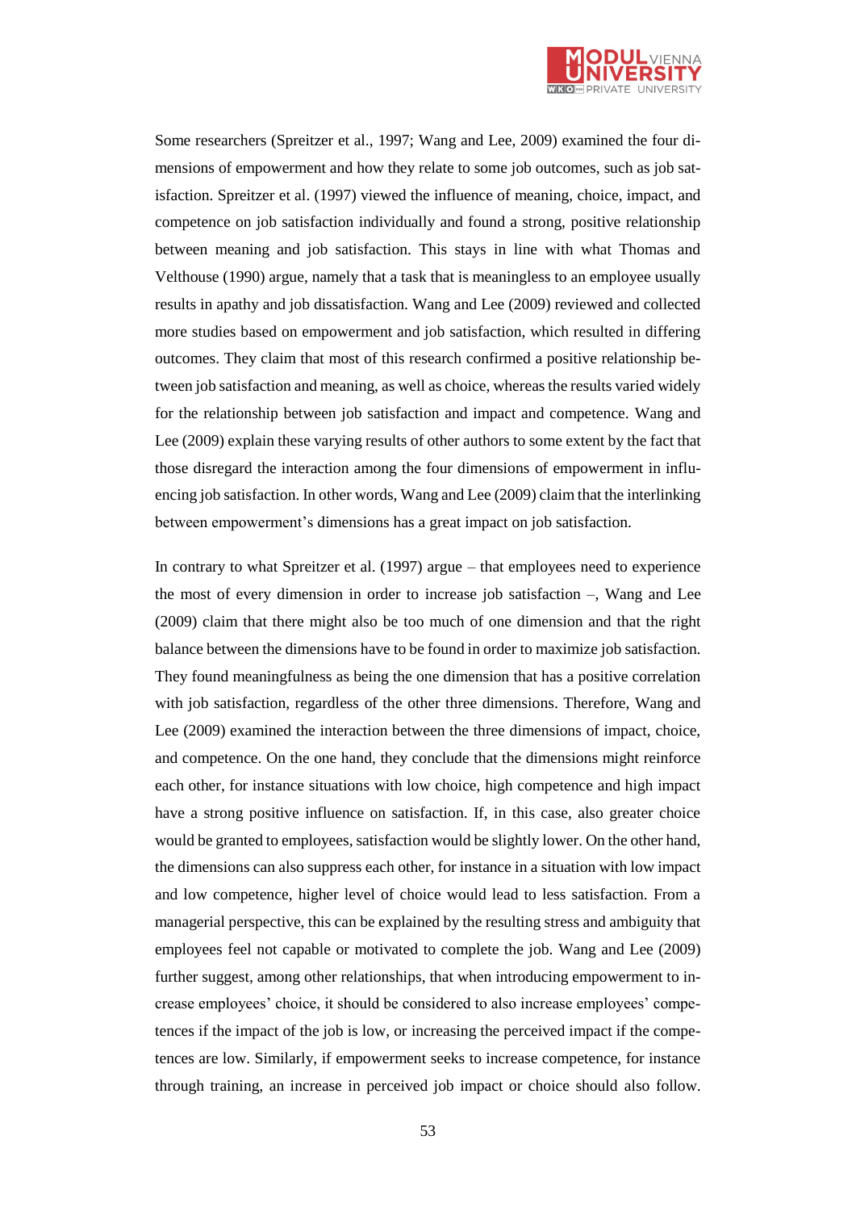Some researchers (Spreitzer et al., 1997; Wang and Lee, 2009) examined the four dimensions of empowerment and how they relate to some job outcomes, such as job satisfaction. Spreitzer et al. (1997) viewed the influence of meaning, choice, impact, and competence on job satisfaction individually and found a strong, positive relationship between meaning and job satisfaction. This stays in line with what Thomas and Velthouse (1990) argue, namely that a task that is meaningless to an employee usually results in apathy and job dissatisfaction. Wang and Lee (2009) reviewed and collected more studies based on empowerment and job satisfaction, which resulted in differing outcomes. They claim that most of this research confirmed a positive relationship between job satisfaction and meaning, as well as choice, whereas the results varied widely for the relationship between job satisfaction and impact and competence. Wang and Lee (2009) explain these varying results of other authors to some extent by the fact that those disregard the interaction among the four dimensions of empowerment in influencing job satisfaction. In other words, Wang and Lee (2009) claim that the interlinking between empowerment's dimensions has a great impact on job satisfaction.

In contrary to what Spreitzer et al. (1997) argue – that employees need to experience the most of every dimension in order to increase job satisfaction –, Wang and Lee (2009) claim that there might also be too much of one dimension and that the right balance between the dimensions have to be found in order to maximize job satisfaction. They found meaningfulness as being the one dimension that has a positive correlation with job satisfaction, regardless of the other three dimensions. Therefore, Wang and Lee (2009) examined the interaction between the three dimensions of impact, choice, and competence. On the one hand, they conclude that the dimensions might reinforce each other, for instance situations with low choice, high competence and high impact have a strong positive influence on satisfaction. If, in this case, also greater choice would be granted to employees, satisfaction would be slightly lower. On the other hand, the dimensions can also suppress each other, for instance in a situation with low impact and low competence, higher level of choice would lead to less satisfaction. From a managerial perspective, this can be explained by the resulting stress and ambiguity that employees feel not capable or motivated to complete the job. Wang and Lee (2009) further suggest, among other relationships, that when introducing empowerment to increase employees' choice, it should be considered to also increase employees' competences if the impact of the job is low, or increasing the perceived impact if the competences are low. Similarly, if empowerment seeks to increase competence, for instance through training, an increase in perceived job impact or choice should also follow.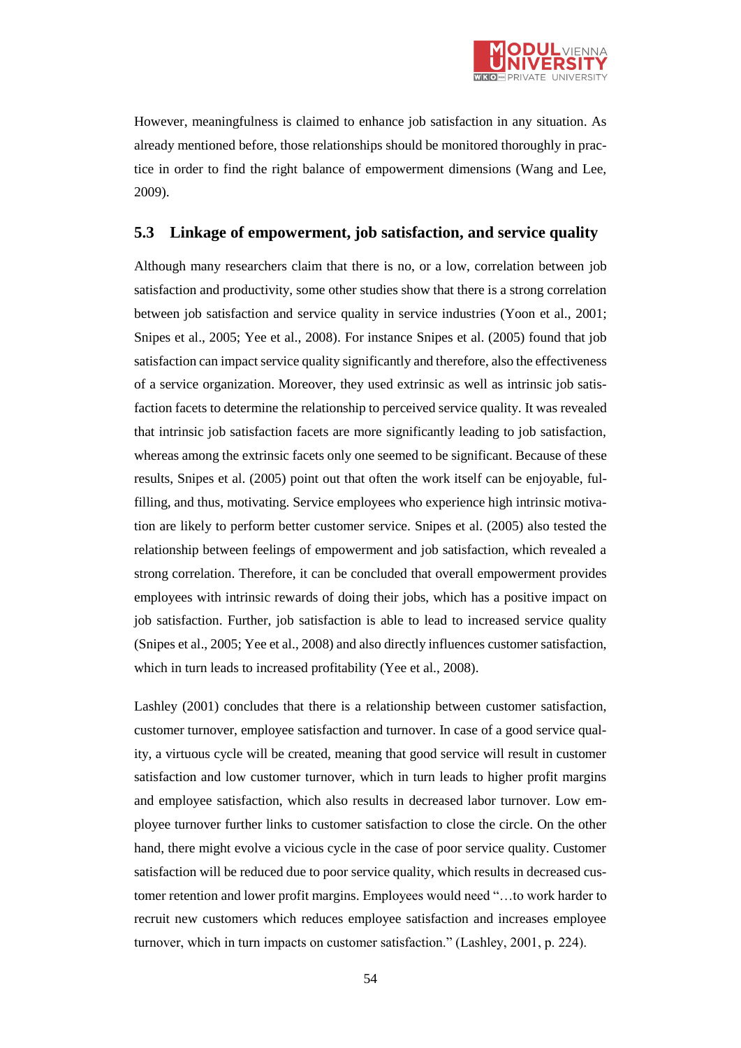However, meaningfulness is claimed to enhance job satisfaction in any situation. As already mentioned before, those relationships should be monitored thoroughly in practice in order to find the right balance of empowerment dimensions (Wang and Lee, 2009).

## 5.3 Linkage of empowerment, job satisfaction, and service quality

Although many researchers claim that there is no, or a low, correlation between job satisfaction and productivity, some other studies show that there is a strong correlation between job satisfaction and service quality in service industries (Yoon et al., 2001; Snipes et al., 2005; Yee et al., 2008). For instance Snipes et al. (2005) found that job satisfaction can impact service quality significantly and therefore, also the effectiveness of a service organization. Moreover, they used extrinsic as well as intrinsic job satisfaction facets to determine the relationship to perceived service quality. It was revealed that intrinsic job satisfaction facets are more significantly leading to job satisfaction, whereas among the extrinsic facets only one seemed to be significant. Because of these results, Snipes et al. (2005) point out that often the work itself can be enjoyable, fulfilling, and thus, motivating. Service employees who experience high intrinsic motivation are likely to perform better customer service. Snipes et al. (2005) also tested the relationship between feelings of empowerment and job satisfaction, which revealed a strong correlation. Therefore, it can be concluded that overall empowerment provides employees with intrinsic rewards of doing their jobs, which has a positive impact on job satisfaction. Further, job satisfaction is able to lead to increased service quality (Snipes et al., 2005; Yee et al., 2008) and also directly influences customer satisfaction, which in turn leads to increased profitability (Yee et al., 2008).

Lashley (2001) concludes that there is a relationship between customer satisfaction, customer turnover, employee satisfaction and turnover. In case of a good service quality, a virtuous cycle will be created, meaning that good service will result in customer satisfaction and low customer turnover, which in turn leads to higher profit margins and employee satisfaction, which also results in decreased labor turnover. Low employee turnover further links to customer satisfaction to close the circle. On the other hand, there might evolve a vicious cycle in the case of poor service quality. Customer satisfaction will be reduced due to poor service quality, which results in decreased customer retention and lower profit margins. Employees would need "…to work harder to recruit new customers which reduces employee satisfaction and increases employee turnover, which in turn impacts on customer satisfaction." (Lashley, 2001, p. 224).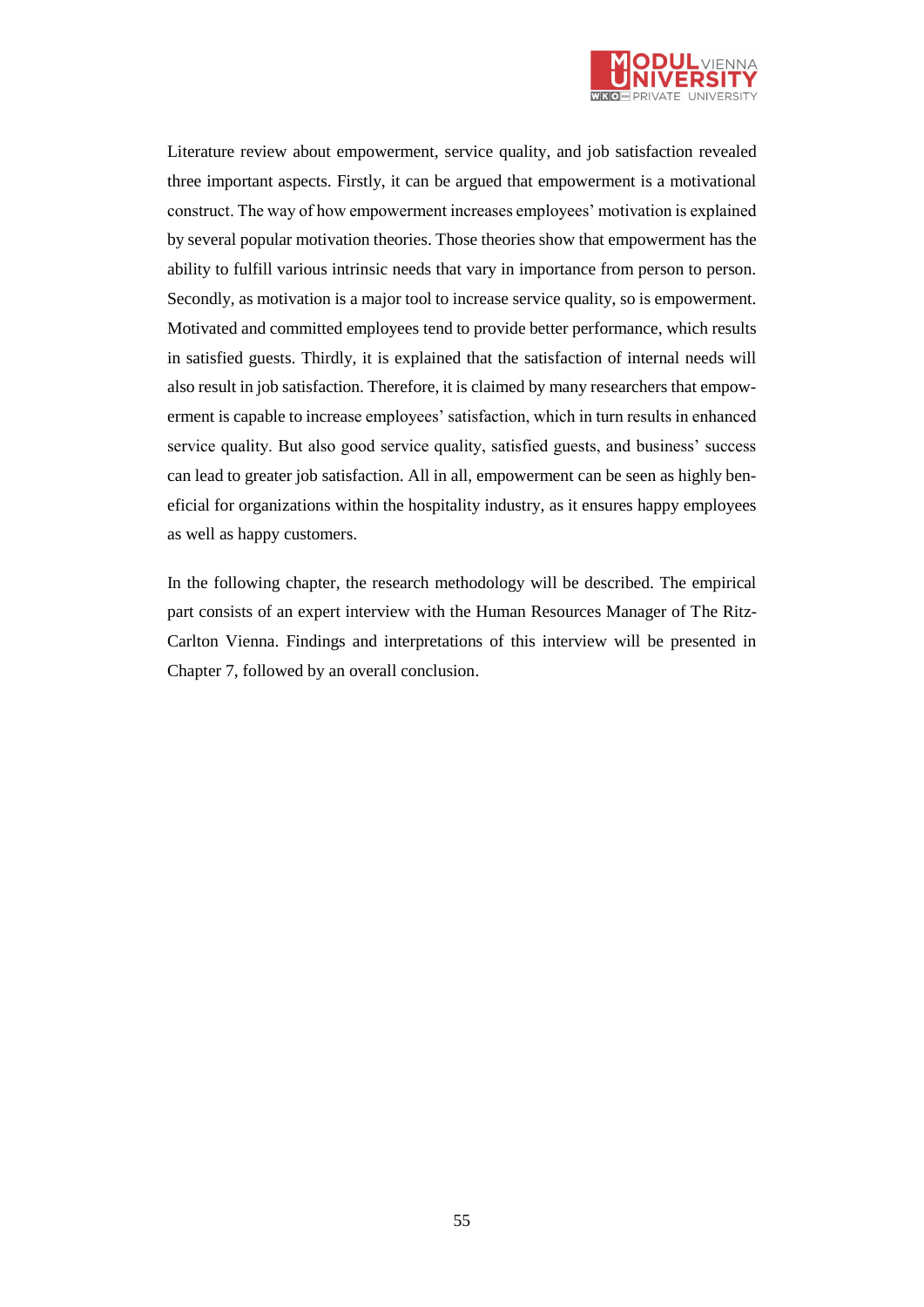Literature review about empowerment, service quality, and job satisfaction revealed three important aspects. Firstly, it can be argued that empowerment is a motivational construct. The way of how empowerment increases employees' motivation is explained by several popular motivation theories. Those theories show that empowerment has the ability to fulfill various intrinsic needs that vary in importance from person to person. Secondly, as motivation is a major tool to increase service quality, so is empowerment. Motivated and committed employees tend to provide better performance, which results in satisfied guests. Thirdly, it is explained that the satisfaction of internal needs will also result in job satisfaction. Therefore, it is claimed by many researchers that empowerment is capable to increase employees' satisfaction, which in turn results in enhanced service quality. But also good service quality, satisfied guests, and business' success can lead to greater job satisfaction. All in all, empowerment can be seen as highly beneficial for organizations within the hospitality industry, as it ensures happy employees as well as happy customers.

In the following chapter, the research methodology will be described. The empirical part consists of an expert interview with the Human Resources Manager of The Ritz-Carlton Vienna. Findings and interpretations of this interview will be presented in Chapter 7, followed by an overall conclusion.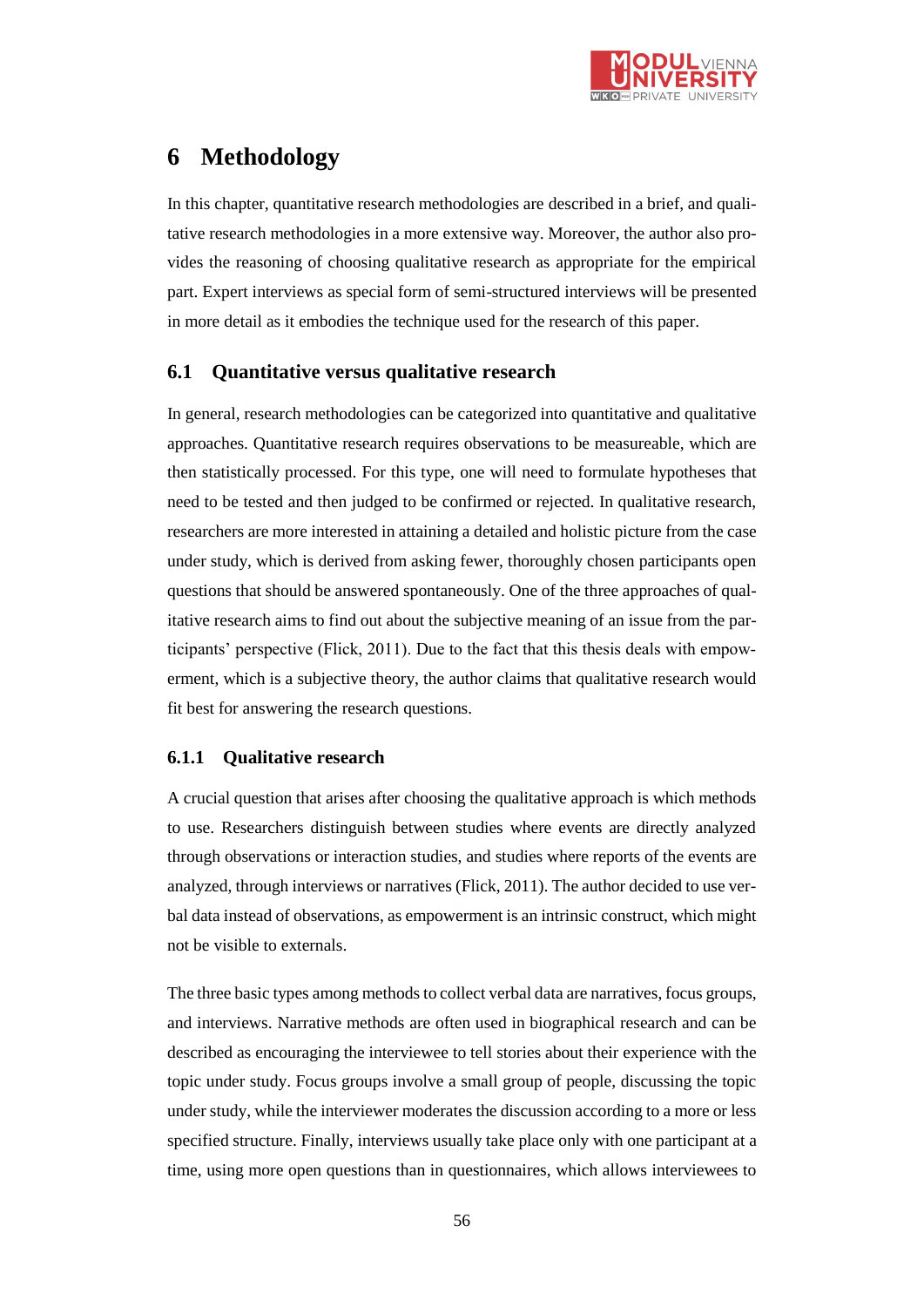# 6 Methodology

In this chapter, quantitative research methodologies are described in a brief, and qualitative research methodologies in a more extensive way. Moreover, the author also provides the reasoning of choosing qualitative research as appropriate for the empirical part. Expert interviews as special form of semi-structured interviews will be presented in more detail as it embodies the technique used for the research of this paper.

## 6.1 Quantitative versus qualitative research

In general, research methodologies can be categorized into quantitative and qualitative approaches. Quantitative research requires observations to be measureable, which are then statistically processed. For this type, one will need to formulate hypotheses that need to be tested and then judged to be confirmed or rejected. In qualitative research, researchers are more interested in attaining a detailed and holistic picture from the case under study, which is derived from asking fewer, thoroughly chosen participants open questions that should be answered spontaneously. One of the three approaches of qualitative research aims to find out about the subjective meaning of an issue from the participants' perspective (Flick, 2011). Due to the fact that this thesis deals with empowerment, which is a subjective theory, the author claims that qualitative research would fit best for answering the research questions.

### 6.1.1 Qualitative research

A crucial question that arises after choosing the qualitative approach is which methods to use. Researchers distinguish between studies where events are directly analyzed through observations or interaction studies, and studies where reports of the events are analyzed, through interviews or narratives (Flick, 2011). The author decided to use verbal data instead of observations, as empowerment is an intrinsic construct, which might not be visible to externals.

The three basic types among methods to collect verbal data are narratives, focus groups, and interviews. Narrative methods are often used in biographical research and can be described as encouraging the interviewee to tell stories about their experience with the topic under study. Focus groups involve a small group of people, discussing the topic under study, while the interviewer moderates the discussion according to a more or less specified structure. Finally, interviews usually take place only with one participant at a time, using more open questions than in questionnaires, which allows interviewees to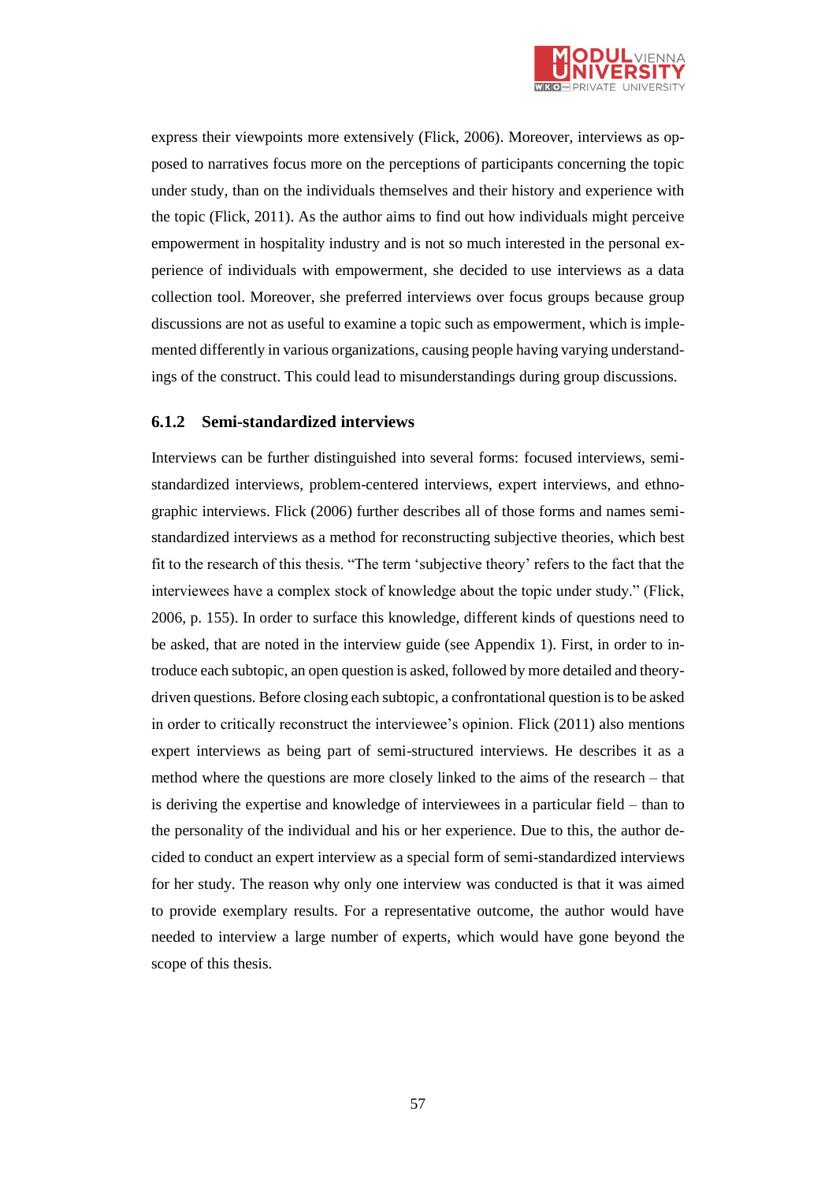express their viewpoints more extensively (Flick, 2006). Moreover, interviews as opposed to narratives focus more on the perceptions of participants concerning the topic under study, than on the individuals themselves and their history and experience with the topic (Flick, 2011). As the author aims to find out how individuals might perceive empowerment in hospitality industry and is not so much interested in the personal experience of individuals with empowerment, she decided to use interviews as a data collection tool. Moreover, she preferred interviews over focus groups because group discussions are not as useful to examine a topic such as empowerment, which is implemented differently in various organizations, causing people having varying understandings of the construct. This could lead to misunderstandings during group discussions.

### 6.1.2 Semi-standardized interviews

Interviews can be further distinguished into several forms: focused interviews, semi-standardized interviews, problem-centered interviews, expert interviews, and ethnographic interviews. Flick (2006) further describes all of those forms and names semi-standardized interviews as a method for reconstructing subjective theories, which best fit to the research of this thesis. "The term 'subjective theory' refers to the fact that the interviewees have a complex stock of knowledge about the topic under study." (Flick, 2006, p. 155). In order to surface this knowledge, different kinds of questions need to be asked, that are noted in the interview guide (see Appendix 1). First, in order to introduce each subtopic, an open question is asked, followed by more detailed and theory-driven questions. Before closing each subtopic, a confrontational question is to be asked in order to critically reconstruct the interviewee's opinion. Flick (2011) also mentions expert interviews as being part of semi-structured interviews. He describes it as a method where the questions are more closely linked to the aims of the research – that is deriving the expertise and knowledge of interviewees in a particular field – than to the personality of the individual and his or her experience. Due to this, the author decided to conduct an expert interview as a special form of semi-standardized interviews for her study. The reason why only one interview was conducted is that it was aimed to provide exemplary results. For a representative outcome, the author would have needed to interview a large number of experts, which would have gone beyond the scope of this thesis.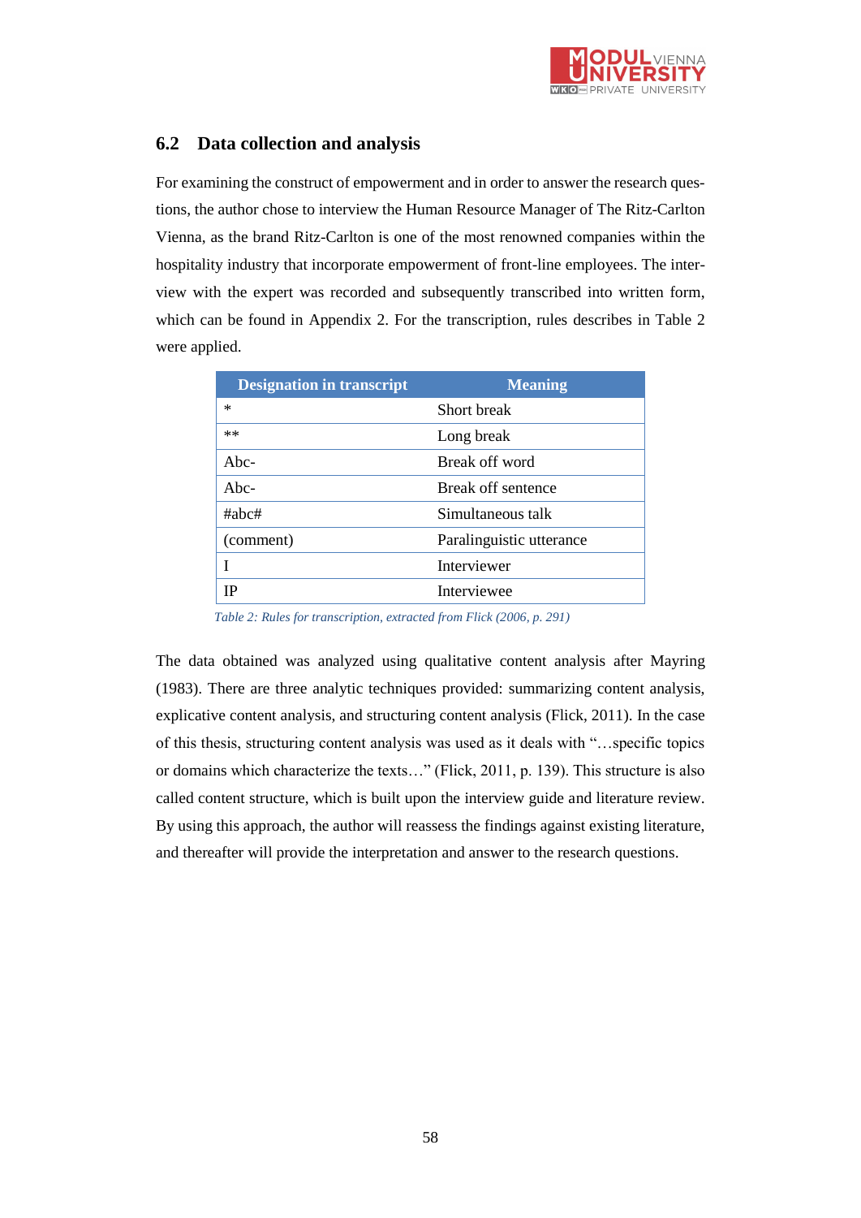## 6.2 Data collection and analysis

For examining the construct of empowerment and in order to answer the research questions, the author chose to interview the Human Resource Manager of The Ritz-Carlton Vienna, as the brand Ritz-Carlton is one of the most renowned companies within the hospitality industry that incorporate empowerment of front-line employees. The interview with the expert was recorded and subsequently transcribed into written form, which can be found in Appendix 2. For the transcription, rules describes in Table 2 were applied.

| Designation in transcript | Meaning |
|---|---|
| * | Short break |
| ** | Long break |
| Abc- | Break off word |
| Abc- | Break off sentence |
| #abc# | Simultaneous talk |
| (comment) | Paralinguistic utterance |
| I | Interviewer |
| IP | Interviewee |

*Table 2: Rules for transcription, extracted from Flick (2006, p. 291)*

The data obtained was analyzed using qualitative content analysis after Mayring (1983). There are three analytic techniques provided: summarizing content analysis, explicative content analysis, and structuring content analysis (Flick, 2011). In the case of this thesis, structuring content analysis was used as it deals with "…specific topics or domains which characterize the texts…" (Flick, 2011, p. 139). This structure is also called content structure, which is built upon the interview guide and literature review. By using this approach, the author will reassess the findings against existing literature, and thereafter will provide the interpretation and answer to the research questions.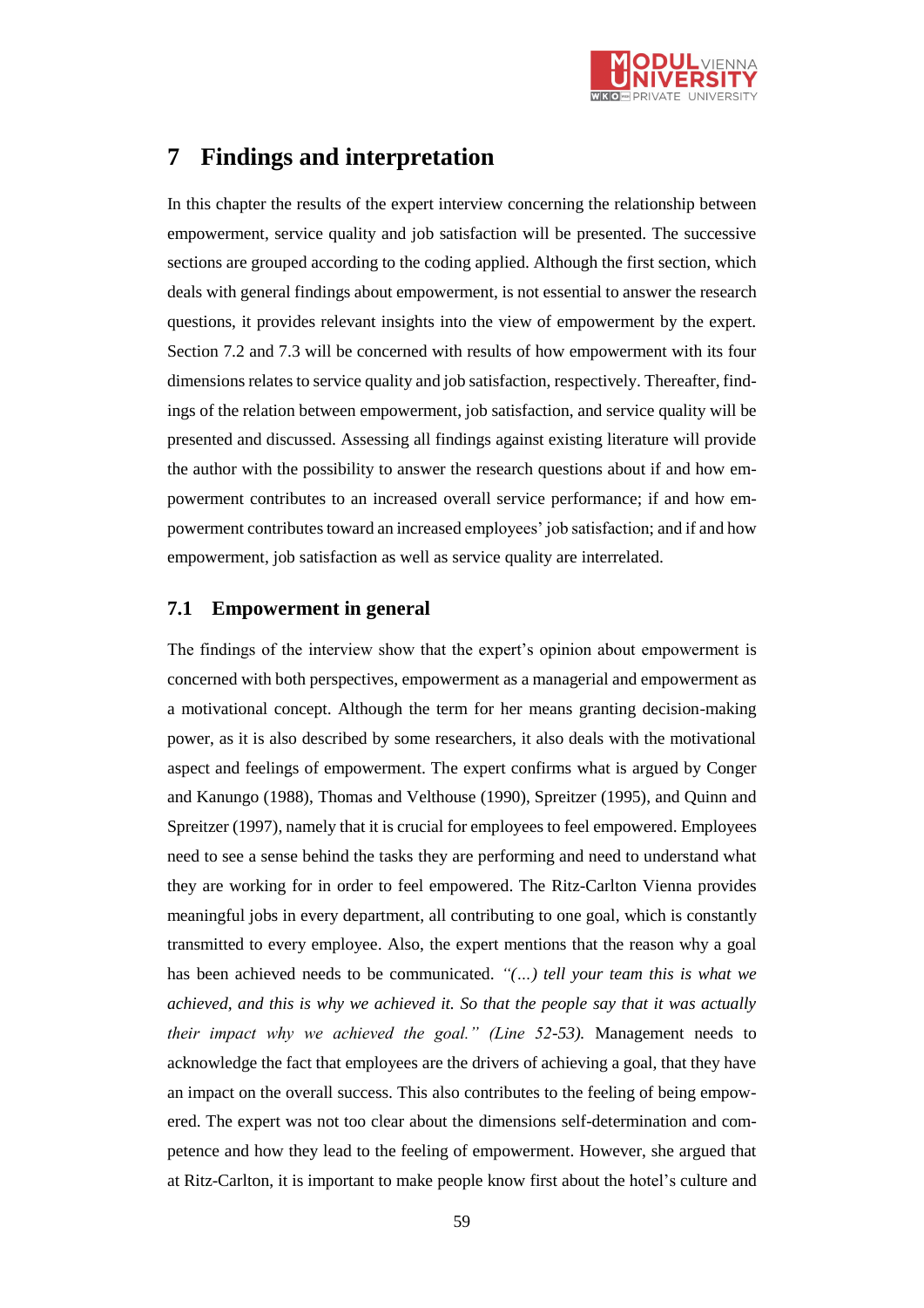# 7 Findings and interpretation

In this chapter the results of the expert interview concerning the relationship between empowerment, service quality and job satisfaction will be presented. The successive sections are grouped according to the coding applied. Although the first section, which deals with general findings about empowerment, is not essential to answer the research questions, it provides relevant insights into the view of empowerment by the expert. Section 7.2 and 7.3 will be concerned with results of how empowerment with its four dimensions relates to service quality and job satisfaction, respectively. Thereafter, findings of the relation between empowerment, job satisfaction, and service quality will be presented and discussed. Assessing all findings against existing literature will provide the author with the possibility to answer the research questions about if and how empowerment contributes to an increased overall service performance; if and how empowerment contributes toward an increased employees' job satisfaction; and if and how empowerment, job satisfaction as well as service quality are interrelated.

## 7.1 Empowerment in general

The findings of the interview show that the expert's opinion about empowerment is concerned with both perspectives, empowerment as a managerial and empowerment as a motivational concept. Although the term for her means granting decision-making power, as it is also described by some researchers, it also deals with the motivational aspect and feelings of empowerment. The expert confirms what is argued by Conger and Kanungo (1988), Thomas and Velthouse (1990), Spreitzer (1995), and Quinn and Spreitzer (1997), namely that it is crucial for employees to feel empowered. Employees need to see a sense behind the tasks they are performing and need to understand what they are working for in order to feel empowered. The Ritz-Carlton Vienna provides meaningful jobs in every department, all contributing to one goal, which is constantly transmitted to every employee. Also, the expert mentions that the reason why a goal has been achieved needs to be communicated. *"(...) tell your team this is what we achieved, and this is why we achieved it. So that the people say that it was actually their impact why we achieved the goal." (Line 52-53).* Management needs to acknowledge the fact that employees are the drivers of achieving a goal, that they have an impact on the overall success. This also contributes to the feeling of being empowered. The expert was not too clear about the dimensions self-determination and competence and how they lead to the feeling of empowerment. However, she argued that at Ritz-Carlton, it is important to make people know first about the hotel's culture and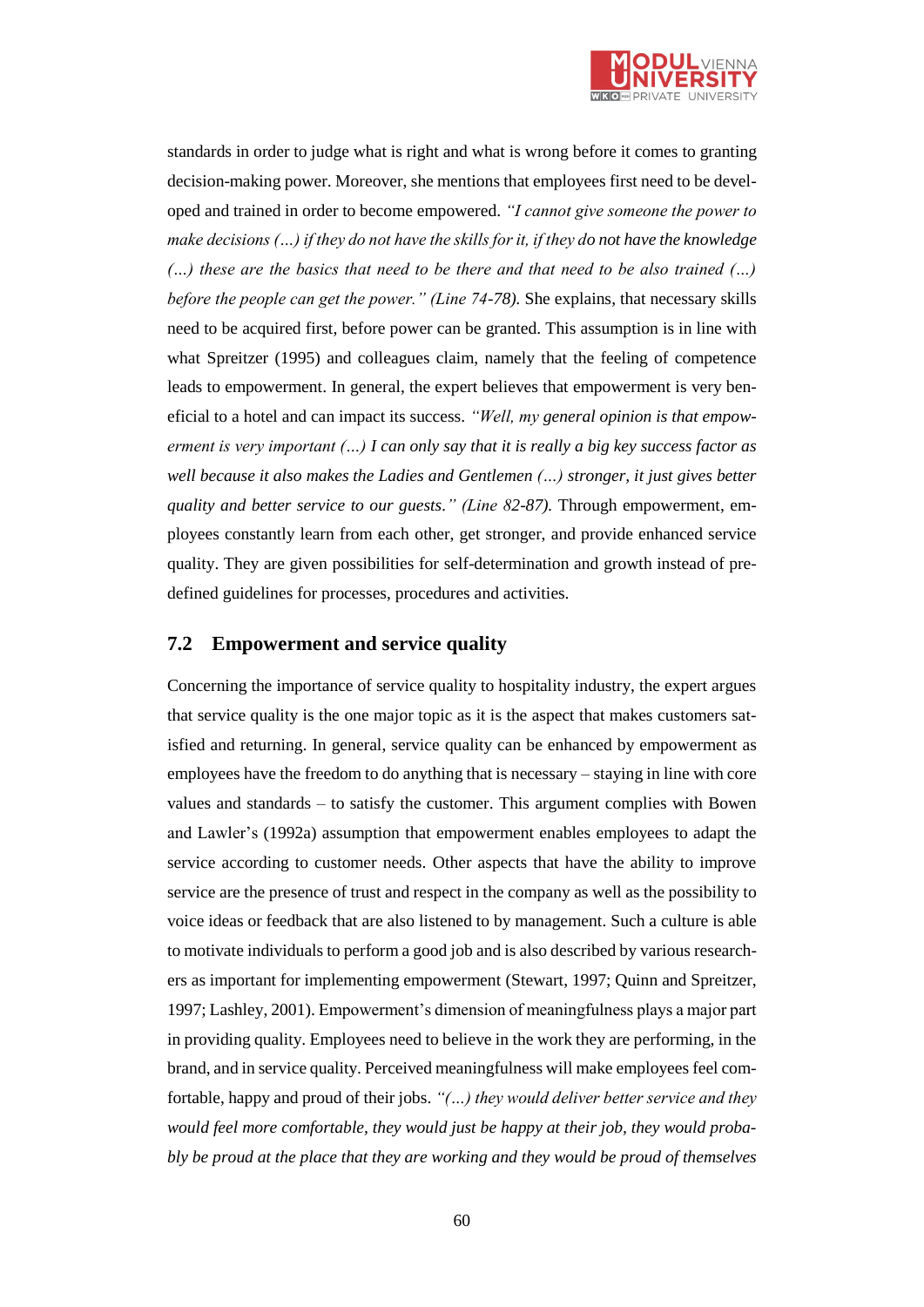standards in order to judge what is right and what is wrong before it comes to granting decision-making power. Moreover, she mentions that employees first need to be developed and trained in order to become empowered. *"I cannot give someone the power to make decisions (…) if they do not have the skills for it, if they do not have the knowledge (…) these are the basics that need to be there and that need to be also trained (…) before the people can get the power." (Line 74-78).* She explains, that necessary skills need to be acquired first, before power can be granted. This assumption is in line with what Spreitzer (1995) and colleagues claim, namely that the feeling of competence leads to empowerment. In general, the expert believes that empowerment is very beneficial to a hotel and can impact its success. *"Well, my general opinion is that empowerment is very important (…) I can only say that it is really a big key success factor as well because it also makes the Ladies and Gentlemen (…) stronger, it just gives better quality and better service to our guests." (Line 82-87).* Through empowerment, employees constantly learn from each other, get stronger, and provide enhanced service quality. They are given possibilities for self-determination and growth instead of predefined guidelines for processes, procedures and activities.

## 7.2 Empowerment and service quality

Concerning the importance of service quality to hospitality industry, the expert argues that service quality is the one major topic as it is the aspect that makes customers satisfied and returning. In general, service quality can be enhanced by empowerment as employees have the freedom to do anything that is necessary – staying in line with core values and standards – to satisfy the customer. This argument complies with Bowen and Lawler's (1992a) assumption that empowerment enables employees to adapt the service according to customer needs. Other aspects that have the ability to improve service are the presence of trust and respect in the company as well as the possibility to voice ideas or feedback that are also listened to by management. Such a culture is able to motivate individuals to perform a good job and is also described by various researchers as important for implementing empowerment (Stewart, 1997; Quinn and Spreitzer, 1997; Lashley, 2001). Empowerment's dimension of meaningfulness plays a major part in providing quality. Employees need to believe in the work they are performing, in the brand, and in service quality. Perceived meaningfulness will make employees feel comfortable, happy and proud of their jobs. *"(…) they would deliver better service and they would feel more comfortable, they would just be happy at their job, they would probably be proud at the place that they are working and they would be proud of themselves*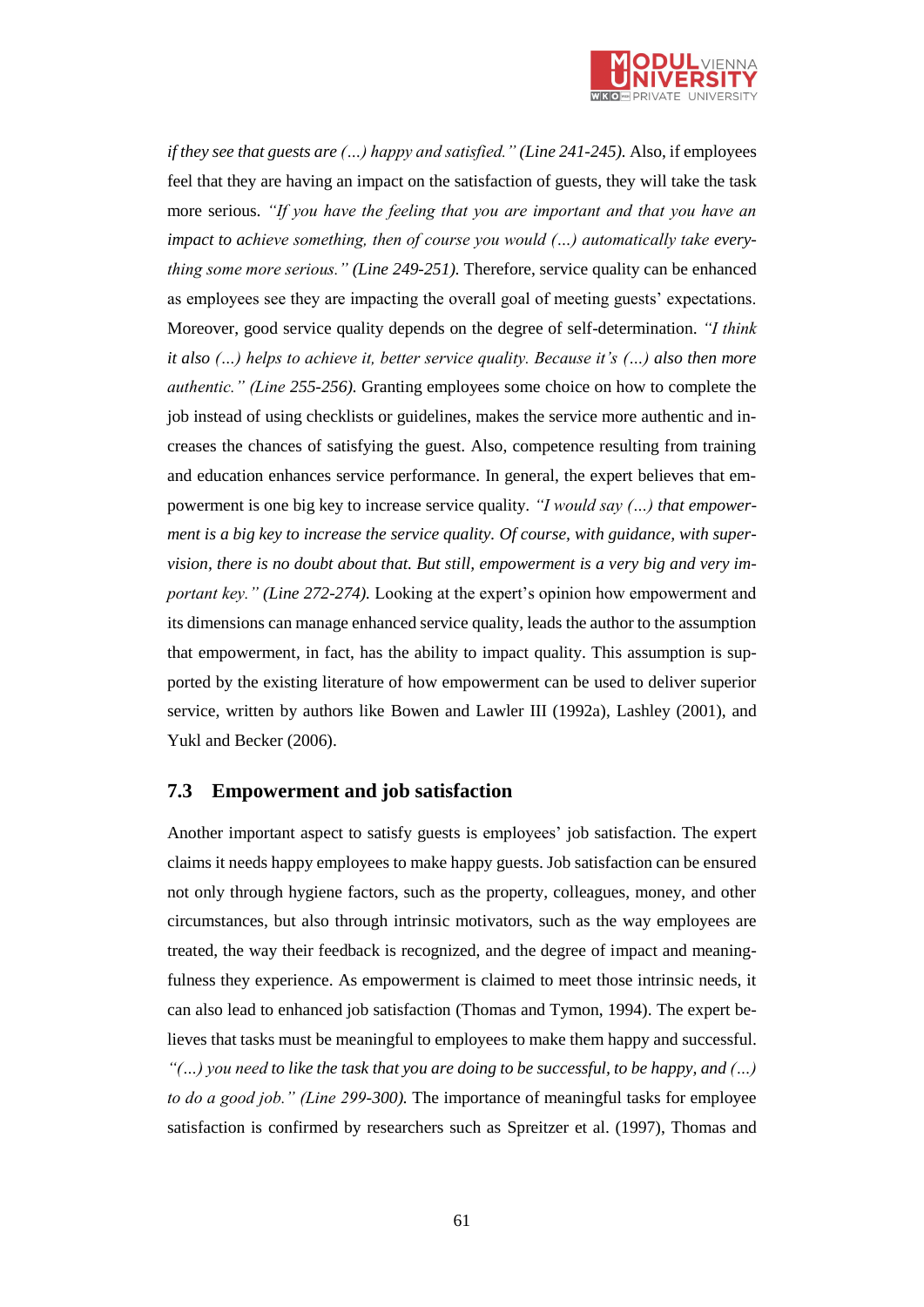*if they see that guests are (…) happy and satisfied." (Line 241-245).* Also, if employees feel that they are having an impact on the satisfaction of guests, they will take the task more serious. *"If you have the feeling that you are important and that you have an impact to achieve something, then of course you would (…) automatically take everything some more serious." (Line 249-251).* Therefore, service quality can be enhanced as employees see they are impacting the overall goal of meeting guests' expectations. Moreover, good service quality depends on the degree of self-determination. *"I think it also (…) helps to achieve it, better service quality. Because it's (…) also then more authentic." (Line 255-256).* Granting employees some choice on how to complete the job instead of using checklists or guidelines, makes the service more authentic and increases the chances of satisfying the guest. Also, competence resulting from training and education enhances service performance. In general, the expert believes that empowerment is one big key to increase service quality. *"I would say (…) that empowerment is a big key to increase the service quality. Of course, with guidance, with supervision, there is no doubt about that. But still, empowerment is a very big and very important key." (Line 272-274).* Looking at the expert's opinion how empowerment and its dimensions can manage enhanced service quality, leads the author to the assumption that empowerment, in fact, has the ability to impact quality. This assumption is supported by the existing literature of how empowerment can be used to deliver superior service, written by authors like Bowen and Lawler III (1992a), Lashley (2001), and Yukl and Becker (2006).

## 7.3 Empowerment and job satisfaction

Another important aspect to satisfy guests is employees' job satisfaction. The expert claims it needs happy employees to make happy guests. Job satisfaction can be ensured not only through hygiene factors, such as the property, colleagues, money, and other circumstances, but also through intrinsic motivators, such as the way employees are treated, the way their feedback is recognized, and the degree of impact and meaningfulness they experience. As empowerment is claimed to meet those intrinsic needs, it can also lead to enhanced job satisfaction (Thomas and Tymon, 1994). The expert believes that tasks must be meaningful to employees to make them happy and successful. *"(…) you need to like the task that you are doing to be successful, to be happy, and (…) to do a good job." (Line 299-300).* The importance of meaningful tasks for employee satisfaction is confirmed by researchers such as Spreitzer et al. (1997), Thomas and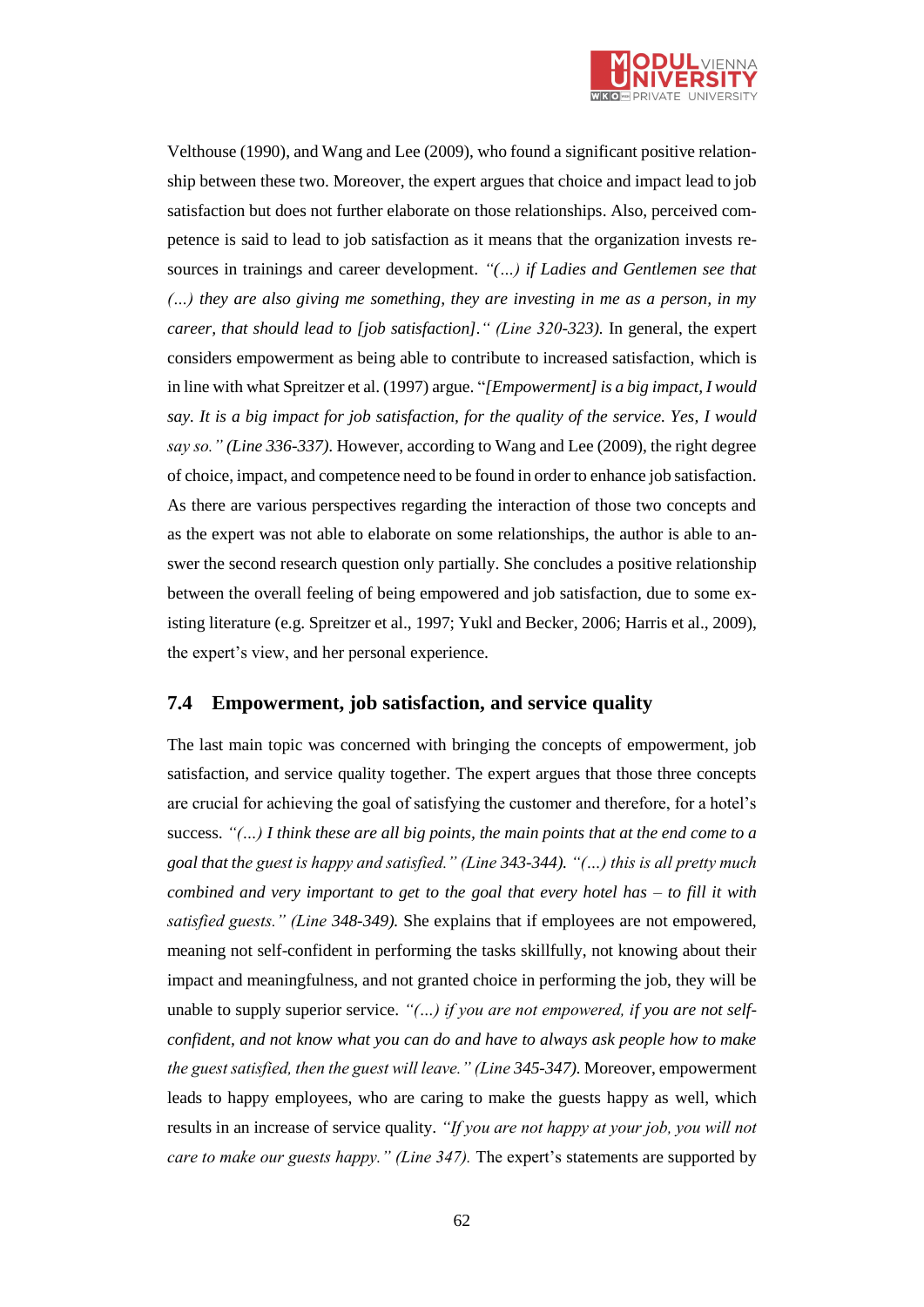Velthouse (1990), and Wang and Lee (2009), who found a significant positive relationship between these two. Moreover, the expert argues that choice and impact lead to job satisfaction but does not further elaborate on those relationships. Also, perceived competence is said to lead to job satisfaction as it means that the organization invests resources in trainings and career development. *"(…) if Ladies and Gentlemen see that (…) they are also giving me something, they are investing in me as a person, in my career, that should lead to [job satisfaction]." (Line 320-323).* In general, the expert considers empowerment as being able to contribute to increased satisfaction, which is in line with what Spreitzer et al. (1997) argue. "*[Empowerment] is a big impact, I would say. It is a big impact for job satisfaction, for the quality of the service. Yes, I would say so." (Line 336-337)*. However, according to Wang and Lee (2009), the right degree of choice, impact, and competence need to be found in order to enhance job satisfaction. As there are various perspectives regarding the interaction of those two concepts and as the expert was not able to elaborate on some relationships, the author is able to answer the second research question only partially. She concludes a positive relationship between the overall feeling of being empowered and job satisfaction, due to some existing literature (e.g. Spreitzer et al., 1997; Yukl and Becker, 2006; Harris et al., 2009), the expert's view, and her personal experience.

## 7.4 Empowerment, job satisfaction, and service quality

The last main topic was concerned with bringing the concepts of empowerment, job satisfaction, and service quality together. The expert argues that those three concepts are crucial for achieving the goal of satisfying the customer and therefore, for a hotel's success. *"(…) I think these are all big points, the main points that at the end come to a goal that the guest is happy and satisfied." (Line 343-344). "(…) this is all pretty much combined and very important to get to the goal that every hotel has – to fill it with satisfied guests." (Line 348-349).* She explains that if employees are not empowered, meaning not self-confident in performing the tasks skillfully, not knowing about their impact and meaningfulness, and not granted choice in performing the job, they will be unable to supply superior service. *"(…) if you are not empowered, if you are not self-confident, and not know what you can do and have to always ask people how to make the guest satisfied, then the guest will leave." (Line 345-347).* Moreover, empowerment leads to happy employees, who are caring to make the guests happy as well, which results in an increase of service quality. *"If you are not happy at your job, you will not care to make our guests happy." (Line 347).* The expert's statements are supported by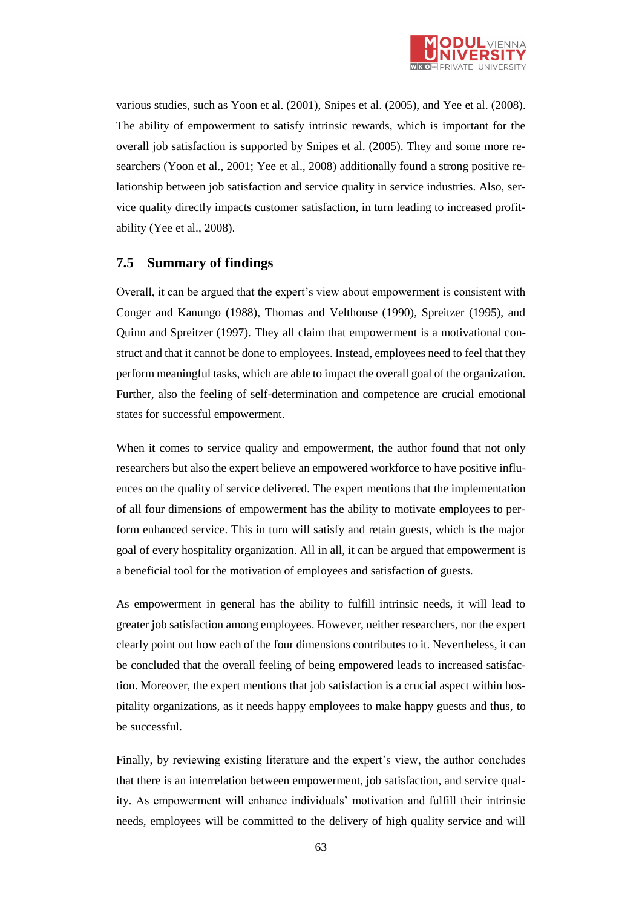various studies, such as Yoon et al. (2001), Snipes et al. (2005), and Yee et al. (2008). The ability of empowerment to satisfy intrinsic rewards, which is important for the overall job satisfaction is supported by Snipes et al. (2005). They and some more researchers (Yoon et al., 2001; Yee et al., 2008) additionally found a strong positive relationship between job satisfaction and service quality in service industries. Also, service quality directly impacts customer satisfaction, in turn leading to increased profitability (Yee et al., 2008).

## 7.5 Summary of findings

Overall, it can be argued that the expert's view about empowerment is consistent with Conger and Kanungo (1988), Thomas and Velthouse (1990), Spreitzer (1995), and Quinn and Spreitzer (1997). They all claim that empowerment is a motivational construct and that it cannot be done to employees. Instead, employees need to feel that they perform meaningful tasks, which are able to impact the overall goal of the organization. Further, also the feeling of self-determination and competence are crucial emotional states for successful empowerment.

When it comes to service quality and empowerment, the author found that not only researchers but also the expert believe an empowered workforce to have positive influences on the quality of service delivered. The expert mentions that the implementation of all four dimensions of empowerment has the ability to motivate employees to perform enhanced service. This in turn will satisfy and retain guests, which is the major goal of every hospitality organization. All in all, it can be argued that empowerment is a beneficial tool for the motivation of employees and satisfaction of guests.

As empowerment in general has the ability to fulfill intrinsic needs, it will lead to greater job satisfaction among employees. However, neither researchers, nor the expert clearly point out how each of the four dimensions contributes to it. Nevertheless, it can be concluded that the overall feeling of being empowered leads to increased satisfaction. Moreover, the expert mentions that job satisfaction is a crucial aspect within hospitality organizations, as it needs happy employees to make happy guests and thus, to be successful.

Finally, by reviewing existing literature and the expert's view, the author concludes that there is an interrelation between empowerment, job satisfaction, and service quality. As empowerment will enhance individuals' motivation and fulfill their intrinsic needs, employees will be committed to the delivery of high quality service and will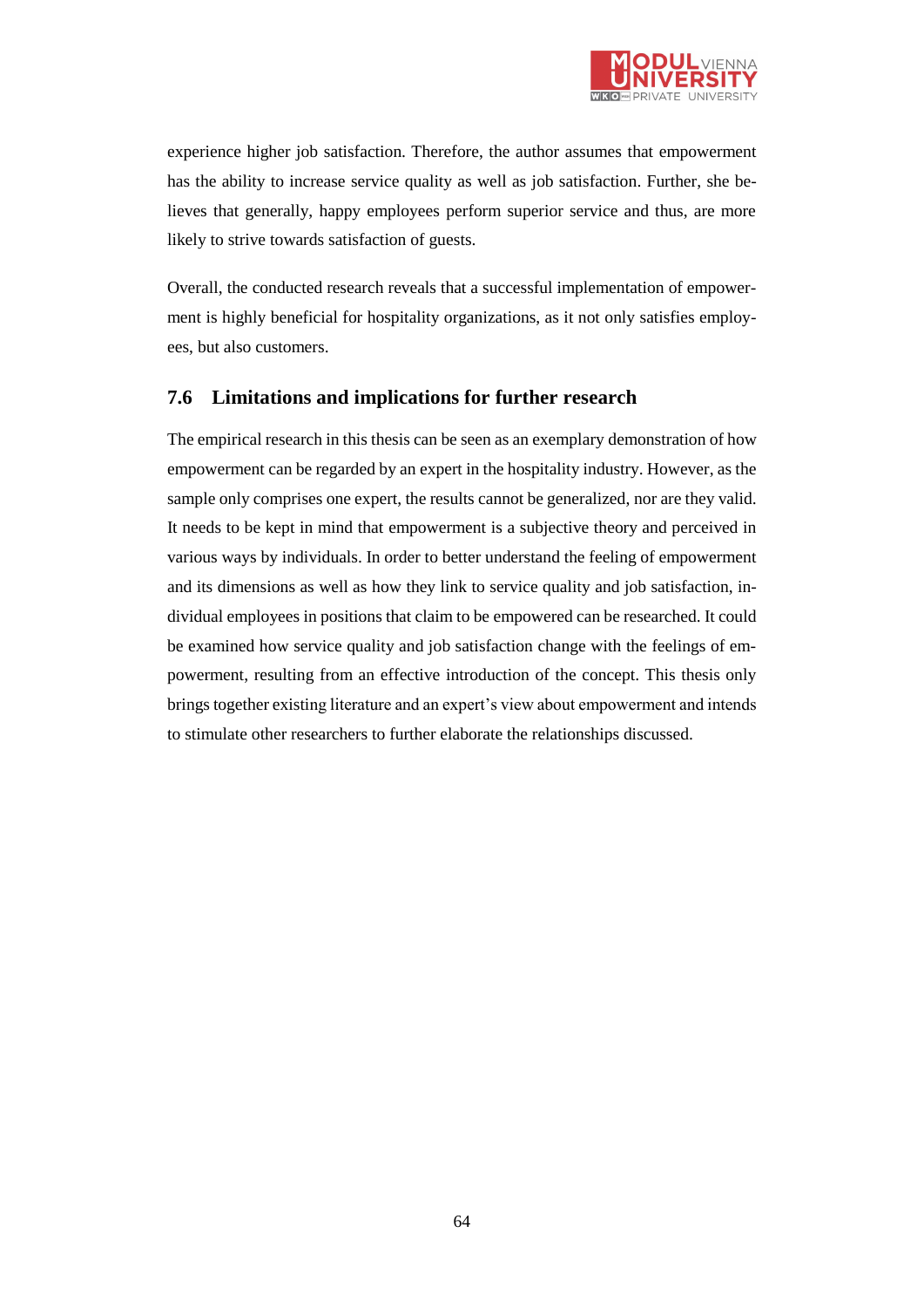experience higher job satisfaction. Therefore, the author assumes that empowerment has the ability to increase service quality as well as job satisfaction. Further, she believes that generally, happy employees perform superior service and thus, are more likely to strive towards satisfaction of guests.

Overall, the conducted research reveals that a successful implementation of empowerment is highly beneficial for hospitality organizations, as it not only satisfies employees, but also customers.

## 7.6 Limitations and implications for further research

The empirical research in this thesis can be seen as an exemplary demonstration of how empowerment can be regarded by an expert in the hospitality industry. However, as the sample only comprises one expert, the results cannot be generalized, nor are they valid. It needs to be kept in mind that empowerment is a subjective theory and perceived in various ways by individuals. In order to better understand the feeling of empowerment and its dimensions as well as how they link to service quality and job satisfaction, individual employees in positions that claim to be empowered can be researched. It could be examined how service quality and job satisfaction change with the feelings of empowerment, resulting from an effective introduction of the concept. This thesis only brings together existing literature and an expert's view about empowerment and intends to stimulate other researchers to further elaborate the relationships discussed.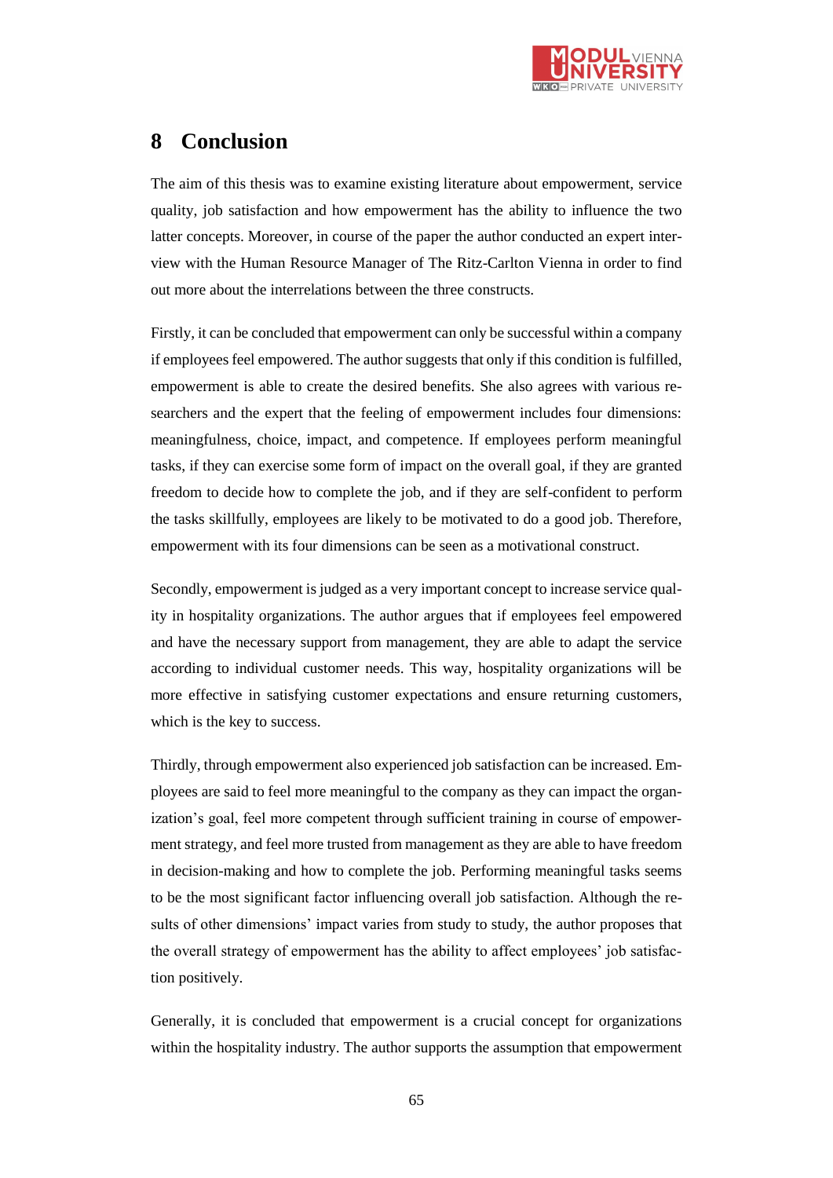# 8 Conclusion

The aim of this thesis was to examine existing literature about empowerment, service quality, job satisfaction and how empowerment has the ability to influence the two latter concepts. Moreover, in course of the paper the author conducted an expert interview with the Human Resource Manager of The Ritz-Carlton Vienna in order to find out more about the interrelations between the three constructs.

Firstly, it can be concluded that empowerment can only be successful within a company if employees feel empowered. The author suggests that only if this condition is fulfilled, empowerment is able to create the desired benefits. She also agrees with various researchers and the expert that the feeling of empowerment includes four dimensions: meaningfulness, choice, impact, and competence. If employees perform meaningful tasks, if they can exercise some form of impact on the overall goal, if they are granted freedom to decide how to complete the job, and if they are self-confident to perform the tasks skillfully, employees are likely to be motivated to do a good job. Therefore, empowerment with its four dimensions can be seen as a motivational construct.

Secondly, empowerment is judged as a very important concept to increase service quality in hospitality organizations. The author argues that if employees feel empowered and have the necessary support from management, they are able to adapt the service according to individual customer needs. This way, hospitality organizations will be more effective in satisfying customer expectations and ensure returning customers, which is the key to success.

Thirdly, through empowerment also experienced job satisfaction can be increased. Employees are said to feel more meaningful to the company as they can impact the organization's goal, feel more competent through sufficient training in course of empowerment strategy, and feel more trusted from management as they are able to have freedom in decision-making and how to complete the job. Performing meaningful tasks seems to be the most significant factor influencing overall job satisfaction. Although the results of other dimensions' impact varies from study to study, the author proposes that the overall strategy of empowerment has the ability to affect employees' job satisfaction positively.

Generally, it is concluded that empowerment is a crucial concept for organizations within the hospitality industry. The author supports the assumption that empowerment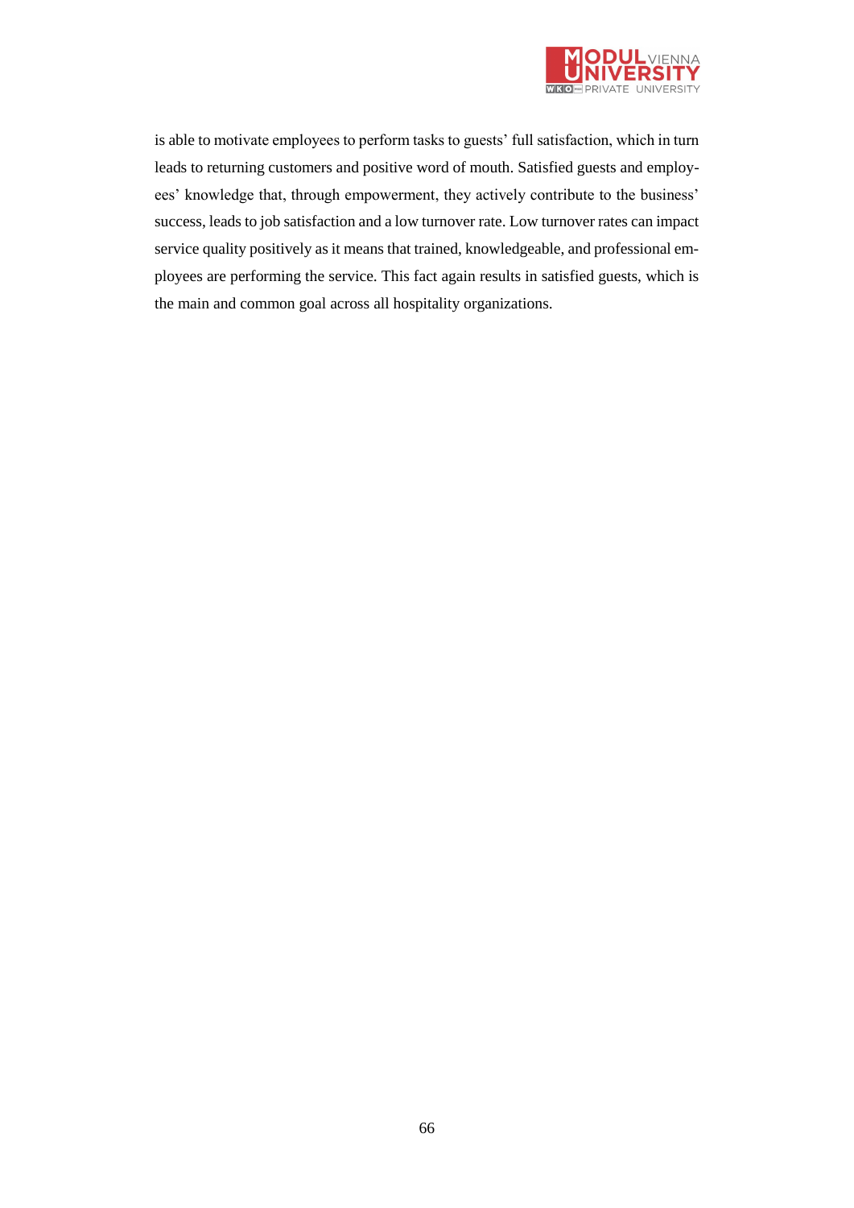is able to motivate employees to perform tasks to guests' full satisfaction, which in turn leads to returning customers and positive word of mouth. Satisfied guests and employees' knowledge that, through empowerment, they actively contribute to the business' success, leads to job satisfaction and a low turnover rate. Low turnover rates can impact service quality positively as it means that trained, knowledgeable, and professional employees are performing the service. This fact again results in satisfied guests, which is the main and common goal across all hospitality organizations.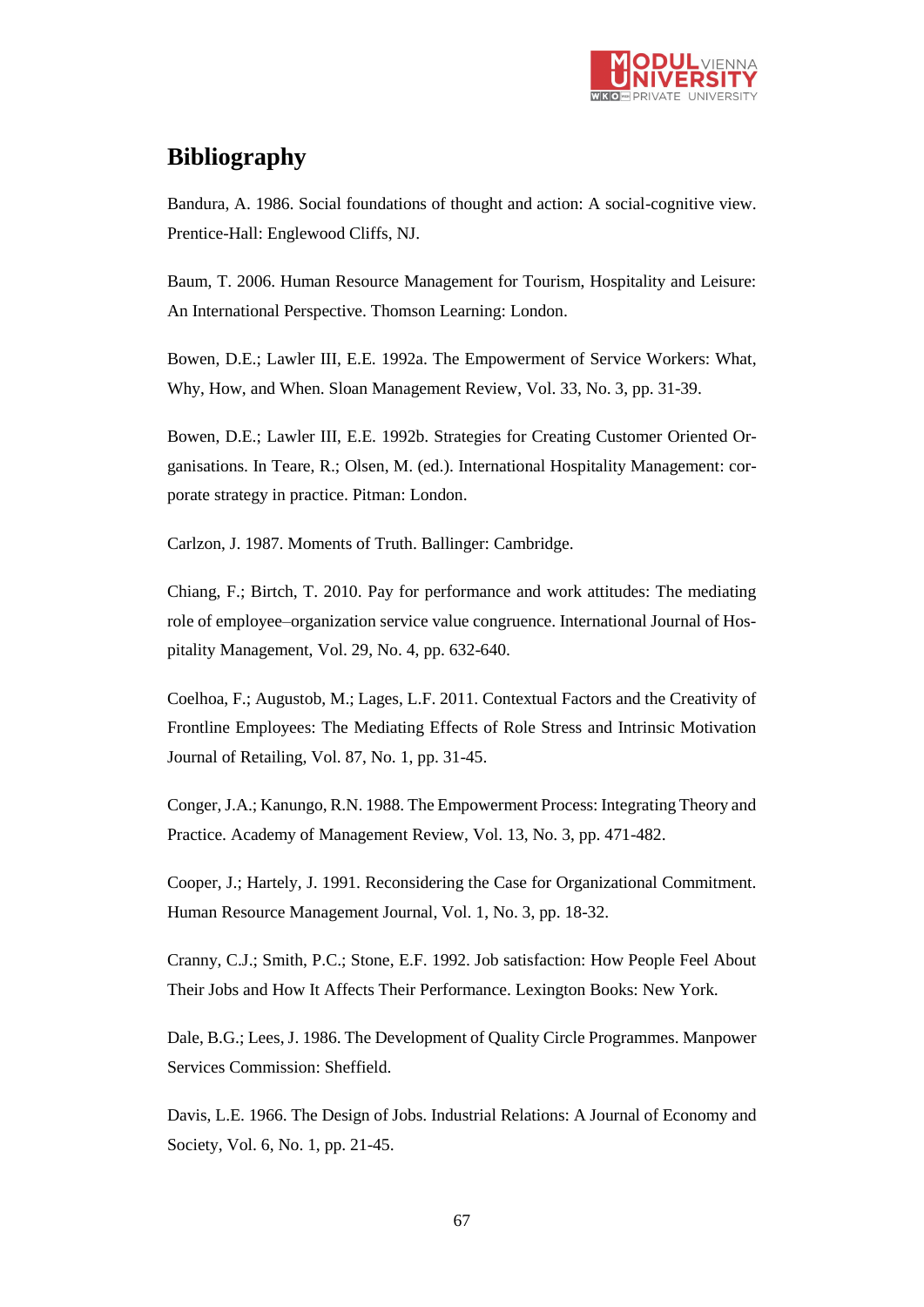# Bibliography

Bandura, A. 1986. Social foundations of thought and action: A social-cognitive view. Prentice-Hall: Englewood Cliffs, NJ.

Baum, T. 2006. Human Resource Management for Tourism, Hospitality and Leisure: An International Perspective. Thomson Learning: London.

Bowen, D.E.; Lawler III, E.E. 1992a. The Empowerment of Service Workers: What, Why, How, and When. Sloan Management Review, Vol. 33, No. 3, pp. 31-39.

Bowen, D.E.; Lawler III, E.E. 1992b. Strategies for Creating Customer Oriented Organisations. In Teare, R.; Olsen, M. (ed.). International Hospitality Management: corporate strategy in practice. Pitman: London.

Carlzon, J. 1987. Moments of Truth. Ballinger: Cambridge.

Chiang, F.; Birtch, T. 2010. Pay for performance and work attitudes: The mediating role of employee–organization service value congruence. International Journal of Hospitality Management, Vol. 29, No. 4, pp. 632-640.

Coelhoa, F.; Augustob, M.; Lages, L.F. 2011. Contextual Factors and the Creativity of Frontline Employees: The Mediating Effects of Role Stress and Intrinsic Motivation Journal of Retailing, Vol. 87, No. 1, pp. 31-45.

Conger, J.A.; Kanungo, R.N. 1988. The Empowerment Process: Integrating Theory and Practice. Academy of Management Review, Vol. 13, No. 3, pp. 471-482.

Cooper, J.; Hartely, J. 1991. Reconsidering the Case for Organizational Commitment. Human Resource Management Journal, Vol. 1, No. 3, pp. 18-32.

Cranny, C.J.; Smith, P.C.; Stone, E.F. 1992. Job satisfaction: How People Feel About Their Jobs and How It Affects Their Performance. Lexington Books: New York.

Dale, B.G.; Lees, J. 1986. The Development of Quality Circle Programmes. Manpower Services Commission: Sheffield.

Davis, L.E. 1966. The Design of Jobs. Industrial Relations: A Journal of Economy and Society, Vol. 6, No. 1, pp. 21-45.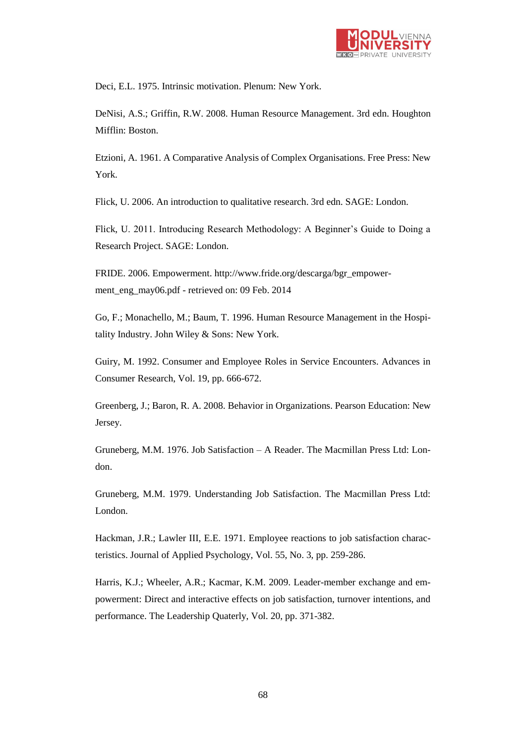Deci, E.L. 1975. Intrinsic motivation. Plenum: New York.

DeNisi, A.S.; Griffin, R.W. 2008. Human Resource Management. 3rd edn. Houghton Mifflin: Boston.

Etzioni, A. 1961. A Comparative Analysis of Complex Organisations. Free Press: New York.

Flick, U. 2006. An introduction to qualitative research. 3rd edn. SAGE: London.

Flick, U. 2011. Introducing Research Methodology: A Beginner's Guide to Doing a Research Project. SAGE: London.

FRIDE. 2006. Empowerment. http://www.fride.org/descarga/bgr_empowerment_eng_may06.pdf - retrieved on: 09 Feb. 2014

Go, F.; Monachello, M.; Baum, T. 1996. Human Resource Management in the Hospitality Industry. John Wiley & Sons: New York.

Guiry, M. 1992. Consumer and Employee Roles in Service Encounters. Advances in Consumer Research, Vol. 19, pp. 666-672.

Greenberg, J.; Baron, R. A. 2008. Behavior in Organizations. Pearson Education: New Jersey.

Gruneberg, M.M. 1976. Job Satisfaction – A Reader. The Macmillan Press Ltd: London.

Gruneberg, M.M. 1979. Understanding Job Satisfaction. The Macmillan Press Ltd: London.

Hackman, J.R.; Lawler III, E.E. 1971. Employee reactions to job satisfaction characteristics. Journal of Applied Psychology, Vol. 55, No. 3, pp. 259-286.

Harris, K.J.; Wheeler, A.R.; Kacmar, K.M. 2009. Leader-member exchange and empowerment: Direct and interactive effects on job satisfaction, turnover intentions, and performance. The Leadership Quaterly, Vol. 20, pp. 371-382.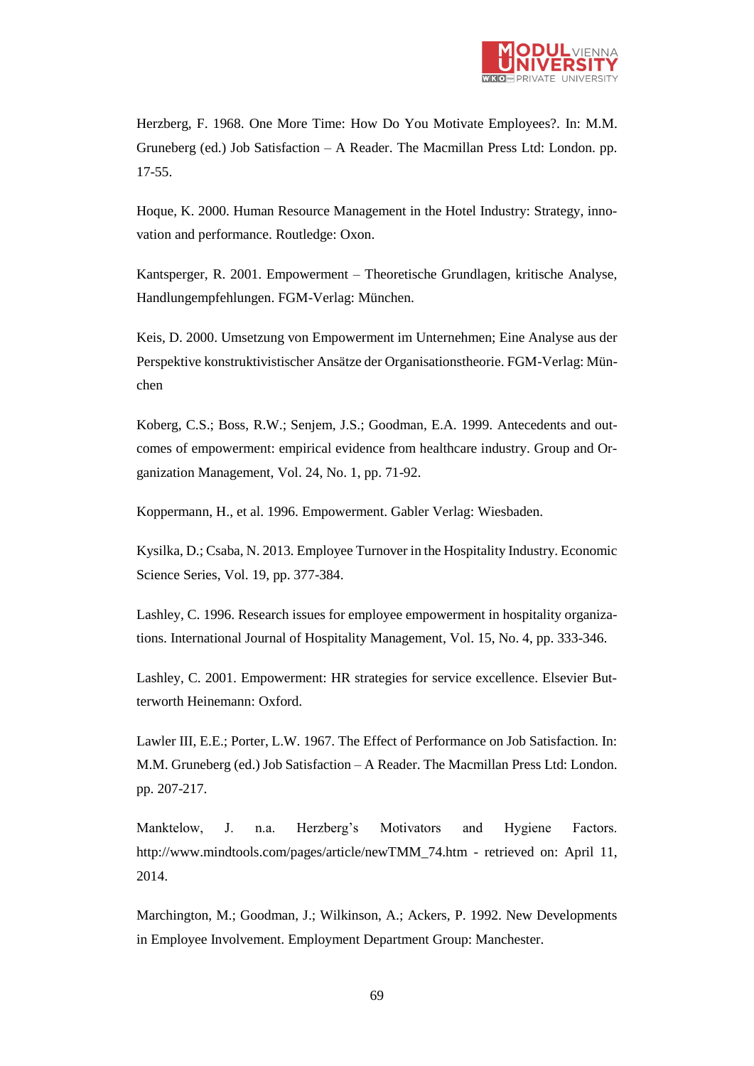Herzberg, F. 1968. One More Time: How Do You Motivate Employees?. In: M.M. Gruneberg (ed.) Job Satisfaction – A Reader. The Macmillan Press Ltd: London. pp. 17-55.

Hoque, K. 2000. Human Resource Management in the Hotel Industry: Strategy, innovation and performance. Routledge: Oxon.

Kantsperger, R. 2001. Empowerment – Theoretische Grundlagen, kritische Analyse, Handlungempfehlungen. FGM-Verlag: München.

Keis, D. 2000. Umsetzung von Empowerment im Unternehmen; Eine Analyse aus der Perspektive konstruktivistischer Ansätze der Organisationstheorie. FGM-Verlag: München

Koberg, C.S.; Boss, R.W.; Senjem, J.S.; Goodman, E.A. 1999. Antecedents and outcomes of empowerment: empirical evidence from healthcare industry. Group and Organization Management, Vol. 24, No. 1, pp. 71-92.

Koppermann, H., et al. 1996. Empowerment. Gabler Verlag: Wiesbaden.

Kysilka, D.; Csaba, N. 2013. Employee Turnover in the Hospitality Industry. Economic Science Series, Vol. 19, pp. 377-384.

Lashley, C. 1996. Research issues for employee empowerment in hospitality organizations. International Journal of Hospitality Management, Vol. 15, No. 4, pp. 333-346.

Lashley, C. 2001. Empowerment: HR strategies for service excellence. Elsevier Butterworth Heinemann: Oxford.

Lawler III, E.E.; Porter, L.W. 1967. The Effect of Performance on Job Satisfaction. In: M.M. Gruneberg (ed.) Job Satisfaction – A Reader. The Macmillan Press Ltd: London. pp. 207-217.

Manktelow, J. n.a. Herzberg's Motivators and Hygiene Factors. http://www.mindtools.com/pages/article/newTMM_74.htm - retrieved on: April 11, 2014.

Marchington, M.; Goodman, J.; Wilkinson, A.; Ackers, P. 1992. New Developments in Employee Involvement. Employment Department Group: Manchester.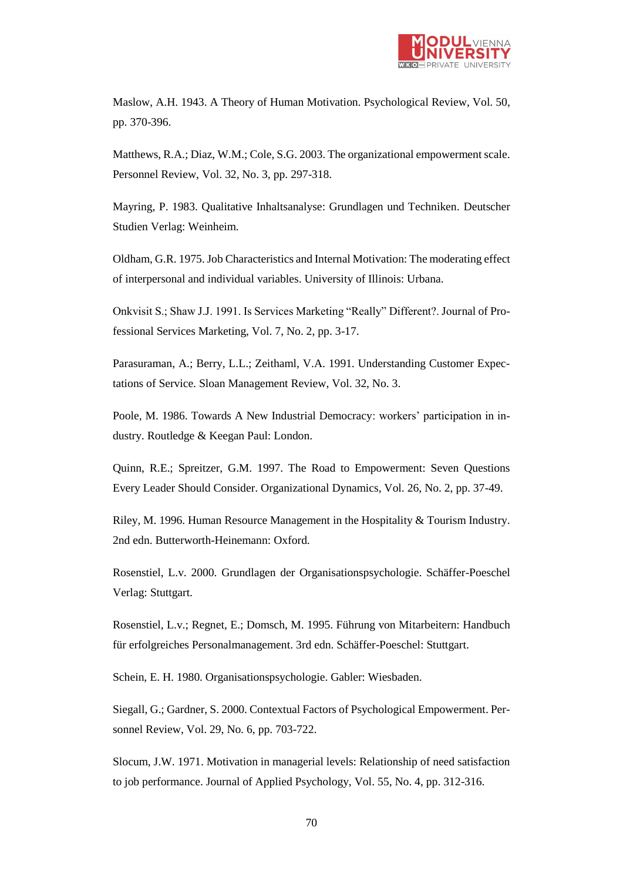Maslow, A.H. 1943. A Theory of Human Motivation. Psychological Review, Vol. 50, pp. 370-396.

Matthews, R.A.; Diaz, W.M.; Cole, S.G. 2003. The organizational empowerment scale. Personnel Review, Vol. 32, No. 3, pp. 297-318.

Mayring, P. 1983. Qualitative Inhaltsanalyse: Grundlagen und Techniken. Deutscher Studien Verlag: Weinheim.

Oldham, G.R. 1975. Job Characteristics and Internal Motivation: The moderating effect of interpersonal and individual variables. University of Illinois: Urbana.

Onkvisit S.; Shaw J.J. 1991. Is Services Marketing "Really" Different?. Journal of Professional Services Marketing, Vol. 7, No. 2, pp. 3-17.

Parasuraman, A.; Berry, L.L.; Zeithaml, V.A. 1991. Understanding Customer Expectations of Service. Sloan Management Review, Vol. 32, No. 3.

Poole, M. 1986. Towards A New Industrial Democracy: workers' participation in industry. Routledge & Keegan Paul: London.

Quinn, R.E.; Spreitzer, G.M. 1997. The Road to Empowerment: Seven Questions Every Leader Should Consider. Organizational Dynamics, Vol. 26, No. 2, pp. 37-49.

Riley, M. 1996. Human Resource Management in the Hospitality & Tourism Industry. 2nd edn. Butterworth-Heinemann: Oxford.

Rosenstiel, L.v. 2000. Grundlagen der Organisationspsychologie. Schäffer-Poeschel Verlag: Stuttgart.

Rosenstiel, L.v.; Regnet, E.; Domsch, M. 1995. Führung von Mitarbeitern: Handbuch für erfolgreiches Personalmanagement. 3rd edn. Schäffer-Poeschel: Stuttgart.

Schein, E. H. 1980. Organisationspsychologie. Gabler: Wiesbaden.

Siegall, G.; Gardner, S. 2000. Contextual Factors of Psychological Empowerment. Personnel Review, Vol. 29, No. 6, pp. 703-722.

Slocum, J.W. 1971. Motivation in managerial levels: Relationship of need satisfaction to job performance. Journal of Applied Psychology, Vol. 55, No. 4, pp. 312-316.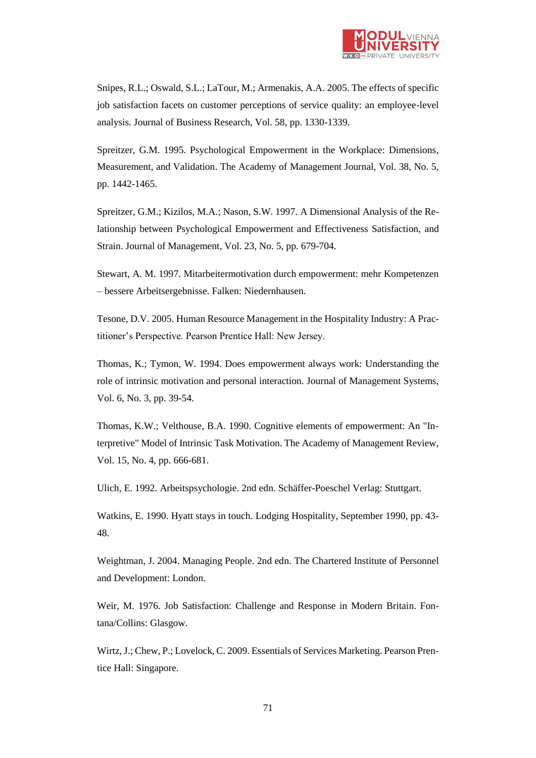Snipes, R.L.; Oswald, S.L.; LaTour, M.; Armenakis, A.A. 2005. The effects of specific job satisfaction facets on customer perceptions of service quality: an employee-level analysis. Journal of Business Research, Vol. 58, pp. 1330-1339.

Spreitzer, G.M. 1995. Psychological Empowerment in the Workplace: Dimensions, Measurement, and Validation. The Academy of Management Journal, Vol. 38, No. 5, pp. 1442-1465.

Spreitzer, G.M.; Kizilos, M.A.; Nason, S.W. 1997. A Dimensional Analysis of the Relationship between Psychological Empowerment and Effectiveness Satisfaction, and Strain. Journal of Management, Vol. 23, No. 5, pp. 679-704.

Stewart, A. M. 1997. Mitarbeitermotivation durch empowerment: mehr Kompetenzen – bessere Arbeitsergebnisse. Falken: Niedernhausen.

Tesone, D.V. 2005. Human Resource Management in the Hospitality Industry: A Practitioner's Perspective. Pearson Prentice Hall: New Jersey.

Thomas, K.; Tymon, W. 1994. Does empowerment always work: Understanding the role of intrinsic motivation and personal interaction. Journal of Management Systems, Vol. 6, No. 3, pp. 39-54.

Thomas, K.W.; Velthouse, B.A. 1990. Cognitive elements of empowerment: An "Interpretive" Model of Intrinsic Task Motivation. The Academy of Management Review, Vol. 15, No. 4, pp. 666-681.

Ulich, E. 1992. Arbeitspsychologie. 2nd edn. Schäffer-Poeschel Verlag: Stuttgart.

Watkins, E. 1990. Hyatt stays in touch. Lodging Hospitality, September 1990, pp. 43-48.

Weightman, J. 2004. Managing People. 2nd edn. The Chartered Institute of Personnel and Development: London.

Weir, M. 1976. Job Satisfaction: Challenge and Response in Modern Britain. Fontana/Collins: Glasgow.

Wirtz, J.; Chew, P.; Lovelock, C. 2009. Essentials of Services Marketing. Pearson Prentice Hall: Singapore.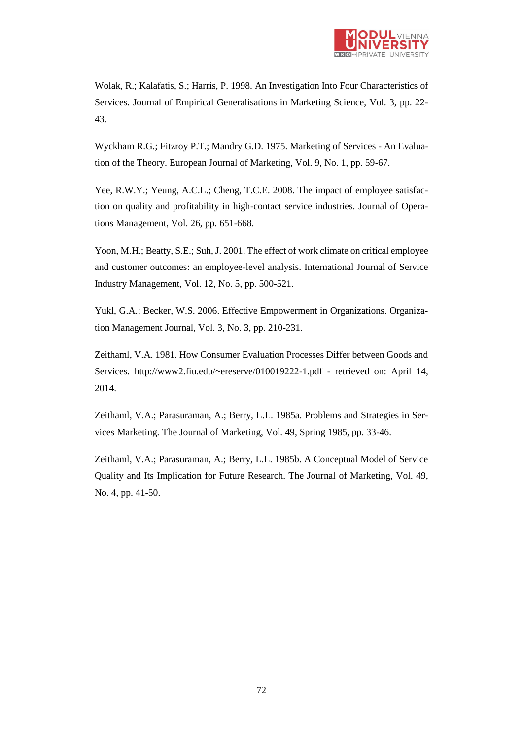Wolak, R.; Kalafatis, S.; Harris, P. 1998. An Investigation Into Four Characteristics of Services. Journal of Empirical Generalisations in Marketing Science, Vol. 3, pp. 22-43.

Wyckham R.G.; Fitzroy P.T.; Mandry G.D. 1975. Marketing of Services - An Evaluation of the Theory. European Journal of Marketing, Vol. 9, No. 1, pp. 59-67.

Yee, R.W.Y.; Yeung, A.C.L.; Cheng, T.C.E. 2008. The impact of employee satisfaction on quality and profitability in high-contact service industries. Journal of Operations Management, Vol. 26, pp. 651-668.

Yoon, M.H.; Beatty, S.E.; Suh, J. 2001. The effect of work climate on critical employee and customer outcomes: an employee-level analysis. International Journal of Service Industry Management, Vol. 12, No. 5, pp. 500-521.

Yukl, G.A.; Becker, W.S. 2006. Effective Empowerment in Organizations. Organization Management Journal, Vol. 3, No. 3, pp. 210-231.

Zeithaml, V.A. 1981. How Consumer Evaluation Processes Differ between Goods and Services. http://www2.fiu.edu/~ereserve/010019222-1.pdf - retrieved on: April 14, 2014.

Zeithaml, V.A.; Parasuraman, A.; Berry, L.L. 1985a. Problems and Strategies in Services Marketing. The Journal of Marketing, Vol. 49, Spring 1985, pp. 33-46.

Zeithaml, V.A.; Parasuraman, A.; Berry, L.L. 1985b. A Conceptual Model of Service Quality and Its Implication for Future Research. The Journal of Marketing, Vol. 49, No. 4, pp. 41-50.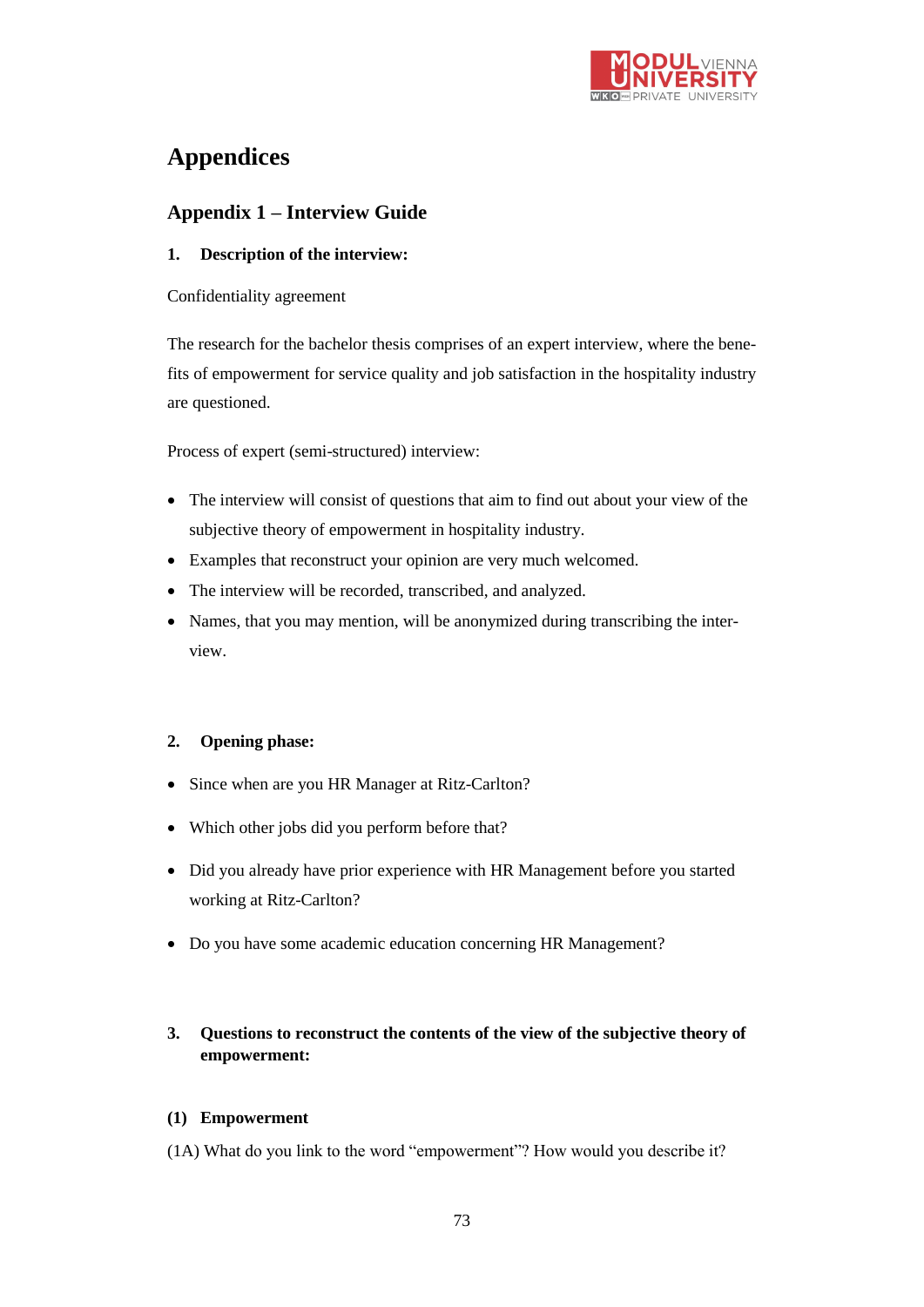# Appendices

## Appendix 1 – Interview Guide

### 1. Description of the interview:

Confidentiality agreement

The research for the bachelor thesis comprises of an expert interview, where the benefits of empowerment for service quality and job satisfaction in the hospitality industry are questioned.

Process of expert (semi-structured) interview:

- The interview will consist of questions that aim to find out about your view of the subjective theory of empowerment in hospitality industry.
- Examples that reconstruct your opinion are very much welcomed.
- The interview will be recorded, transcribed, and analyzed.
- Names, that you may mention, will be anonymized during transcribing the interview.

### 2. Opening phase:

- Since when are you HR Manager at Ritz-Carlton?
- Which other jobs did you perform before that?
- Did you already have prior experience with HR Management before you started working at Ritz-Carlton?
- Do you have some academic education concerning HR Management?

### 3. Questions to reconstruct the contents of the view of the subjective theory of empowerment:

#### (1) Empowerment

(1A) What do you link to the word "empowerment"? How would you describe it?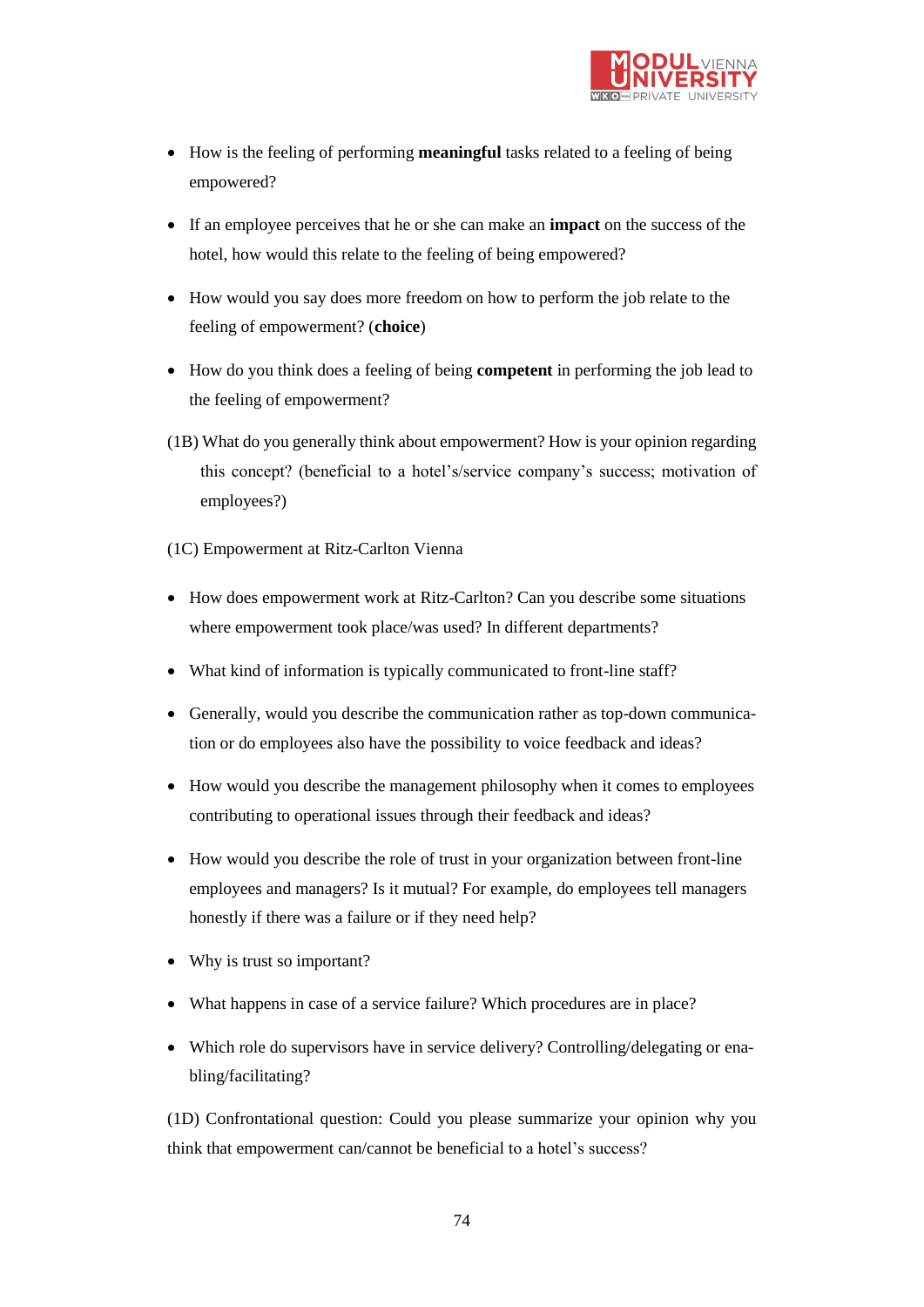- How is the feeling of performing **meaningful** tasks related to a feeling of being empowered?
- If an employee perceives that he or she can make an **impact** on the success of the hotel, how would this relate to the feeling of being empowered?
- How would you say does more freedom on how to perform the job relate to the feeling of empowerment? (**choice**)
- How do you think does a feeling of being **competent** in performing the job lead to the feeling of empowerment?

(1B) What do you generally think about empowerment? How is your opinion regarding this concept? (beneficial to a hotel's/service company's success; motivation of employees?)

(1C) Empowerment at Ritz-Carlton Vienna

- How does empowerment work at Ritz-Carlton? Can you describe some situations where empowerment took place/was used? In different departments?
- What kind of information is typically communicated to front-line staff?
- Generally, would you describe the communication rather as top-down communication or do employees also have the possibility to voice feedback and ideas?
- How would you describe the management philosophy when it comes to employees contributing to operational issues through their feedback and ideas?
- How would you describe the role of trust in your organization between front-line employees and managers? Is it mutual? For example, do employees tell managers honestly if there was a failure or if they need help?
- Why is trust so important?
- What happens in case of a service failure? Which procedures are in place?
- Which role do supervisors have in service delivery? Controlling/delegating or enabling/facilitating?

(1D) Confrontational question: Could you please summarize your opinion why you think that empowerment can/cannot be beneficial to a hotel's success?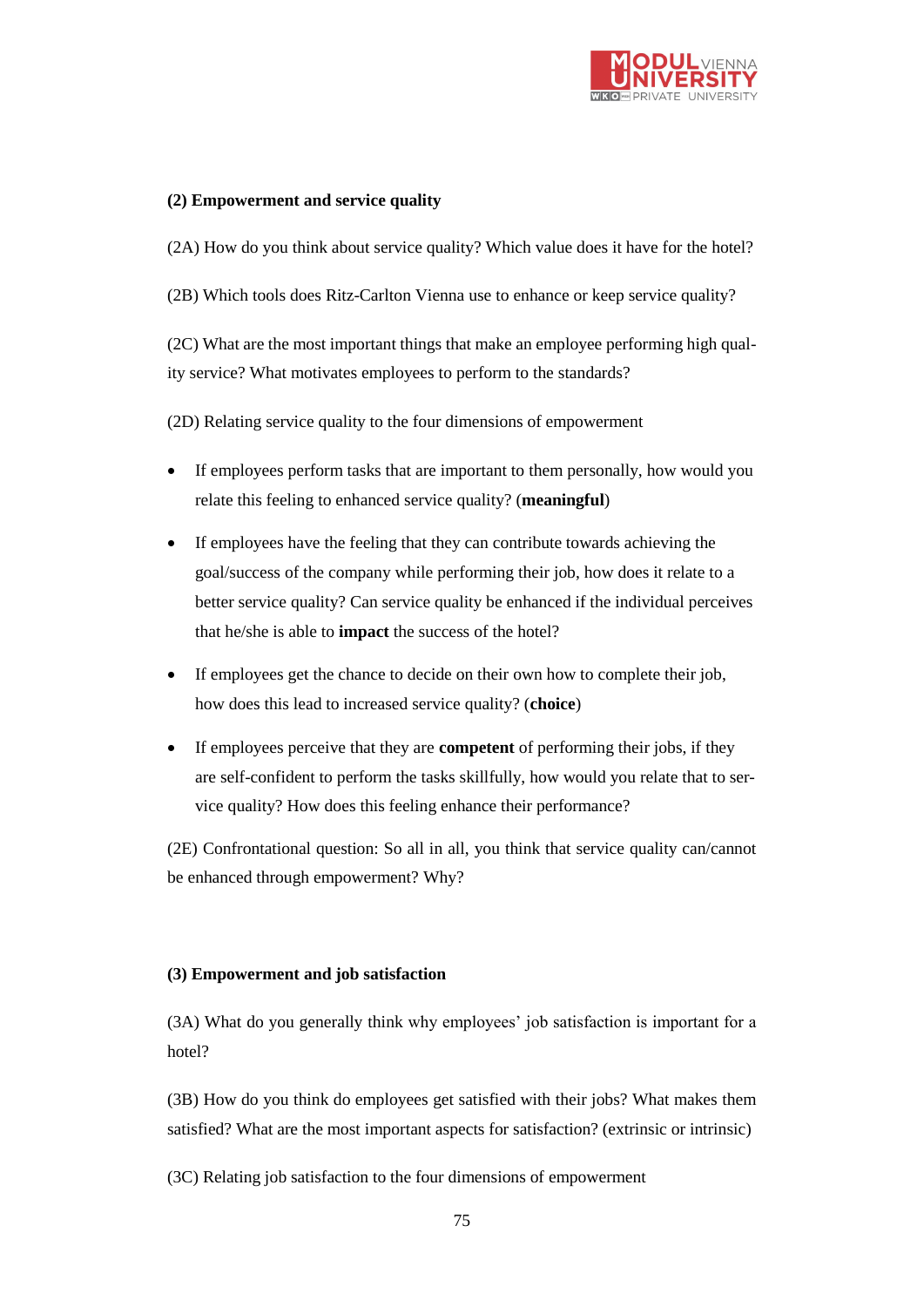**(2) Empowerment and service quality**

(2A) How do you think about service quality? Which value does it have for the hotel?

(2B) Which tools does Ritz-Carlton Vienna use to enhance or keep service quality?

(2C) What are the most important things that make an employee performing high quality service? What motivates employees to perform to the standards?

(2D) Relating service quality to the four dimensions of empowerment

- If employees perform tasks that are important to them personally, how would you relate this feeling to enhanced service quality? (**meaningful**)
- If employees have the feeling that they can contribute towards achieving the goal/success of the company while performing their job, how does it relate to a better service quality? Can service quality be enhanced if the individual perceives that he/she is able to **impact** the success of the hotel?
- If employees get the chance to decide on their own how to complete their job, how does this lead to increased service quality? (**choice**)
- If employees perceive that they are **competent** of performing their jobs, if they are self-confident to perform the tasks skillfully, how would you relate that to service quality? How does this feeling enhance their performance?

(2E) Confrontational question: So all in all, you think that service quality can/cannot be enhanced through empowerment? Why?

**(3) Empowerment and job satisfaction**

(3A) What do you generally think why employees' job satisfaction is important for a hotel?

(3B) How do you think do employees get satisfied with their jobs? What makes them satisfied? What are the most important aspects for satisfaction? (extrinsic or intrinsic)

(3C) Relating job satisfaction to the four dimensions of empowerment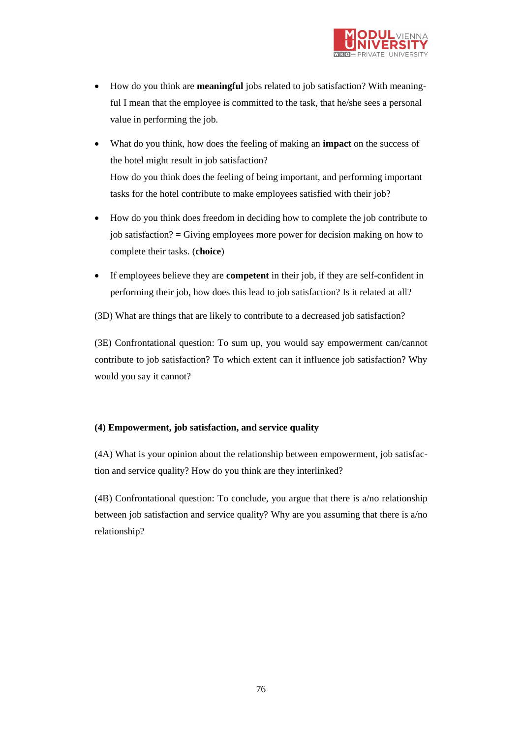- How do you think are **meaningful** jobs related to job satisfaction? With meaningful I mean that the employee is committed to the task, that he/she sees a personal value in performing the job.
- What do you think, how does the feeling of making an **impact** on the success of the hotel might result in job satisfaction?
  How do you think does the feeling of being important, and performing important tasks for the hotel contribute to make employees satisfied with their job?
- How do you think does freedom in deciding how to complete the job contribute to job satisfaction? = Giving employees more power for decision making on how to complete their tasks. (**choice**)
- If employees believe they are **competent** in their job, if they are self-confident in performing their job, how does this lead to job satisfaction? Is it related at all?

(3D) What are things that are likely to contribute to a decreased job satisfaction?

(3E) Confrontational question: To sum up, you would say empowerment can/cannot contribute to job satisfaction? To which extent can it influence job satisfaction? Why would you say it cannot?

**(4) Empowerment, job satisfaction, and service quality**

(4A) What is your opinion about the relationship between empowerment, job satisfaction and service quality? How do you think are they interlinked?

(4B) Confrontational question: To conclude, you argue that there is a/no relationship between job satisfaction and service quality? Why are you assuming that there is a/no relationship?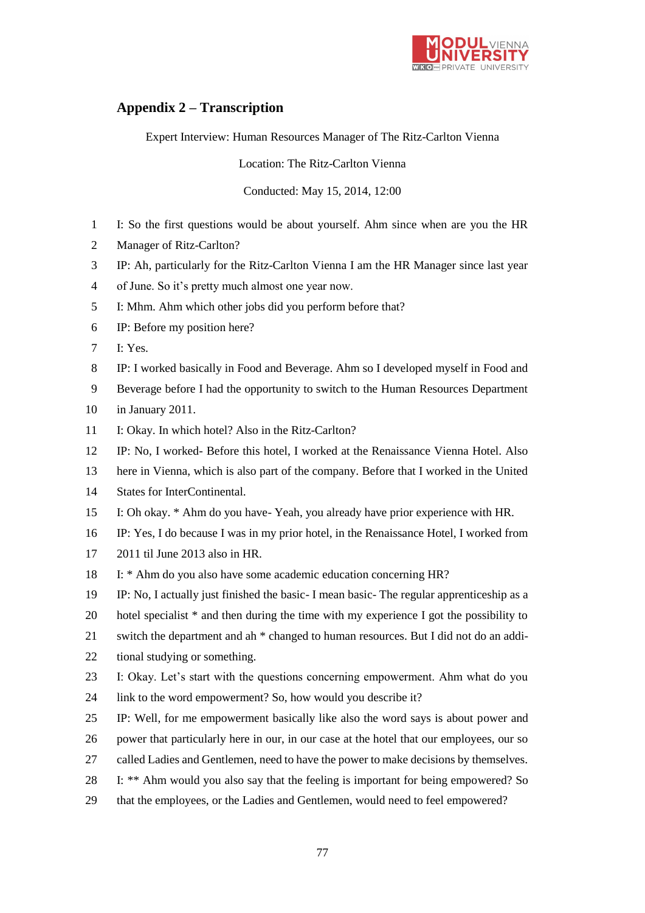## Appendix 2 – Transcription

Expert Interview: Human Resources Manager of The Ritz-Carlton Vienna

Location: The Ritz-Carlton Vienna

Conducted: May 15, 2014, 12:00

1 I: So the first questions would be about yourself. Ahm since when are you the HR
2 Manager of Ritz-Carlton?
3 IP: Ah, particularly for the Ritz-Carlton Vienna I am the HR Manager since last year
4 of June. So it's pretty much almost one year now.
5 I: Mhm. Ahm which other jobs did you perform before that?
6 IP: Before my position here?
7 I: Yes.
8 IP: I worked basically in Food and Beverage. Ahm so I developed myself in Food and
9 Beverage before I had the opportunity to switch to the Human Resources Department
10 in January 2011.
11 I: Okay. In which hotel? Also in the Ritz-Carlton?
12 IP: No, I worked- Before this hotel, I worked at the Renaissance Vienna Hotel. Also
13 here in Vienna, which is also part of the company. Before that I worked in the United
14 States for InterContinental.
15 I: Oh okay. * Ahm do you have- Yeah, you already have prior experience with HR.
16 IP: Yes, I do because I was in my prior hotel, in the Renaissance Hotel, I worked from
17 2011 til June 2013 also in HR.
18 I: * Ahm do you also have some academic education concerning HR?
19 IP: No, I actually just finished the basic- I mean basic- The regular apprenticeship as a
20 hotel specialist * and then during the time with my experience I got the possibility to
21 switch the department and ah * changed to human resources. But I did not do an addi-
22 tional studying or something.
23 I: Okay. Let's start with the questions concerning empowerment. Ahm what do you
24 link to the word empowerment? So, how would you describe it?
25 IP: Well, for me empowerment basically like also the word says is about power and
26 power that particularly here in our, in our case at the hotel that our employees, our so
27 called Ladies and Gentlemen, need to have the power to make decisions by themselves.
28 I: ** Ahm would you also say that the feeling is important for being empowered? So
29 that the employees, or the Ladies and Gentlemen, would need to feel empowered?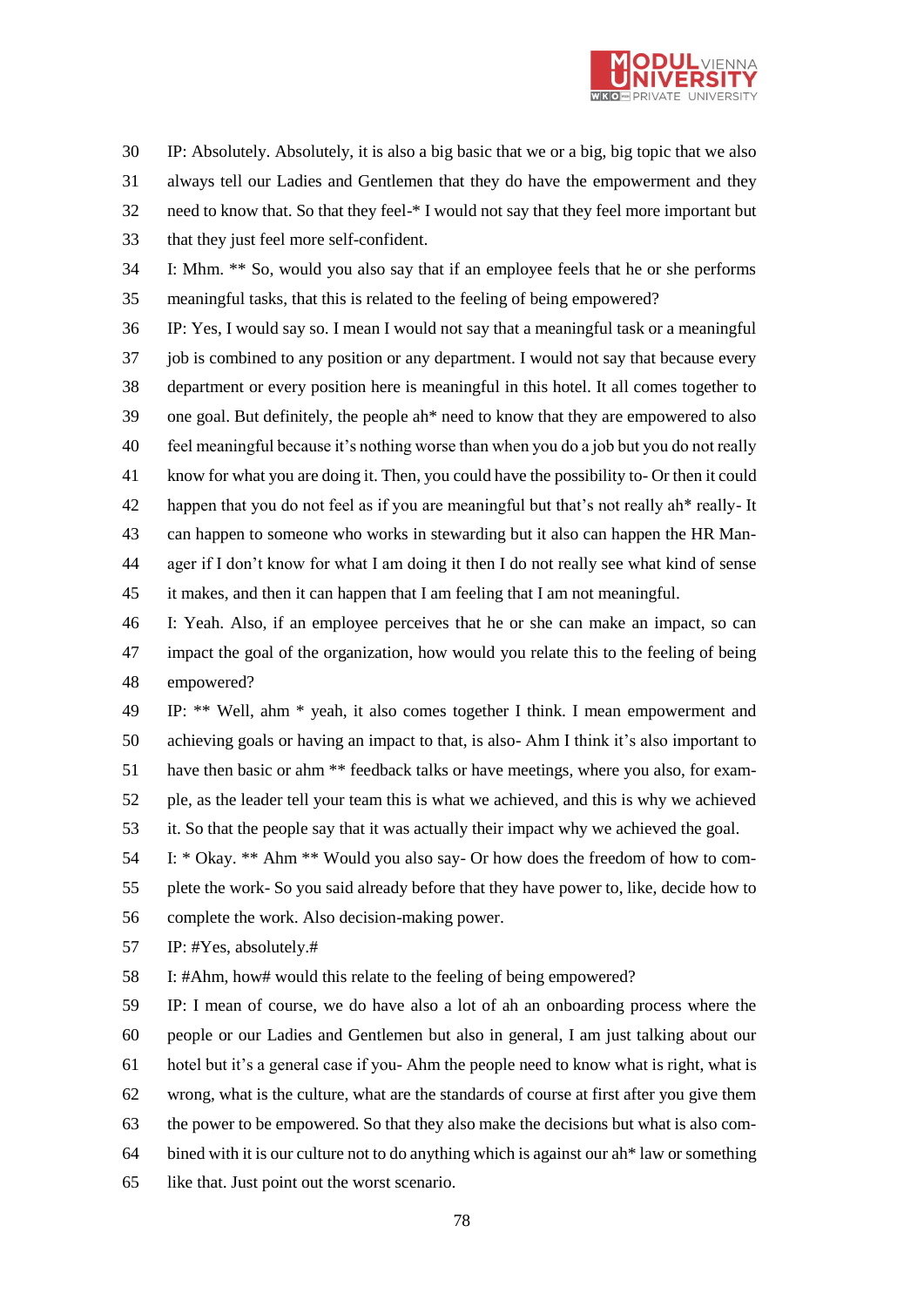30 IP: Absolutely. Absolutely, it is also a big basic that we or a big, big topic that we also
31 always tell our Ladies and Gentlemen that they do have the empowerment and they
32 need to know that. So that they feel-* I would not say that they feel more important but
33 that they just feel more self-confident.

34 I: Mhm. ** So, would you also say that if an employee feels that he or she performs
35 meaningful tasks, that this is related to the feeling of being empowered?

36 IP: Yes, I would say so. I mean I would not say that a meaningful task or a meaningful
37 job is combined to any position or any department. I would not say that because every
38 department or every position here is meaningful in this hotel. It all comes together to
39 one goal. But definitely, the people ah* need to know that they are empowered to also
40 feel meaningful because it's nothing worse than when you do a job but you do not really
41 know for what you are doing it. Then, you could have the possibility to- Or then it could
42 happen that you do not feel as if you are meaningful but that's not really ah* really- It
43 can happen to someone who works in stewarding but it also can happen the HR Man-
44 ager if I don't know for what I am doing it then I do not really see what kind of sense
45 it makes, and then it can happen that I am feeling that I am not meaningful.

46 I: Yeah. Also, if an employee perceives that he or she can make an impact, so can
47 impact the goal of the organization, how would you relate this to the feeling of being
48 empowered?

49 IP: ** Well, ahm * yeah, it also comes together I think. I mean empowerment and
50 achieving goals or having an impact to that, is also- Ahm I think it's also important to
51 have then basic or ahm ** feedback talks or have meetings, where you also, for exam-
52 ple, as the leader tell your team this is what we achieved, and this is why we achieved
53 it. So that the people say that it was actually their impact why we achieved the goal.

54 I: * Okay. ** Ahm ** Would you also say- Or how does the freedom of how to com-
55 plete the work- So you said already before that they have power to, like, decide how to
56 complete the work. Also decision-making power.

57 IP: #Yes, absolutely.#

58 I: #Ahm, how# would this relate to the feeling of being empowered?

59 IP: I mean of course, we do have also a lot of ah an onboarding process where the
60 people or our Ladies and Gentlemen but also in general, I am just talking about our
61 hotel but it's a general case if you- Ahm the people need to know what is right, what is
62 wrong, what is the culture, what are the standards of course at first after you give them
63 the power to be empowered. So that they also make the decisions but what is also com-
64 bined with it is our culture not to do anything which is against our ah* law or something
65 like that. Just point out the worst scenario.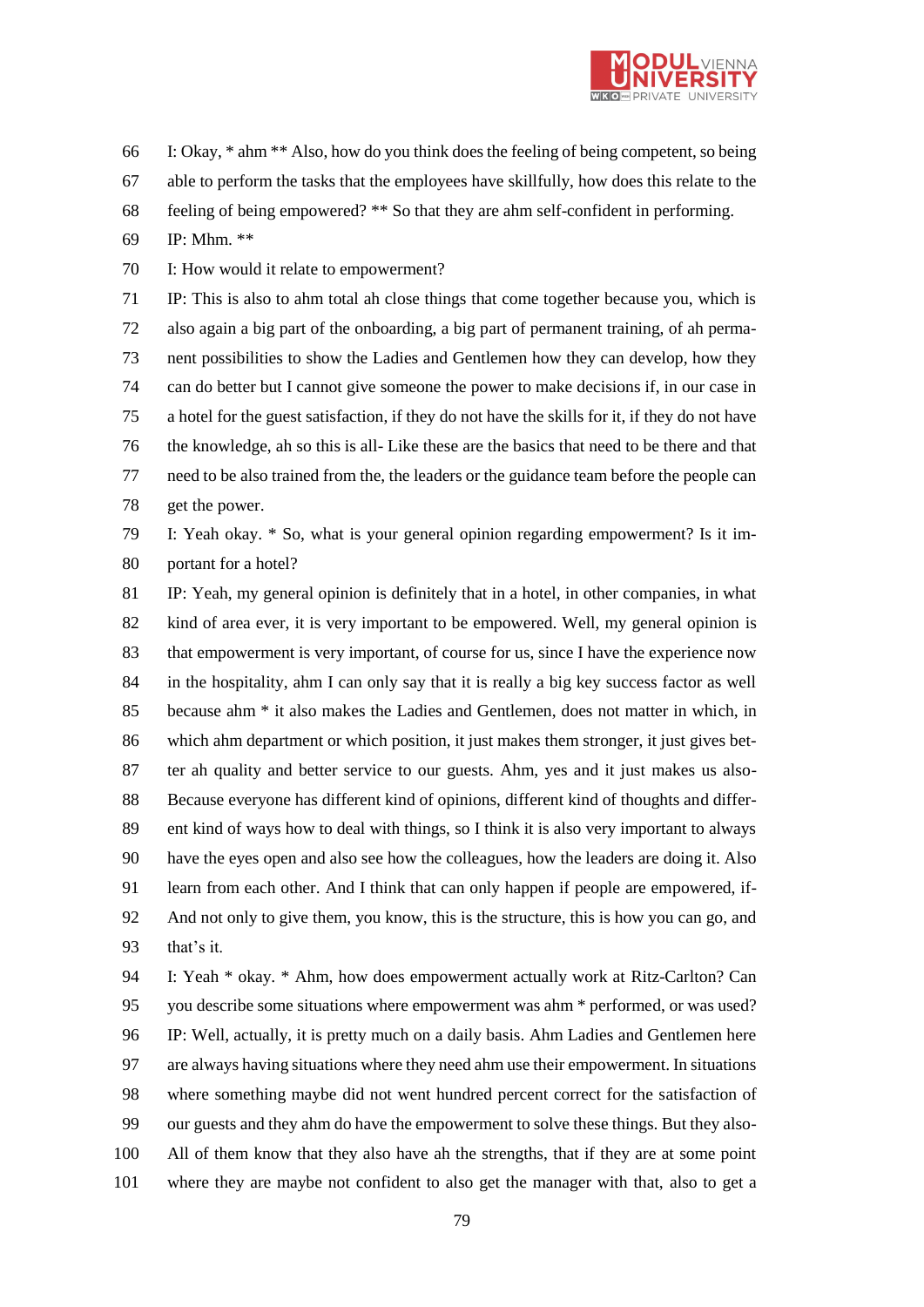I: Okay, * ahm ** Also, how do you think does the feeling of being competent, so being able to perform the tasks that the employees have skillfully, how does this relate to the feeling of being empowered? ** So that they are ahm self-confident in performing.

IP: Mhm. **

I: How would it relate to empowerment?

IP: This is also to ahm total ah close things that come together because you, which is also again a big part of the onboarding, a big part of permanent training, of ah permanent possibilities to show the Ladies and Gentlemen how they can develop, how they can do better but I cannot give someone the power to make decisions if, in our case in a hotel for the guest satisfaction, if they do not have the skills for it, if they do not have the knowledge, ah so this is all- Like these are the basics that need to be there and that need to be also trained from the, the leaders or the guidance team before the people can get the power.

I: Yeah okay. * So, what is your general opinion regarding empowerment? Is it important for a hotel?

IP: Yeah, my general opinion is definitely that in a hotel, in other companies, in what kind of area ever, it is very important to be empowered. Well, my general opinion is that empowerment is very important, of course for us, since I have the experience now in the hospitality, ahm I can only say that it is really a big key success factor as well because ahm * it also makes the Ladies and Gentlemen, does not matter in which, in which ahm department or which position, it just makes them stronger, it just gives better ah quality and better service to our guests. Ahm, yes and it just makes us also- Because everyone has different kind of opinions, different kind of thoughts and different kind of ways how to deal with things, so I think it is also very important to always have the eyes open and also see how the colleagues, how the leaders are doing it. Also learn from each other. And I think that can only happen if people are empowered, if- And not only to give them, you know, this is the structure, this is how you can go, and that's it.

I: Yeah * okay. * Ahm, how does empowerment actually work at Ritz-Carlton? Can you describe some situations where empowerment was ahm * performed, or was used?

IP: Well, actually, it is pretty much on a daily basis. Ahm Ladies and Gentlemen here are always having situations where they need ahm use their empowerment. In situations where something maybe did not went hundred percent correct for the satisfaction of our guests and they ahm do have the empowerment to solve these things. But they also- All of them know that they also have ah the strengths, that if they are at some point where they are maybe not confident to also get the manager with that, also to get a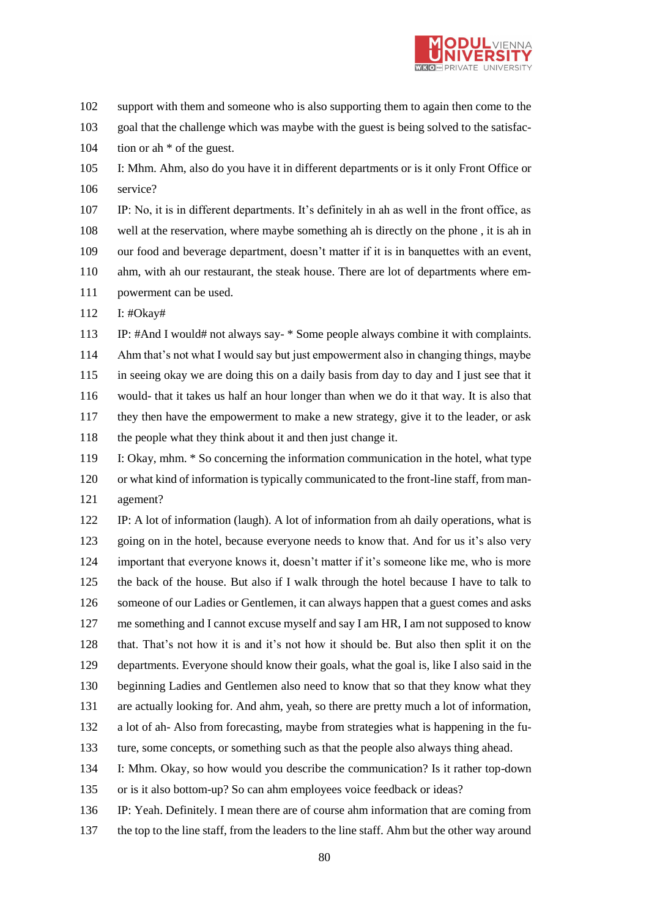102 support with them and someone who is also supporting them to again then come to the
103 goal that the challenge which was maybe with the guest is being solved to the satisfac-
104 tion or ah * of the guest.
105 I: Mhm. Ahm, also do you have it in different departments or is it only Front Office or
106 service?
107 IP: No, it is in different departments. It's definitely in ah as well in the front office, as
108 well at the reservation, where maybe something ah is directly on the phone , it is ah in
109 our food and beverage department, doesn't matter if it is in banquettes with an event,
110 ahm, with ah our restaurant, the steak house. There are lot of departments where em-
111 powerment can be used.
112 I: #Okay#
113 IP: #And I would# not always say- * Some people always combine it with complaints.
114 Ahm that's not what I would say but just empowerment also in changing things, maybe
115 in seeing okay we are doing this on a daily basis from day to day and I just see that it
116 would- that it takes us half an hour longer than when we do it that way. It is also that
117 they then have the empowerment to make a new strategy, give it to the leader, or ask
118 the people what they think about it and then just change it.
119 I: Okay, mhm. * So concerning the information communication in the hotel, what type
120 or what kind of information is typically communicated to the front-line staff, from man-
121 agement?
122 IP: A lot of information (laugh). A lot of information from ah daily operations, what is
123 going on in the hotel, because everyone needs to know that. And for us it's also very
124 important that everyone knows it, doesn't matter if it's someone like me, who is more
125 the back of the house. But also if I walk through the hotel because I have to talk to
126 someone of our Ladies or Gentlemen, it can always happen that a guest comes and asks
127 me something and I cannot excuse myself and say I am HR, I am not supposed to know
128 that. That's not how it is and it's not how it should be. But also then split it on the
129 departments. Everyone should know their goals, what the goal is, like I also said in the
130 beginning Ladies and Gentlemen also need to know that so that they know what they
131 are actually looking for. And ahm, yeah, so there are pretty much a lot of information,
132 a lot of ah- Also from forecasting, maybe from strategies what is happening in the fu-
133 ture, some concepts, or something such as that the people also always thing ahead.
134 I: Mhm. Okay, so how would you describe the communication? Is it rather top-down
135 or is it also bottom-up? So can ahm employees voice feedback or ideas?
136 IP: Yeah. Definitely. I mean there are of course ahm information that are coming from
137 the top to the line staff, from the leaders to the line staff. Ahm but the other way around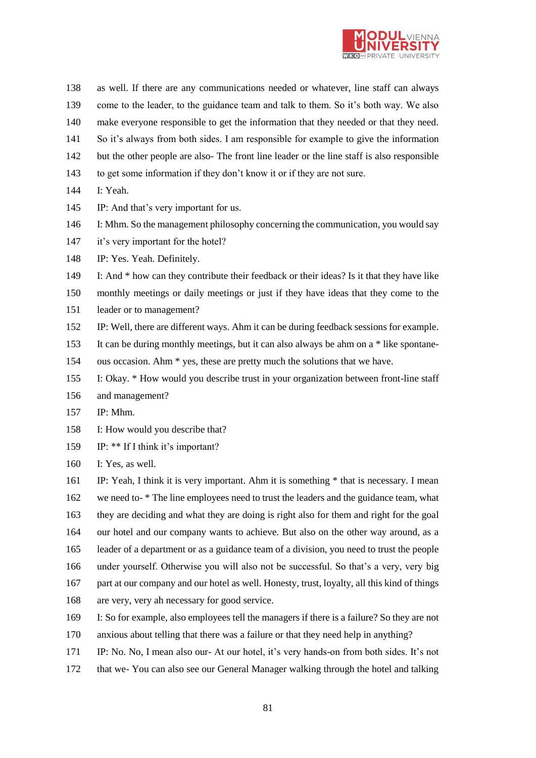138 as well. If there are any communications needed or whatever, line staff can always
139 come to the leader, to the guidance team and talk to them. So it's both way. We also
140 make everyone responsible to get the information that they needed or that they need.
141 So it's always from both sides. I am responsible for example to give the information
142 but the other people are also- The front line leader or the line staff is also responsible
143 to get some information if they don't know it or if they are not sure.
144 I: Yeah.
145 IP: And that's very important for us.
146 I: Mhm. So the management philosophy concerning the communication, you would say
147 it's very important for the hotel?
148 IP: Yes. Yeah. Definitely.
149 I: And * how can they contribute their feedback or their ideas? Is it that they have like
150 monthly meetings or daily meetings or just if they have ideas that they come to the
151 leader or to management?
152 IP: Well, there are different ways. Ahm it can be during feedback sessions for example.
153 It can be during monthly meetings, but it can also always be ahm on a * like spontane-
154 ous occasion. Ahm * yes, these are pretty much the solutions that we have.
155 I: Okay. * How would you describe trust in your organization between front-line staff
156 and management?
157 IP: Mhm.
158 I: How would you describe that?
159 IP: ** If I think it's important?
160 I: Yes, as well.
161 IP: Yeah, I think it is very important. Ahm it is something * that is necessary. I mean
162 we need to- * The line employees need to trust the leaders and the guidance team, what
163 they are deciding and what they are doing is right also for them and right for the goal
164 our hotel and our company wants to achieve. But also on the other way around, as a
165 leader of a department or as a guidance team of a division, you need to trust the people
166 under yourself. Otherwise you will also not be successful. So that's a very, very big
167 part at our company and our hotel as well. Honesty, trust, loyalty, all this kind of things
168 are very, very ah necessary for good service.
169 I: So for example, also employees tell the managers if there is a failure? So they are not
170 anxious about telling that there was a failure or that they need help in anything?
171 IP: No. No, I mean also our- At our hotel, it's very hands-on from both sides. It's not
172 that we- You can also see our General Manager walking through the hotel and talking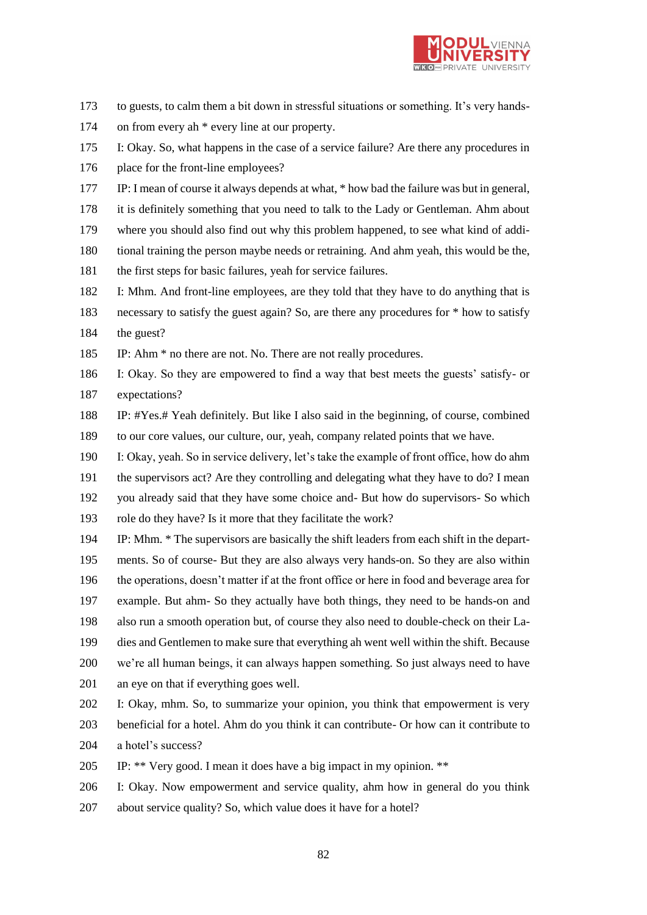173 to guests, to calm them a bit down in stressful situations or something. It's very hands-
174 on from every ah * every line at our property.
175 I: Okay. So, what happens in the case of a service failure? Are there any procedures in
176 place for the front-line employees?
177 IP: I mean of course it always depends at what, * how bad the failure was but in general,
178 it is definitely something that you need to talk to the Lady or Gentleman. Ahm about
179 where you should also find out why this problem happened, to see what kind of addi-
180 tional training the person maybe needs or retraining. And ahm yeah, this would be the,
181 the first steps for basic failures, yeah for service failures.
182 I: Mhm. And front-line employees, are they told that they have to do anything that is
183 necessary to satisfy the guest again? So, are there any procedures for * how to satisfy
184 the guest?
185 IP: Ahm * no there are not. No. There are not really procedures.
186 I: Okay. So they are empowered to find a way that best meets the guests' satisfy- or
187 expectations?
188 IP: #Yes.# Yeah definitely. But like I also said in the beginning, of course, combined
189 to our core values, our culture, our, yeah, company related points that we have.
190 I: Okay, yeah. So in service delivery, let's take the example of front office, how do ahm
191 the supervisors act? Are they controlling and delegating what they have to do? I mean
192 you already said that they have some choice and- But how do supervisors- So which
193 role do they have? Is it more that they facilitate the work?
194 IP: Mhm. * The supervisors are basically the shift leaders from each shift in the depart-
195 ments. So of course- But they are also always very hands-on. So they are also within
196 the operations, doesn't matter if at the front office or here in food and beverage area for
197 example. But ahm- So they actually have both things, they need to be hands-on and
198 also run a smooth operation but, of course they also need to double-check on their La-
199 dies and Gentlemen to make sure that everything ah went well within the shift. Because
200 we're all human beings, it can always happen something. So just always need to have
201 an eye on that if everything goes well.
202 I: Okay, mhm. So, to summarize your opinion, you think that empowerment is very
203 beneficial for a hotel. Ahm do you think it can contribute- Or how can it contribute to
204 a hotel's success?
205 IP: ** Very good. I mean it does have a big impact in my opinion. **
206 I: Okay. Now empowerment and service quality, ahm how in general do you think
207 about service quality? So, which value does it have for a hotel?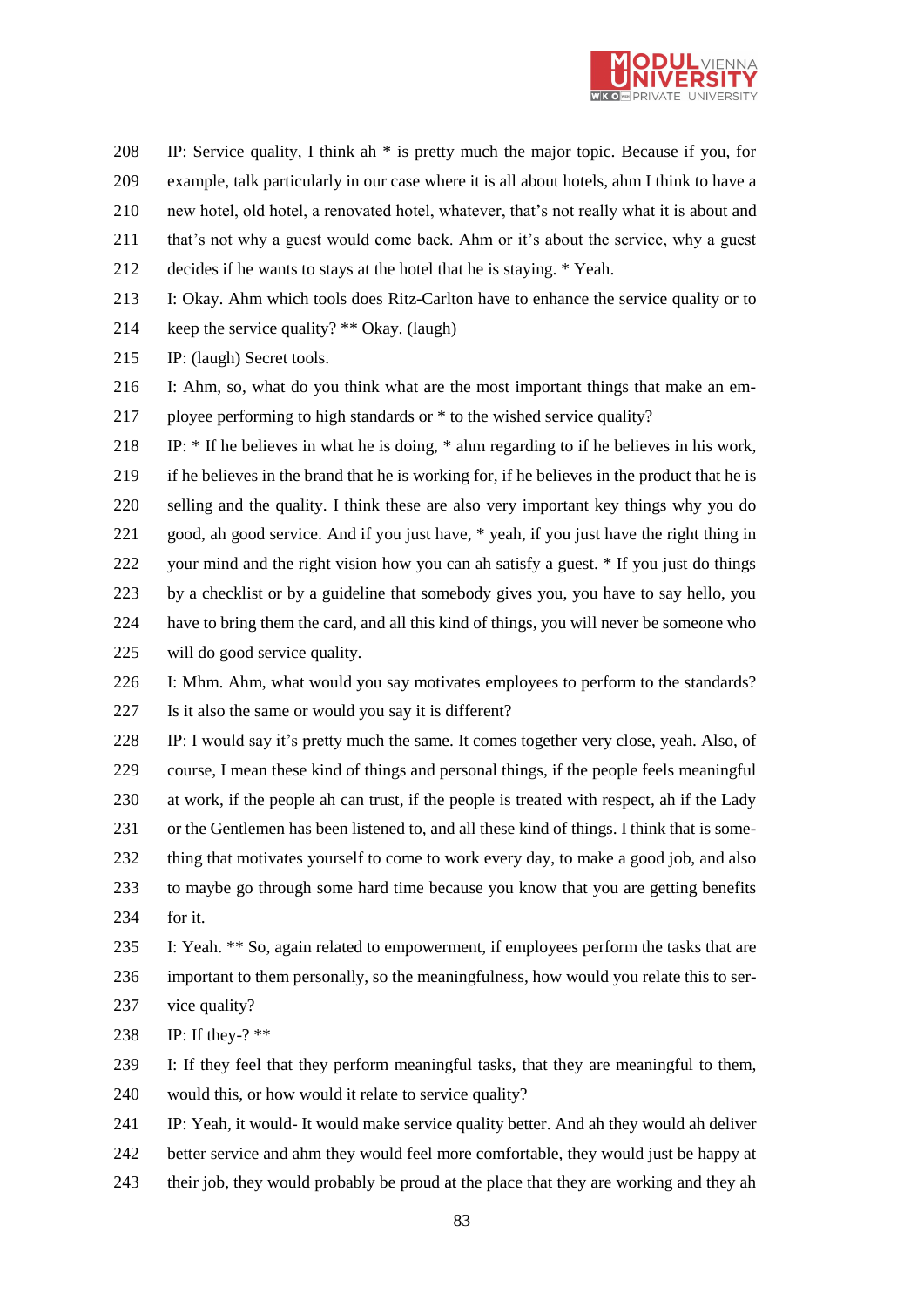IP: Service quality, I think ah * is pretty much the major topic. Because if you, for example, talk particularly in our case where it is all about hotels, ahm I think to have a new hotel, old hotel, a renovated hotel, whatever, that's not really what it is about and that's not why a guest would come back. Ahm or it's about the service, why a guest decides if he wants to stays at the hotel that he is staying. * Yeah.

I: Okay. Ahm which tools does Ritz-Carlton have to enhance the service quality or to keep the service quality? ** Okay. (laugh)

IP: (laugh) Secret tools.

I: Ahm, so, what do you think what are the most important things that make an employee performing to high standards or * to the wished service quality?

IP: * If he believes in what he is doing, * ahm regarding to if he believes in his work, if he believes in the brand that he is working for, if he believes in the product that he is selling and the quality. I think these are also very important key things why you do good, ah good service. And if you just have, * yeah, if you just have the right thing in your mind and the right vision how you can ah satisfy a guest. * If you just do things by a checklist or by a guideline that somebody gives you, you have to say hello, you have to bring them the card, and all this kind of things, you will never be someone who will do good service quality.

I: Mhm. Ahm, what would you say motivates employees to perform to the standards? Is it also the same or would you say it is different?

IP: I would say it's pretty much the same. It comes together very close, yeah. Also, of course, I mean these kind of things and personal things, if the people feels meaningful at work, if the people ah can trust, if the people is treated with respect, ah if the Lady or the Gentlemen has been listened to, and all these kind of things. I think that is something that motivates yourself to come to work every day, to make a good job, and also to maybe go through some hard time because you know that you are getting benefits for it.

I: Yeah. ** So, again related to empowerment, if employees perform the tasks that are important to them personally, so the meaningfulness, how would you relate this to service quality?

IP: If they-? **

I: If they feel that they perform meaningful tasks, that they are meaningful to them, would this, or how would it relate to service quality?

IP: Yeah, it would- It would make service quality better. And ah they would ah deliver better service and ahm they would feel more comfortable, they would just be happy at their job, they would probably be proud at the place that they are working and they ah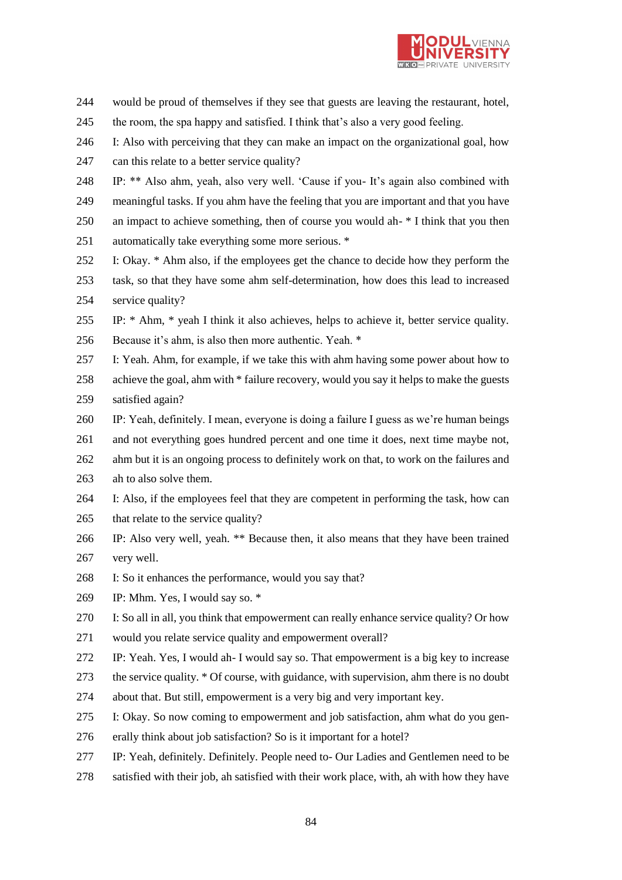244 would be proud of themselves if they see that guests are leaving the restaurant, hotel,
245 the room, the spa happy and satisfied. I think that's also a very good feeling.
246 I: Also with perceiving that they can make an impact on the organizational goal, how
247 can this relate to a better service quality?
248 IP: ** Also ahm, yeah, also very well. 'Cause if you- It's again also combined with
249 meaningful tasks. If you ahm have the feeling that you are important and that you have
250 an impact to achieve something, then of course you would ah- * I think that you then
251 automatically take everything some more serious. *
252 I: Okay. * Ahm also, if the employees get the chance to decide how they perform the
253 task, so that they have some ahm self-determination, how does this lead to increased
254 service quality?
255 IP: * Ahm, * yeah I think it also achieves, helps to achieve it, better service quality.
256 Because it's ahm, is also then more authentic. Yeah. *
257 I: Yeah. Ahm, for example, if we take this with ahm having some power about how to
258 achieve the goal, ahm with * failure recovery, would you say it helps to make the guests
259 satisfied again?
260 IP: Yeah, definitely. I mean, everyone is doing a failure I guess as we're human beings
261 and not everything goes hundred percent and one time it does, next time maybe not,
262 ahm but it is an ongoing process to definitely work on that, to work on the failures and
263 ah to also solve them.
264 I: Also, if the employees feel that they are competent in performing the task, how can
265 that relate to the service quality?
266 IP: Also very well, yeah. ** Because then, it also means that they have been trained
267 very well.
268 I: So it enhances the performance, would you say that?
269 IP: Mhm. Yes, I would say so. *
270 I: So all in all, you think that empowerment can really enhance service quality? Or how
271 would you relate service quality and empowerment overall?
272 IP: Yeah. Yes, I would ah- I would say so. That empowerment is a big key to increase
273 the service quality. * Of course, with guidance, with supervision, ahm there is no doubt
274 about that. But still, empowerment is a very big and very important key.
275 I: Okay. So now coming to empowerment and job satisfaction, ahm what do you gen-
276 erally think about job satisfaction? So is it important for a hotel?
277 IP: Yeah, definitely. Definitely. People need to- Our Ladies and Gentlemen need to be
278 satisfied with their job, ah satisfied with their work place, with, ah with how they have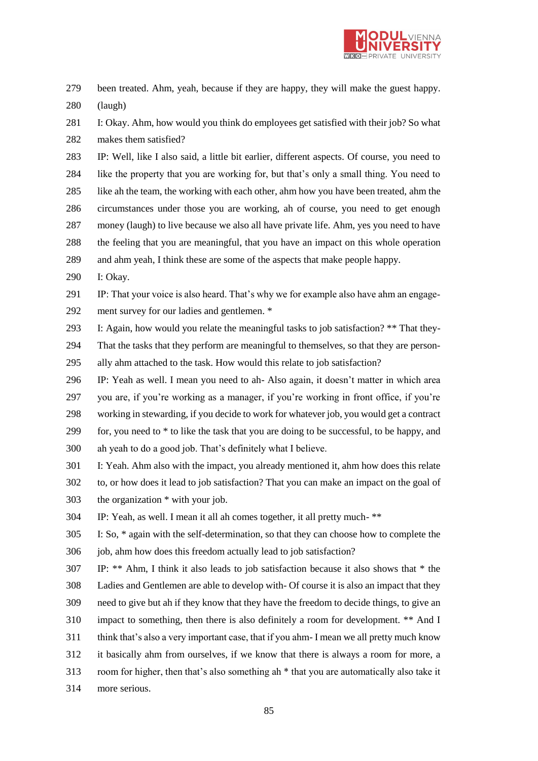279 been treated. Ahm, yeah, because if they are happy, they will make the guest happy.
280 (laugh)
281 I: Okay. Ahm, how would you think do employees get satisfied with their job? So what
282 makes them satisfied?
283 IP: Well, like I also said, a little bit earlier, different aspects. Of course, you need to
284 like the property that you are working for, but that's only a small thing. You need to
285 like ah the team, the working with each other, ahm how you have been treated, ahm the
286 circumstances under those you are working, ah of course, you need to get enough
287 money (laugh) to live because we also all have private life. Ahm, yes you need to have
288 the feeling that you are meaningful, that you have an impact on this whole operation
289 and ahm yeah, I think these are some of the aspects that make people happy.
290 I: Okay.
291 IP: That your voice is also heard. That's why we for example also have ahm an engage-
292 ment survey for our ladies and gentlemen. *
293 I: Again, how would you relate the meaningful tasks to job satisfaction? ** That they-
294 That the tasks that they perform are meaningful to themselves, so that they are person-
295 ally ahm attached to the task. How would this relate to job satisfaction?
296 IP: Yeah as well. I mean you need to ah- Also again, it doesn't matter in which area
297 you are, if you're working as a manager, if you're working in front office, if you're
298 working in stewarding, if you decide to work for whatever job, you would get a contract
299 for, you need to * to like the task that you are doing to be successful, to be happy, and
300 ah yeah to do a good job. That's definitely what I believe.
301 I: Yeah. Ahm also with the impact, you already mentioned it, ahm how does this relate
302 to, or how does it lead to job satisfaction? That you can make an impact on the goal of
303 the organization * with your job.
304 IP: Yeah, as well. I mean it all ah comes together, it all pretty much- **
305 I: So, * again with the self-determination, so that they can choose how to complete the
306 job, ahm how does this freedom actually lead to job satisfaction?
307 IP: ** Ahm, I think it also leads to job satisfaction because it also shows that * the
308 Ladies and Gentlemen are able to develop with- Of course it is also an impact that they
309 need to give but ah if they know that they have the freedom to decide things, to give an
310 impact to something, then there is also definitely a room for development. ** And I
311 think that's also a very important case, that if you ahm- I mean we all pretty much know
312 it basically ahm from ourselves, if we know that there is always a room for more, a
313 room for higher, then that's also something ah * that you are automatically also take it
314 more serious.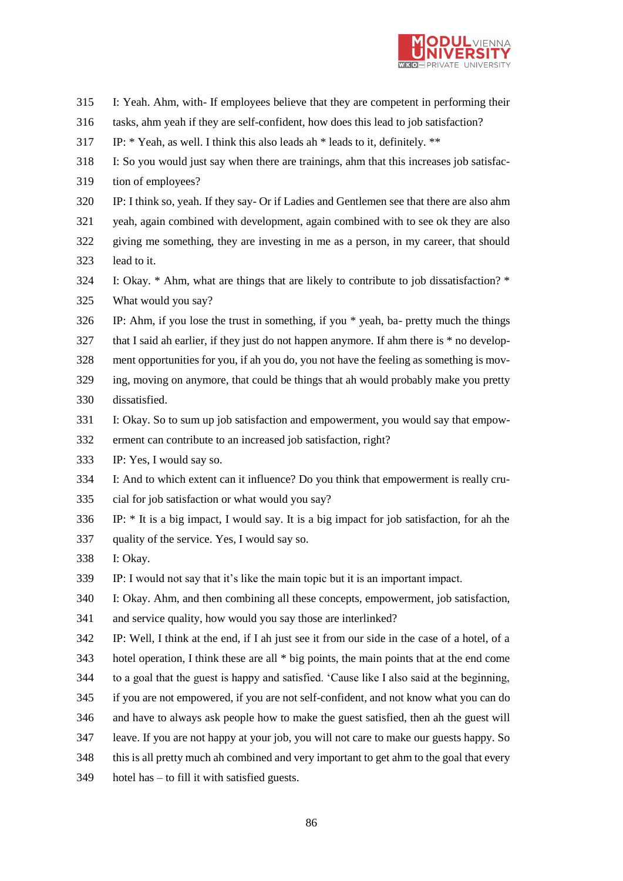I: Yeah. Ahm, with- If employees believe that they are competent in performing their tasks, ahm yeah if they are self-confident, how does this lead to job satisfaction?

IP: * Yeah, as well. I think this also leads ah * leads to it, definitely. **

I: So you would just say when there are trainings, ahm that this increases job satisfaction of employees?

IP: I think so, yeah. If they say- Or if Ladies and Gentlemen see that there are also ahm yeah, again combined with development, again combined with to see ok they are also giving me something, they are investing in me as a person, in my career, that should lead to it.

I: Okay. * Ahm, what are things that are likely to contribute to job dissatisfaction? * What would you say?

IP: Ahm, if you lose the trust in something, if you * yeah, ba- pretty much the things that I said ah earlier, if they just do not happen anymore. If ahm there is * no development opportunities for you, if ah you do, you not have the feeling as something is moving, moving on anymore, that could be things that ah would probably make you pretty dissatisfied.

I: Okay. So to sum up job satisfaction and empowerment, you would say that empowerment can contribute to an increased job satisfaction, right?

IP: Yes, I would say so.

I: And to which extent can it influence? Do you think that empowerment is really crucial for job satisfaction or what would you say?

IP: * It is a big impact, I would say. It is a big impact for job satisfaction, for ah the quality of the service. Yes, I would say so.

I: Okay.

IP: I would not say that it's like the main topic but it is an important impact.

I: Okay. Ahm, and then combining all these concepts, empowerment, job satisfaction, and service quality, how would you say those are interlinked?

IP: Well, I think at the end, if I ah just see it from our side in the case of a hotel, of a hotel operation, I think these are all * big points, the main points that at the end come to a goal that the guest is happy and satisfied. 'Cause like I also said at the beginning, if you are not empowered, if you are not self-confident, and not know what you can do and have to always ask people how to make the guest satisfied, then ah the guest will leave. If you are not happy at your job, you will not care to make our guests happy. So this is all pretty much ah combined and very important to get ahm to the goal that every hotel has – to fill it with satisfied guests.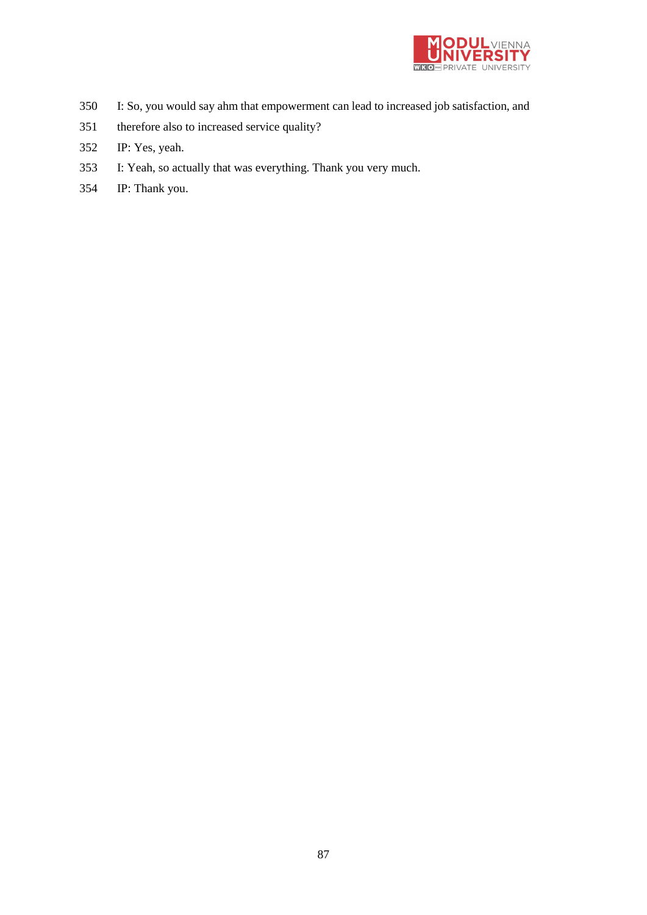350 I: So, you would say ahm that empowerment can lead to increased job satisfaction, and
351 therefore also to increased service quality?
352 IP: Yes, yeah.
353 I: Yeah, so actually that was everything. Thank you very much.
354 IP: Thank you.